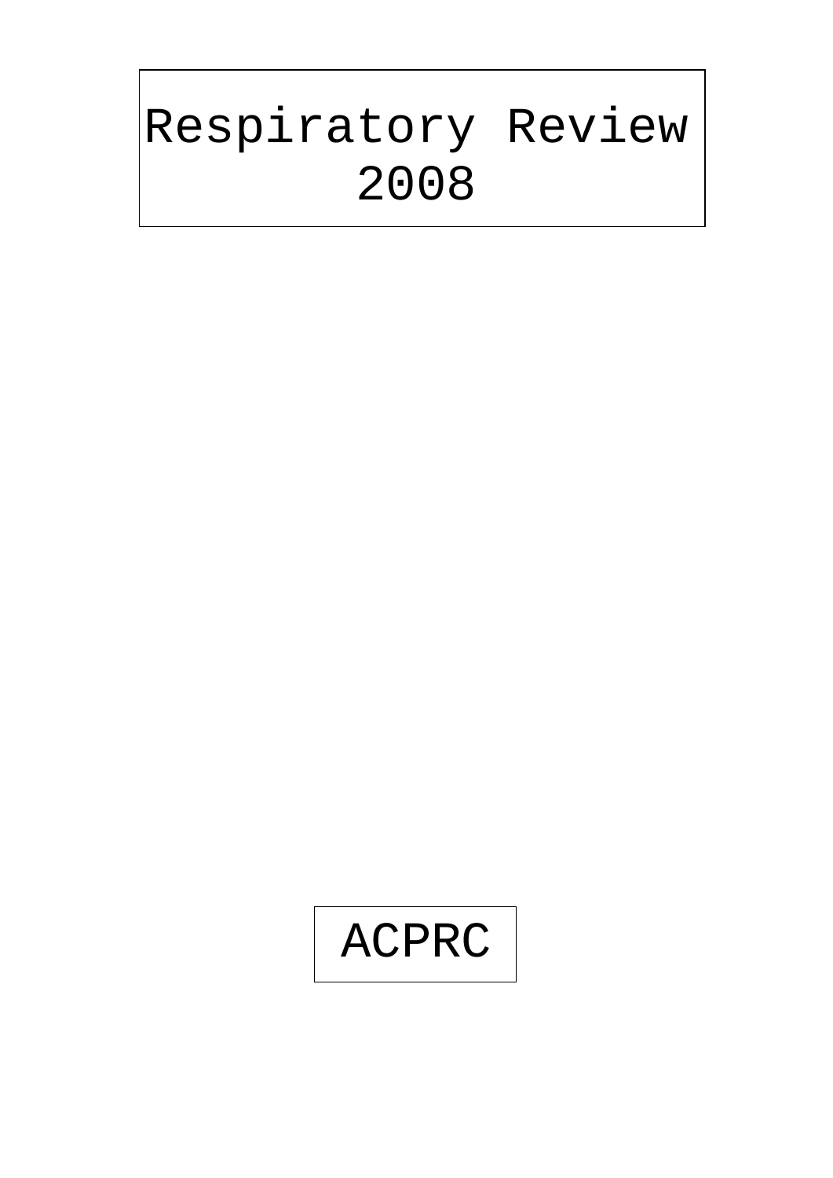# Respiratory Review 2008

ACPRC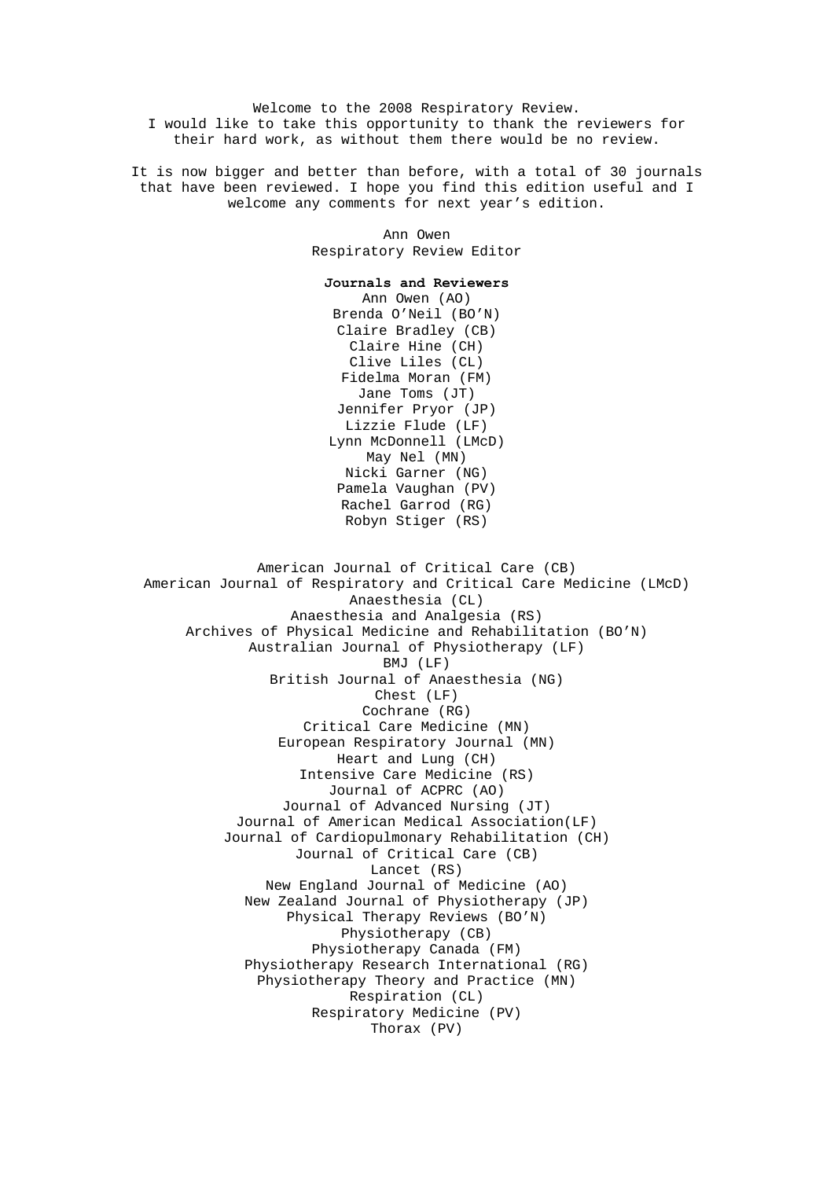Welcome to the 2008 Respiratory Review.
I would like to take this opportunity to thank the reviewers for their hard work, as without them there would be no review.

It is now bigger and better than before, with a total of 30 journals that have been reviewed. I hope you find this edition useful and I welcome any comments for next year's edition.

Ann Owen
Respiratory Review Editor

**Journals and Reviewers**

Ann Owen (AO)
Brenda O'Neil (BO'N)
Claire Bradley (CB)
Claire Hine (CH)
Clive Liles (CL)
Fidelma Moran (FM)
Jane Toms (JT)
Jennifer Pryor (JP)
Lizzie Flude (LF)
Lynn McDonnell (LMcD)
May Nel (MN)
Nicki Garner (NG)
Pamela Vaughan (PV)
Rachel Garrod (RG)
Robyn Stiger (RS)

American Journal of Critical Care (CB)
American Journal of Respiratory and Critical Care Medicine (LMcD)
Anaesthesia (CL)
Anaesthesia and Analgesia (RS)
Archives of Physical Medicine and Rehabilitation (BO'N)
Australian Journal of Physiotherapy (LF)
BMJ (LF)
British Journal of Anaesthesia (NG)
Chest (LF)
Cochrane (RG)
Critical Care Medicine (MN)
European Respiratory Journal (MN)
Heart and Lung (CH)
Intensive Care Medicine (RS)
Journal of ACPRC (AO)
Journal of Advanced Nursing (JT)
Journal of American Medical Association(LF)
Journal of Cardiopulmonary Rehabilitation (CH)
Journal of Critical Care (CB)
Lancet (RS)
New England Journal of Medicine (AO)
New Zealand Journal of Physiotherapy (JP)
Physical Therapy Reviews (BO'N)
Physiotherapy (CB)
Physiotherapy Canada (FM)
Physiotherapy Research International (RG)
Physiotherapy Theory and Practice (MN)
Respiration (CL)
Respiratory Medicine (PV)
Thorax (PV)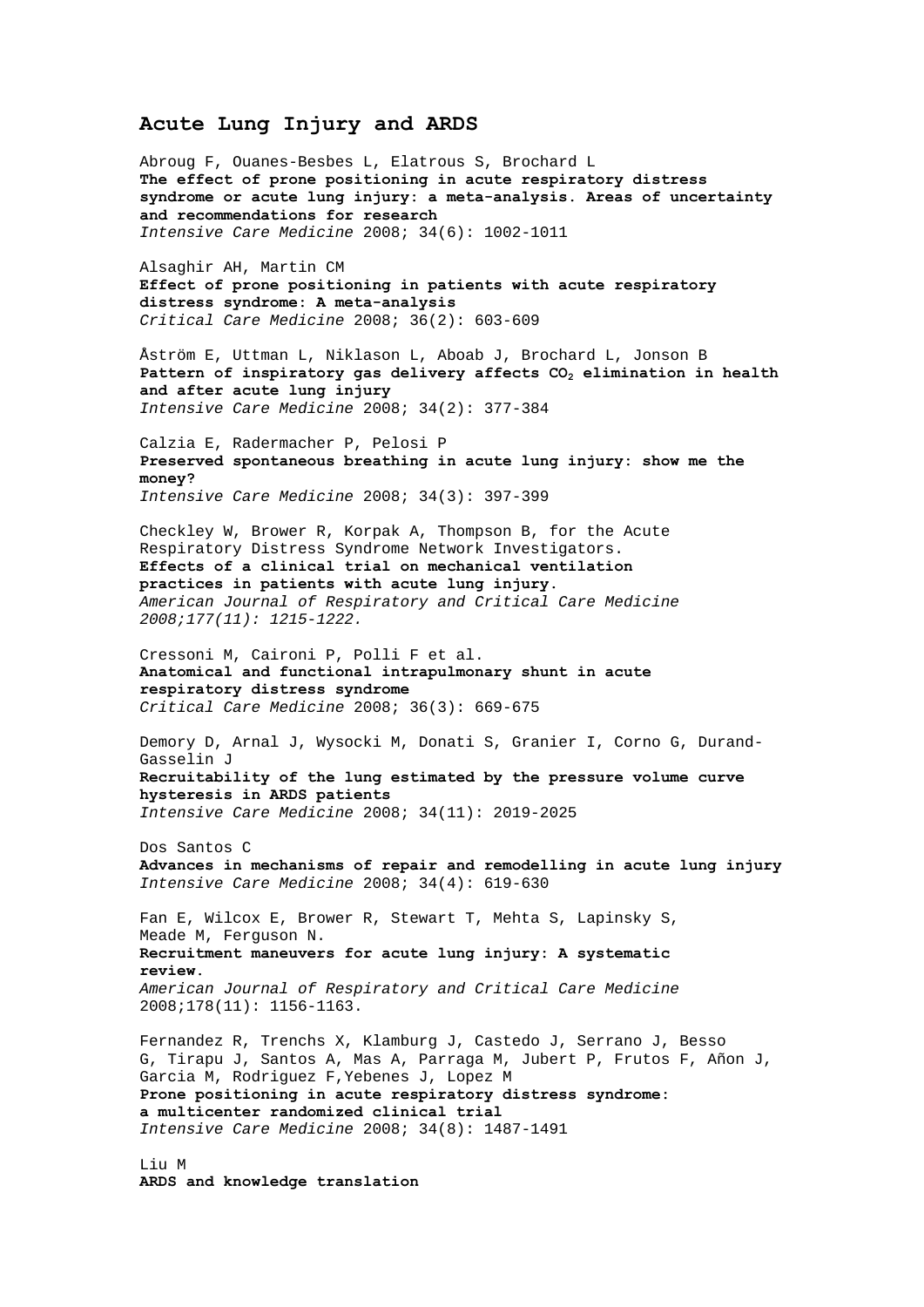## Acute Lung Injury and ARDS

Abroug F, Ouanes-Besbes L, Elatrous S, Brochard L
**The effect of prone positioning in acute respiratory distress syndrome or acute lung injury: a meta-analysis. Areas of uncertainty and recommendations for research**
*Intensive Care Medicine* 2008; 34(6): 1002-1011

Alsaghir AH, Martin CM
**Effect of prone positioning in patients with acute respiratory distress syndrome: A meta-analysis**
*Critical Care Medicine* 2008; 36(2): 603-609

Åström E, Uttman L, Niklason L, Aboab J, Brochard L, Jonson B
**Pattern of inspiratory gas delivery affects $CO_2$ elimination in health and after acute lung injury**
*Intensive Care Medicine* 2008; 34(2): 377-384

Calzia E, Radermacher P, Pelosi P
**Preserved spontaneous breathing in acute lung injury: show me the money?**
*Intensive Care Medicine* 2008; 34(3): 397-399

Checkley W, Brower R, Korpak A, Thompson B, for the Acute Respiratory Distress Syndrome Network Investigators.
**Effects of a clinical trial on mechanical ventilation practices in patients with acute lung injury.**
*American Journal of Respiratory and Critical Care Medicine 2008;177(11): 1215-1222.*

Cressoni M, Caironi P, Polli F et al.
**Anatomical and functional intrapulmonary shunt in acute respiratory distress syndrome**
*Critical Care Medicine* 2008; 36(3): 669-675

Demory D, Arnal J, Wysocki M, Donati S, Granier I, Corno G, Durand-Gasselin J
**Recruitability of the lung estimated by the pressure volume curve hysteresis in ARDS patients**
*Intensive Care Medicine* 2008; 34(11): 2019-2025

Dos Santos C
**Advances in mechanisms of repair and remodelling in acute lung injury**
*Intensive Care Medicine* 2008; 34(4): 619-630

Fan E, Wilcox E, Brower R, Stewart T, Mehta S, Lapinsky S, Meade M, Ferguson N.
**Recruitment maneuvers for acute lung injury: A systematic review.**
*American Journal of Respiratory and Critical Care Medicine* 2008;178(11): 1156-1163.

Fernandez R, Trenchs X, Klamburg J, Castedo J, Serrano J, Besso G, Tirapu J, Santos A, Mas A, Parraga M, Jubert P, Frutos F, Añon J, Garcia M, Rodriguez F,Yebenes J, Lopez M
**Prone positioning in acute respiratory distress syndrome: a multicenter randomized clinical trial**
*Intensive Care Medicine* 2008; 34(8): 1487-1491

Liu M
**ARDS and knowledge translation**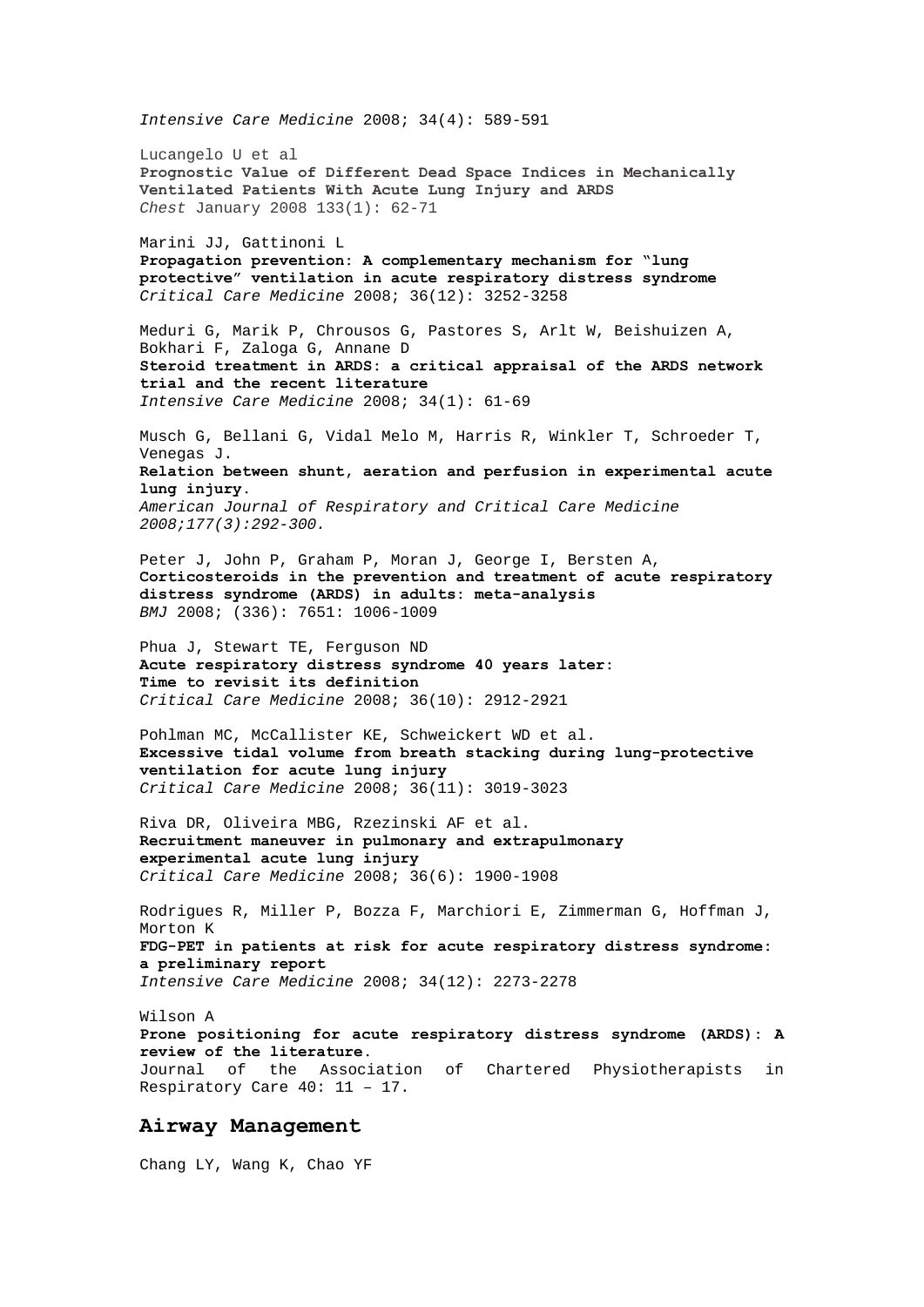*Intensive Care Medicine* 2008; 34(4): 589-591

Lucangelo U et al
**Prognostic Value of Different Dead Space Indices in Mechanically Ventilated Patients With Acute Lung Injury and ARDS**
*Chest* January 2008 133(1): 62-71

Marini JJ, Gattinoni L
**Propagation prevention: A complementary mechanism for "lung protective" ventilation in acute respiratory distress syndrome**
*Critical Care Medicine* 2008; 36(12): 3252-3258

Meduri G, Marik P, Chrousos G, Pastores S, Arlt W, Beishuizen A, Bokhari F, Zaloga G, Annane D
**Steroid treatment in ARDS: a critical appraisal of the ARDS network trial and the recent literature**
*Intensive Care Medicine* 2008; 34(1): 61-69

Musch G, Bellani G, Vidal Melo M, Harris R, Winkler T, Schroeder T, Venegas J.
**Relation between shunt, aeration and perfusion in experimental acute lung injury.**
*American Journal of Respiratory and Critical Care Medicine 2008;177(3):292-300.*

Peter J, John P, Graham P, Moran J, George I, Bersten A,
**Corticosteroids in the prevention and treatment of acute respiratory distress syndrome (ARDS) in adults: meta-analysis**
*BMJ* 2008; (336): 7651: 1006-1009

Phua J, Stewart TE, Ferguson ND
**Acute respiratory distress syndrome 40 years later: Time to revisit its definition**
*Critical Care Medicine* 2008; 36(10): 2912-2921

Pohlman MC, McCallister KE, Schweickert WD et al.
**Excessive tidal volume from breath stacking during lung-protective ventilation for acute lung injury**
*Critical Care Medicine* 2008; 36(11): 3019-3023

Riva DR, Oliveira MBG, Rzezinski AF et al.
**Recruitment maneuver in pulmonary and extrapulmonary experimental acute lung injury**
*Critical Care Medicine* 2008; 36(6): 1900-1908

Rodrigues R, Miller P, Bozza F, Marchiori E, Zimmerman G, Hoffman J, Morton K
**FDG-PET in patients at risk for acute respiratory distress syndrome: a preliminary report**
*Intensive Care Medicine* 2008; 34(12): 2273-2278

Wilson A
**Prone positioning for acute respiratory distress syndrome (ARDS): A review of the literature.**
Journal of the Association of Chartered Physiotherapists in Respiratory Care 40: 11 – 17.

## Airway Management

Chang LY, Wang K, Chao YF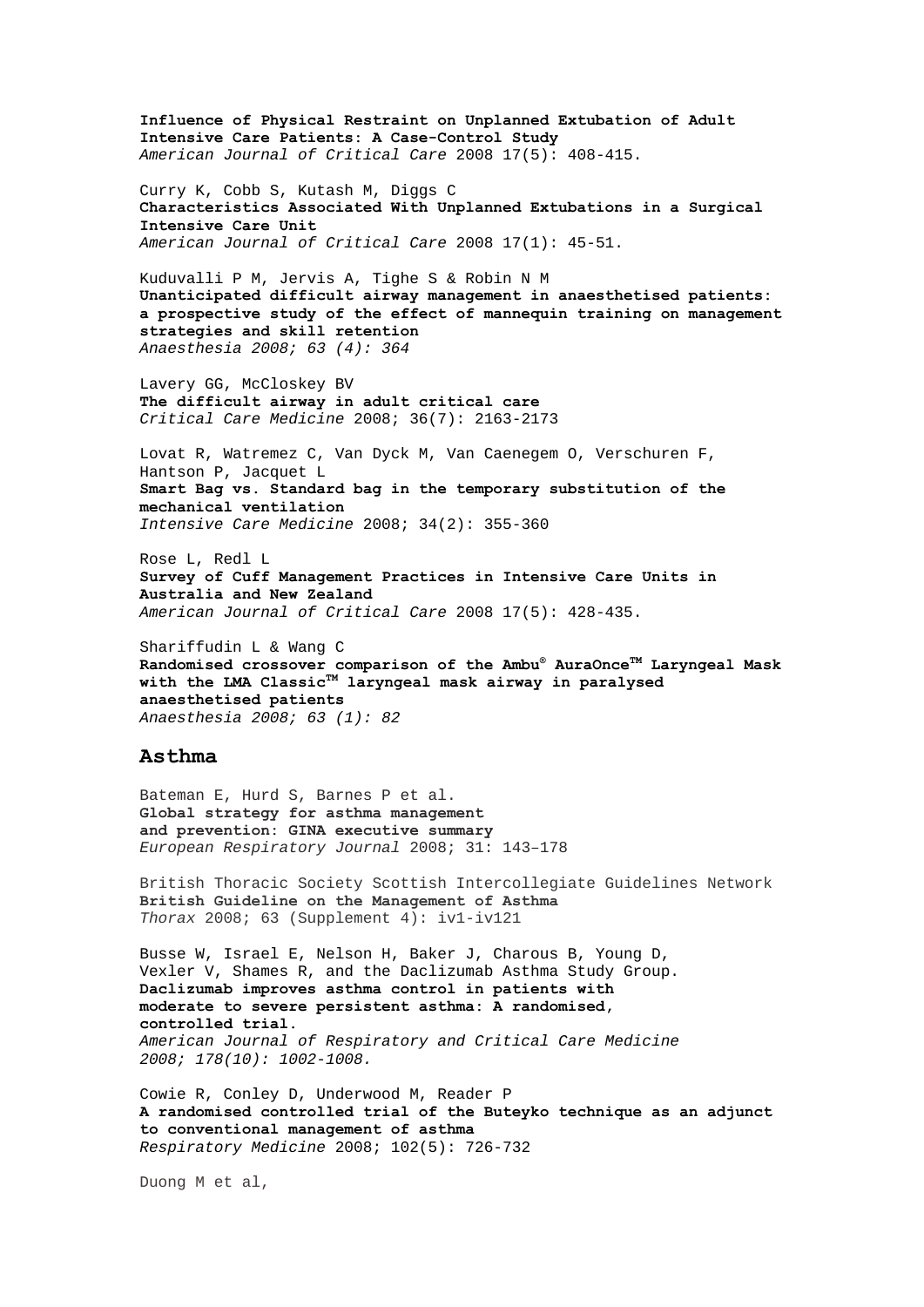**Influence of Physical Restraint on Unplanned Extubation of Adult Intensive Care Patients: A Case-Control Study**
*American Journal of Critical Care* 2008 17(5): 408-415.

Curry K, Cobb S, Kutash M, Diggs C
**Characteristics Associated With Unplanned Extubations in a Surgical Intensive Care Unit**
*American Journal of Critical Care* 2008 17(1): 45-51.

Kuduvalli P M, Jervis A, Tighe S & Robin N M
**Unanticipated difficult airway management in anaesthetised patients: a prospective study of the effect of mannequin training on management strategies and skill retention**
*Anaesthesia 2008; 63 (4): 364*

Lavery GG, McCloskey BV
**The difficult airway in adult critical care**
*Critical Care Medicine* 2008; 36(7): 2163-2173

Lovat R, Watremez C, Van Dyck M, Van Caenegem O, Verschuren F, Hantson P, Jacquet L
**Smart Bag vs. Standard bag in the temporary substitution of the mechanical ventilation**
*Intensive Care Medicine* 2008; 34(2): 355-360

Rose L, Redl L
**Survey of Cuff Management Practices in Intensive Care Units in Australia and New Zealand**
*American Journal of Critical Care* 2008 17(5): 428-435.

Shariffudin L & Wang C
**Randomised crossover comparison of the Ambu® AuraOnce™ Laryngeal Mask with the LMA Classic™ laryngeal mask airway in paralysed anaesthetised patients**
*Anaesthesia 2008; 63 (1): 82*

## Asthma

Bateman E, Hurd S, Barnes P et al.
**Global strategy for asthma management and prevention: GINA executive summary**
*European Respiratory Journal* 2008; 31: 143–178

British Thoracic Society Scottish Intercollegiate Guidelines Network
**British Guideline on the Management of Asthma**
*Thorax* 2008; 63 (Supplement 4): iv1-iv121

Busse W, Israel E, Nelson H, Baker J, Charous B, Young D, Vexler V, Shames R, and the Daclizumab Asthma Study Group.
**Daclizumab improves asthma control in patients with moderate to severe persistent asthma: A randomised, controlled trial.**
*American Journal of Respiratory and Critical Care Medicine 2008; 178(10): 1002-1008.*

Cowie R, Conley D, Underwood M, Reader P
**A randomised controlled trial of the Buteyko technique as an adjunct to conventional management of asthma**
*Respiratory Medicine* 2008; 102(5): 726-732

Duong M et al,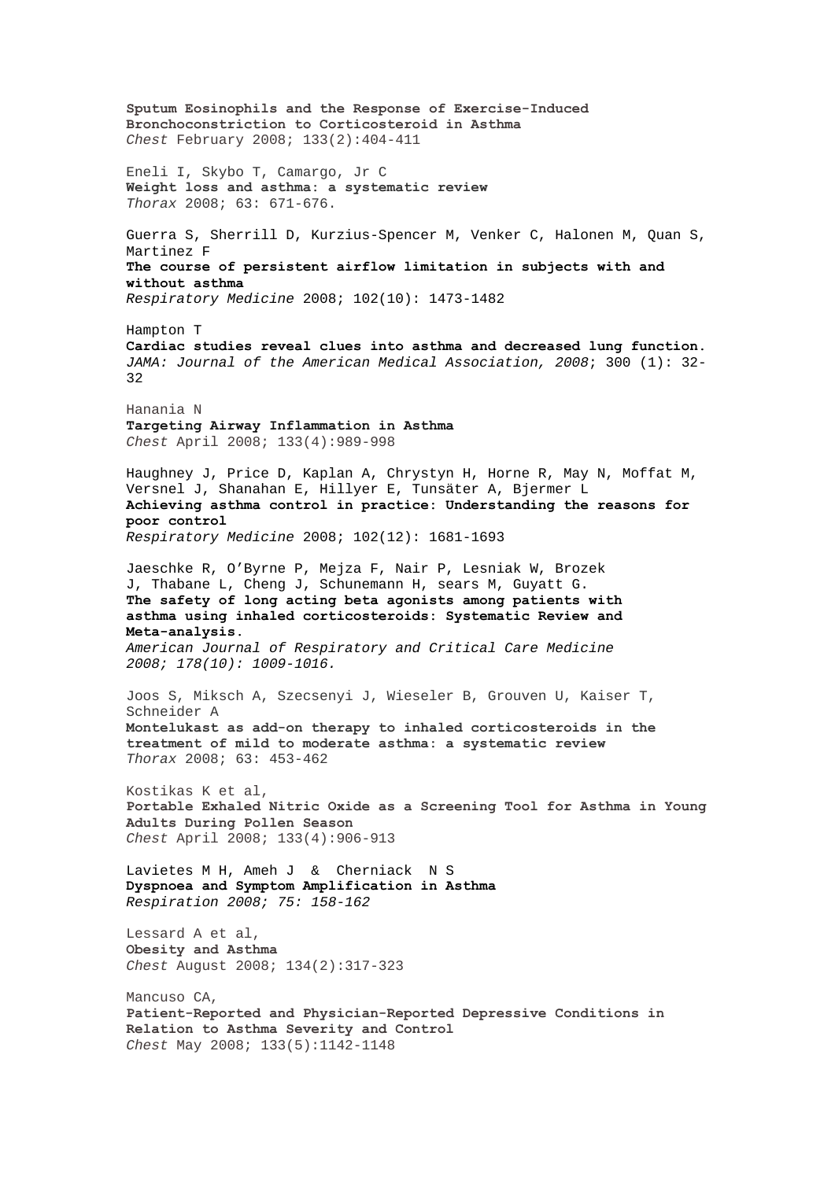**Sputum Eosinophils and the Response of Exercise-Induced Bronchoconstriction to Corticosteroid in Asthma**
*Chest* February 2008; 133(2):404-411

Eneli I, Skybo T, Camargo, Jr C
**Weight loss and asthma: a systematic review**
*Thorax* 2008; 63: 671-676.

Guerra S, Sherrill D, Kurzius-Spencer M, Venker C, Halonen M, Quan S, Martinez F
**The course of persistent airflow limitation in subjects with and without asthma**
*Respiratory Medicine* 2008; 102(10): 1473-1482

Hampton T
**Cardiac studies reveal clues into asthma and decreased lung function.**
*JAMA: Journal of the American Medical Association, 2008*; 300 (1): 32-32

Hanania N
**Targeting Airway Inflammation in Asthma**
*Chest* April 2008; 133(4):989-998

Haughney J, Price D, Kaplan A, Chrystyn H, Horne R, May N, Moffat M, Versnel J, Shanahan E, Hillyer E, Tunsäter A, Bjermer L
**Achieving asthma control in practice: Understanding the reasons for poor control**
*Respiratory Medicine* 2008; 102(12): 1681-1693

Jaeschke R, O'Byrne P, Mejza F, Nair P, Lesniak W, Brozek J, Thabane L, Cheng J, Schunemann H, sears M, Guyatt G.
**The safety of long acting beta agonists among patients with asthma using inhaled corticosteroids: Systematic Review and Meta-analysis.**
*American Journal of Respiratory and Critical Care Medicine 2008; 178(10): 1009-1016.*

Joos S, Miksch A, Szecsenyi J, Wieseler B, Grouven U, Kaiser T, Schneider A
**Montelukast as add-on therapy to inhaled corticosteroids in the treatment of mild to moderate asthma: a systematic review**
*Thorax* 2008; 63: 453-462

Kostikas K et al,
**Portable Exhaled Nitric Oxide as a Screening Tool for Asthma in Young Adults During Pollen Season**
*Chest* April 2008; 133(4):906-913

Lavietes M H, Ameh J & Cherniack N S
**Dyspnoea and Symptom Amplification in Asthma**
*Respiration 2008; 75: 158-162*

Lessard A et al,
**Obesity and Asthma**
*Chest* August 2008; 134(2):317-323

Mancuso CA,
**Patient-Reported and Physician-Reported Depressive Conditions in Relation to Asthma Severity and Control**
*Chest* May 2008; 133(5):1142-1148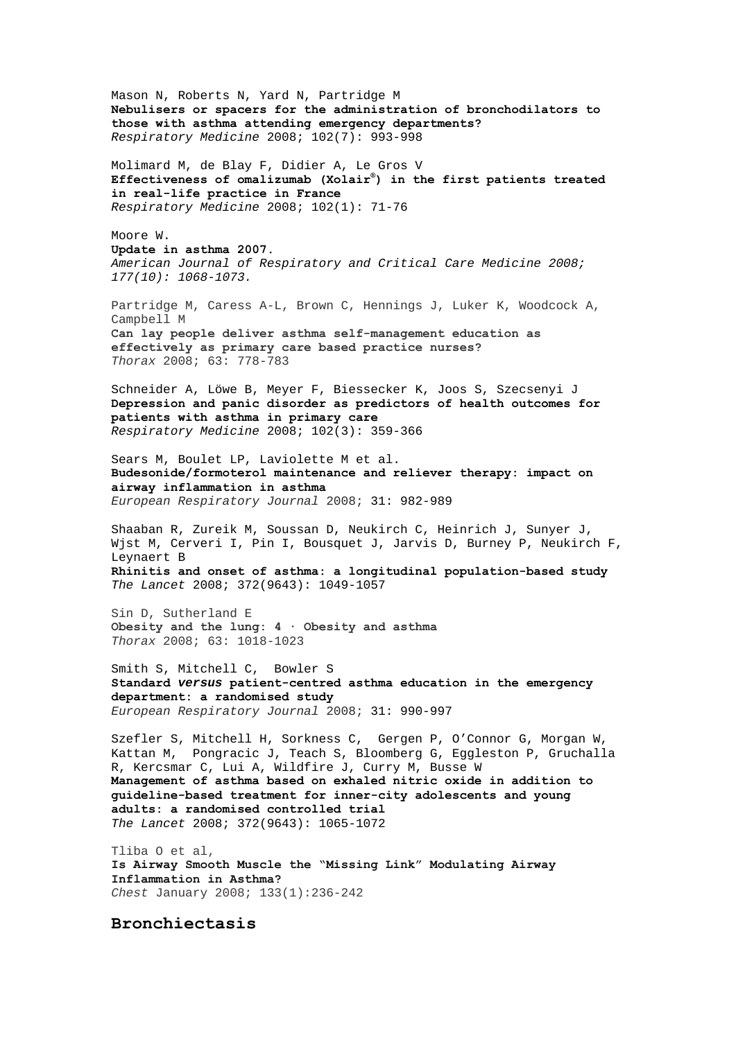Mason N, Roberts N, Yard N, Partridge M
**Nebulisers or spacers for the administration of bronchodilators to those with asthma attending emergency departments?**
*Respiratory Medicine* 2008; 102(7): 993-998

Molimard M, de Blay F, Didier A, Le Gros V
**Effectiveness of omalizumab (Xolair®) in the first patients treated in real-life practice in France**
*Respiratory Medicine* 2008; 102(1): 71-76

Moore W.
**Update in asthma 2007.**
*American Journal of Respiratory and Critical Care Medicine 2008; 177(10): 1068-1073.*

Partridge M, Caress A-L, Brown C, Hennings J, Luker K, Woodcock A, Campbell M
**Can lay people deliver asthma self-management education as effectively as primary care based practice nurses?**
*Thorax* 2008; 63: 778-783

Schneider A, Löwe B, Meyer F, Biessecker K, Joos S, Szecsenyi J
**Depression and panic disorder as predictors of health outcomes for patients with asthma in primary care**
*Respiratory Medicine* 2008; 102(3): 359-366

Sears M, Boulet LP, Laviolette M et al.
**Budesonide/formoterol maintenance and reliever therapy: impact on airway inflammation in asthma**
*European Respiratory Journal* 2008; 31: 982-989

Shaaban R, Zureik M, Soussan D, Neukirch C, Heinrich J, Sunyer J, Wjst M, Cerveri I, Pin I, Bousquet J, Jarvis D, Burney P, Neukirch F, Leynaert B
**Rhinitis and onset of asthma: a longitudinal population-based study**
*The Lancet* 2008; 372(9643): 1049-1057

Sin D, Sutherland E
**Obesity and the lung: 4 · Obesity and asthma**
*Thorax* 2008; 63: 1018-1023

Smith S, Mitchell C, Bowler S
**Standard *versus* patient-centred asthma education in the emergency department: a randomised study**
*European Respiratory Journal* 2008; 31: 990-997

Szefler S, Mitchell H, Sorkness C, Gergen P, O'Connor G, Morgan W, Kattan M, Pongracic J, Teach S, Bloomberg G, Eggleston P, Gruchalla R, Kercsmar C, Lui A, Wildfire J, Curry M, Busse W
**Management of asthma based on exhaled nitric oxide in addition to guideline-based treatment for inner-city adolescents and young adults: a randomised controlled trial**
*The Lancet* 2008; 372(9643): 1065-1072

Tliba O et al,
**Is Airway Smooth Muscle the "Missing Link" Modulating Airway Inflammation in Asthma?**
*Chest* January 2008; 133(1):236-242

## Bronchiectasis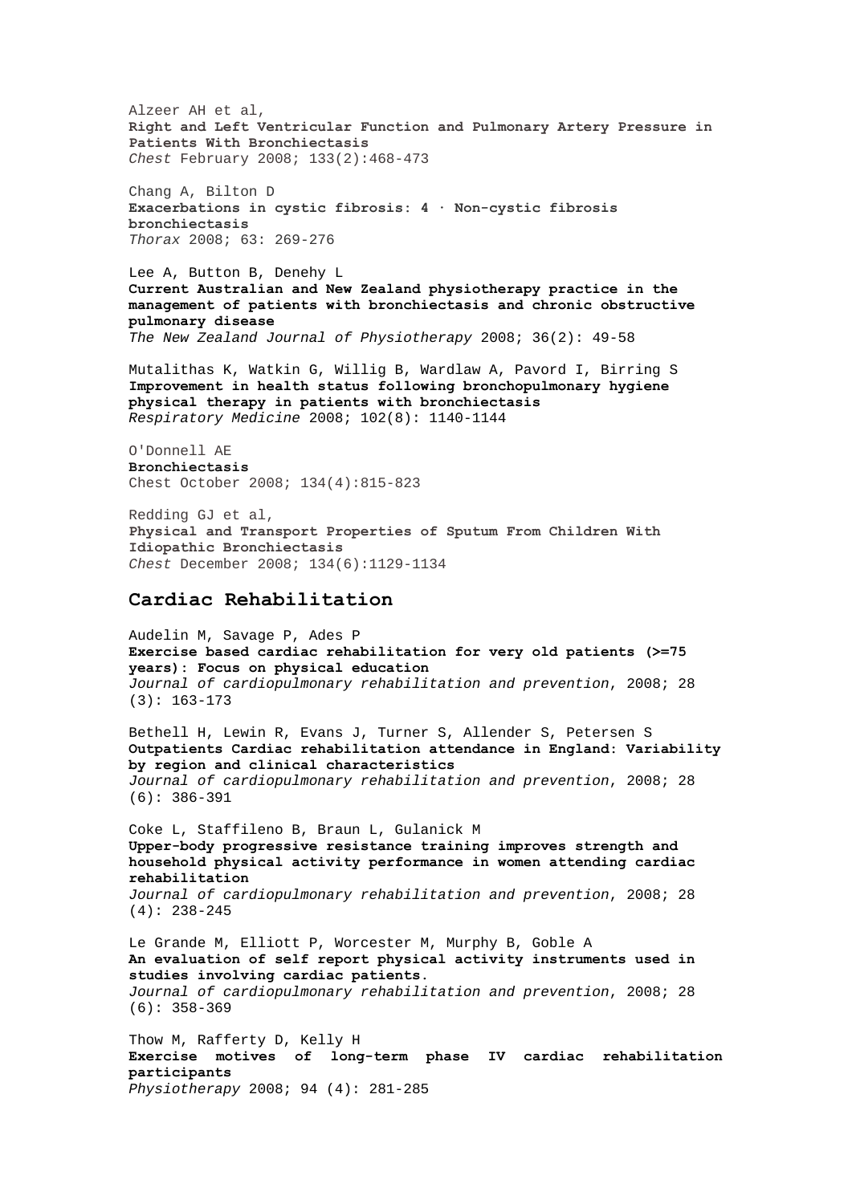Alzeer AH et al,
**Right and Left Ventricular Function and Pulmonary Artery Pressure in Patients With Bronchiectasis**
*Chest* February 2008; 133(2):468-473

Chang A, Bilton D
**Exacerbations in cystic fibrosis: 4 · Non-cystic fibrosis bronchiectasis**
*Thorax* 2008; 63: 269-276

Lee A, Button B, Denehy L
**Current Australian and New Zealand physiotherapy practice in the management of patients with bronchiectasis and chronic obstructive pulmonary disease**
*The New Zealand Journal of Physiotherapy* 2008; 36(2): 49-58

Mutalithas K, Watkin G, Willig B, Wardlaw A, Pavord I, Birring S
**Improvement in health status following bronchopulmonary hygiene physical therapy in patients with bronchiectasis**
*Respiratory Medicine* 2008; 102(8): 1140-1144

O'Donnell AE
**Bronchiectasis**
Chest October 2008; 134(4):815-823

Redding GJ et al,
**Physical and Transport Properties of Sputum From Children With Idiopathic Bronchiectasis**
*Chest* December 2008; 134(6):1129-1134

## Cardiac Rehabilitation

Audelin M, Savage P, Ades P
**Exercise based cardiac rehabilitation for very old patients (>=75 years): Focus on physical education**
*Journal of cardiopulmonary rehabilitation and prevention*, 2008; 28 (3): 163-173

Bethell H, Lewin R, Evans J, Turner S, Allender S, Petersen S
**Outpatients Cardiac rehabilitation attendance in England: Variability by region and clinical characteristics**
*Journal of cardiopulmonary rehabilitation and prevention*, 2008; 28 (6): 386-391

Coke L, Staffileno B, Braun L, Gulanick M
**Upper-body progressive resistance training improves strength and household physical activity performance in women attending cardiac rehabilitation**
*Journal of cardiopulmonary rehabilitation and prevention*, 2008; 28 (4): 238-245

Le Grande M, Elliott P, Worcester M, Murphy B, Goble A
**An evaluation of self report physical activity instruments used in studies involving cardiac patients.**
*Journal of cardiopulmonary rehabilitation and prevention*, 2008; 28 (6): 358-369

Thow M, Rafferty D, Kelly H
**Exercise motives of long-term phase IV cardiac rehabilitation participants**
*Physiotherapy* 2008; 94 (4): 281-285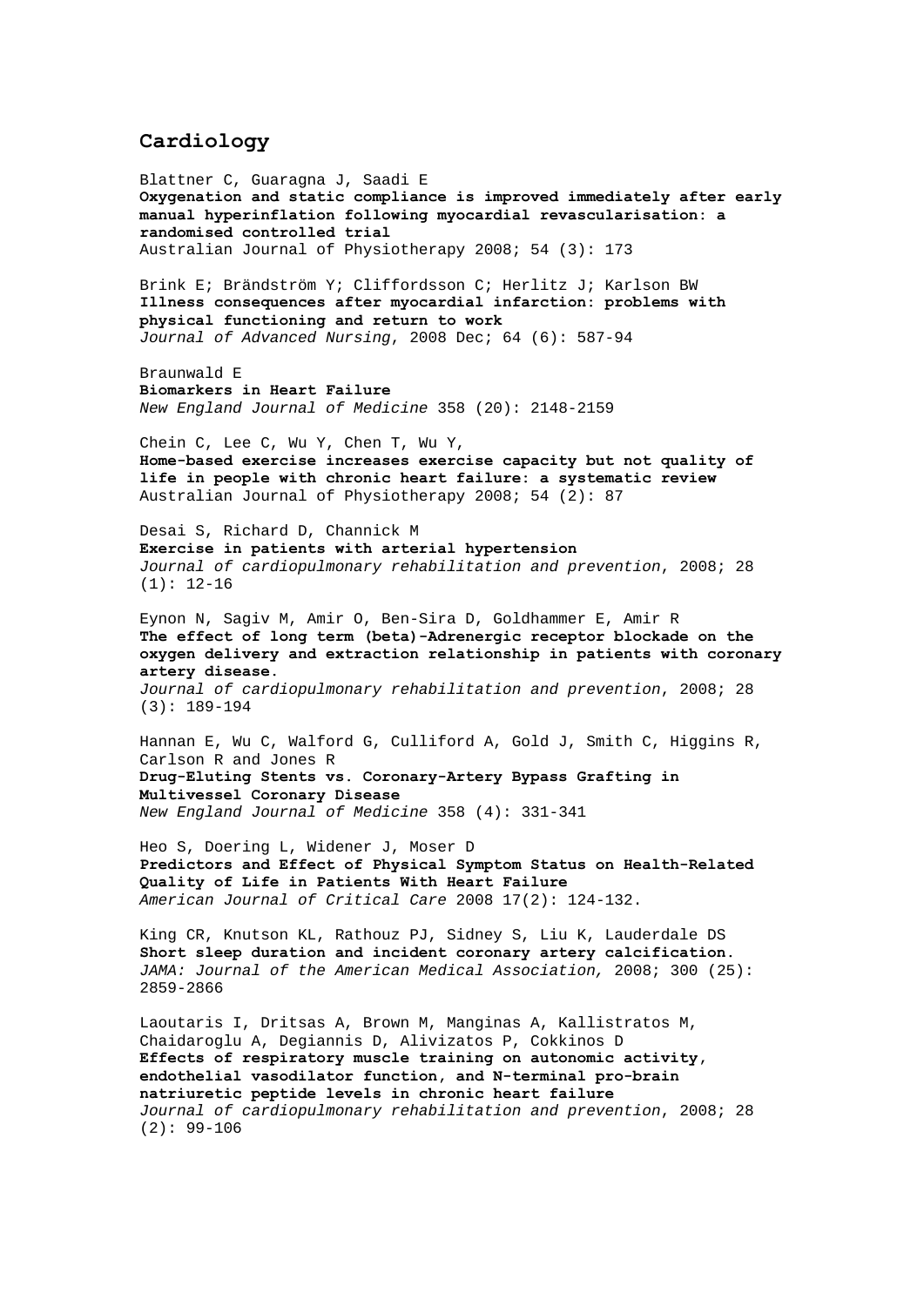## Cardiology

Blattner C, Guaragna J, Saadi E
**Oxygenation and static compliance is improved immediately after early manual hyperinflation following myocardial revascularisation: a randomised controlled trial**
Australian Journal of Physiotherapy 2008; 54 (3): 173

Brink E; Brändström Y; Cliffordsson C; Herlitz J; Karlson BW
**Illness consequences after myocardial infarction: problems with physical functioning and return to work**
*Journal of Advanced Nursing*, 2008 Dec; 64 (6): 587-94

Braunwald E
**Biomarkers in Heart Failure**
*New England Journal of Medicine* 358 (20): 2148-2159

Chein C, Lee C, Wu Y, Chen T, Wu Y,
**Home-based exercise increases exercise capacity but not quality of life in people with chronic heart failure: a systematic review**
Australian Journal of Physiotherapy 2008; 54 (2): 87

Desai S, Richard D, Channick M
**Exercise in patients with arterial hypertension**
*Journal of cardiopulmonary rehabilitation and prevention*, 2008; 28 (1): 12-16

Eynon N, Sagiv M, Amir O, Ben-Sira D, Goldhammer E, Amir R
**The effect of long term (beta)-Adrenergic receptor blockade on the oxygen delivery and extraction relationship in patients with coronary artery disease.**
*Journal of cardiopulmonary rehabilitation and prevention*, 2008; 28 (3): 189-194

Hannan E, Wu C, Walford G, Culliford A, Gold J, Smith C, Higgins R, Carlson R and Jones R
**Drug-Eluting Stents vs. Coronary-Artery Bypass Grafting in Multivessel Coronary Disease**
*New England Journal of Medicine* 358 (4): 331-341

Heo S, Doering L, Widener J, Moser D
**Predictors and Effect of Physical Symptom Status on Health-Related Quality of Life in Patients With Heart Failure**
*American Journal of Critical Care* 2008 17(2): 124-132.

King CR, Knutson KL, Rathouz PJ, Sidney S, Liu K, Lauderdale DS
**Short sleep duration and incident coronary artery calcification.**
*JAMA: Journal of the American Medical Association,* 2008; 300 (25): 2859-2866

Laoutaris I, Dritsas A, Brown M, Manginas A, Kallistratos M, Chaidaroglu A, Degiannis D, Alivizatos P, Cokkinos D
**Effects of respiratory muscle training on autonomic activity, endothelial vasodilator function, and N-terminal pro-brain natriuretic peptide levels in chronic heart failure**
*Journal of cardiopulmonary rehabilitation and prevention*, 2008; 28 (2): 99-106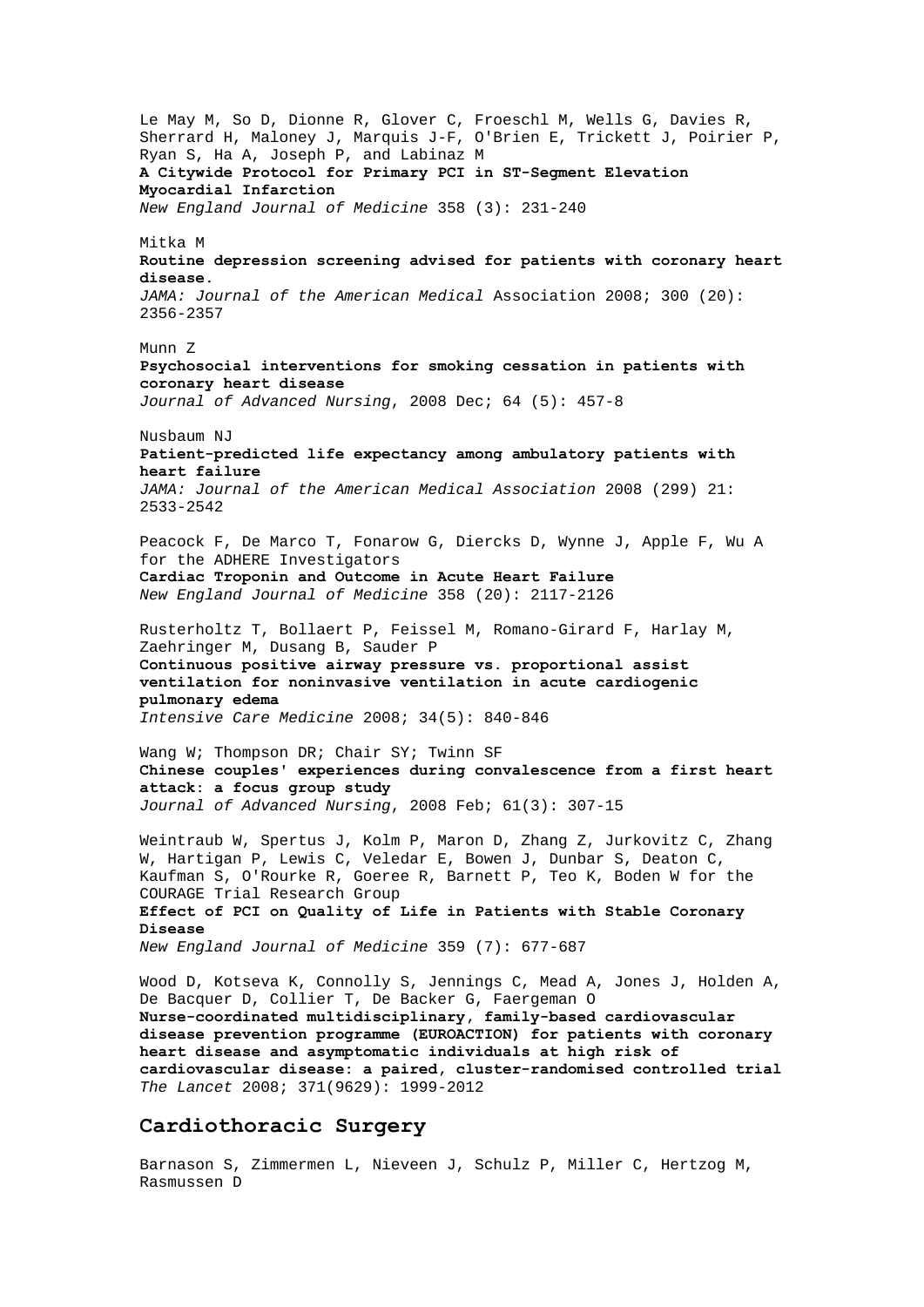Le May M, So D, Dionne R, Glover C, Froeschl M, Wells G, Davies R, Sherrard H, Maloney J, Marquis J-F, O'Brien E, Trickett J, Poirier P, Ryan S, Ha A, Joseph P, and Labinaz M
**A Citywide Protocol for Primary PCI in ST-Segment Elevation Myocardial Infarction**
*New England Journal of Medicine* 358 (3): 231-240

Mitka M
**Routine depression screening advised for patients with coronary heart disease.**
*JAMA: Journal of the American Medical* Association 2008; 300 (20): 2356-2357

Munn Z
**Psychosocial interventions for smoking cessation in patients with coronary heart disease**
*Journal of Advanced Nursing*, 2008 Dec; 64 (5): 457-8

Nusbaum NJ
**Patient-predicted life expectancy among ambulatory patients with heart failure**
*JAMA: Journal of the American Medical Association* 2008 (299) 21: 2533-2542

Peacock F, De Marco T, Fonarow G, Diercks D, Wynne J, Apple F, Wu A for the ADHERE Investigators
**Cardiac Troponin and Outcome in Acute Heart Failure**
*New England Journal of Medicine* 358 (20): 2117-2126

Rusterholtz T, Bollaert P, Feissel M, Romano-Girard F, Harlay M, Zaehringer M, Dusang B, Sauder P
**Continuous positive airway pressure vs. proportional assist ventilation for noninvasive ventilation in acute cardiogenic pulmonary edema**
*Intensive Care Medicine* 2008; 34(5): 840-846

Wang W; Thompson DR; Chair SY; Twinn SF
**Chinese couples' experiences during convalescence from a first heart attack: a focus group study**
*Journal of Advanced Nursing*, 2008 Feb; 61(3): 307-15

Weintraub W, Spertus J, Kolm P, Maron D, Zhang Z, Jurkovitz C, Zhang W, Hartigan P, Lewis C, Veledar E, Bowen J, Dunbar S, Deaton C, Kaufman S, O'Rourke R, Goeree R, Barnett P, Teo K, Boden W for the COURAGE Trial Research Group
**Effect of PCI on Quality of Life in Patients with Stable Coronary Disease**
*New England Journal of Medicine* 359 (7): 677-687

Wood D, Kotseva K, Connolly S, Jennings C, Mead A, Jones J, Holden A, De Bacquer D, Collier T, De Backer G, Faergeman O
**Nurse-coordinated multidisciplinary, family-based cardiovascular disease prevention programme (EUROACTION) for patients with coronary heart disease and asymptomatic individuals at high risk of cardiovascular disease: a paired, cluster-randomised controlled trial**
*The Lancet* 2008; 371(9629): 1999-2012

## Cardiothoracic Surgery

Barnason S, Zimmermen L, Nieveen J, Schulz P, Miller C, Hertzog M, Rasmussen D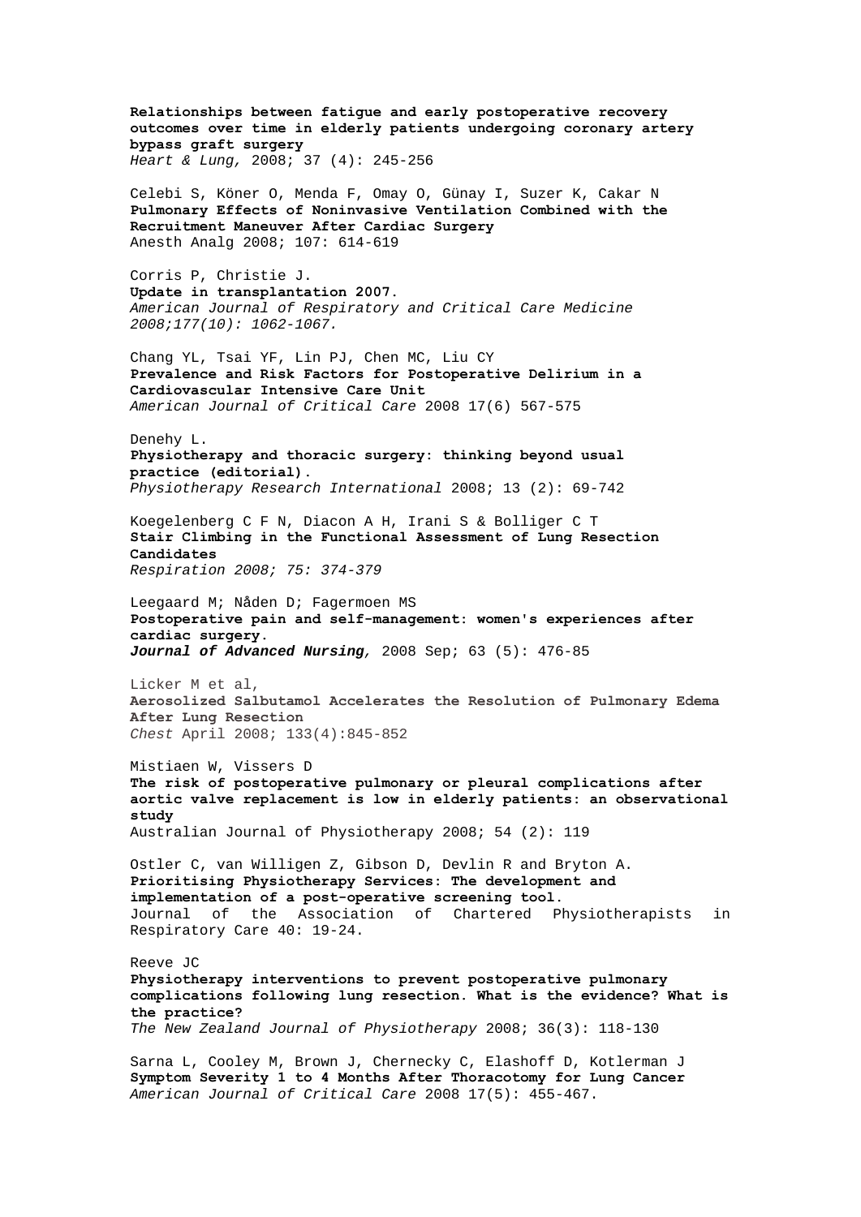**Relationships between fatigue and early postoperative recovery outcomes over time in elderly patients undergoing coronary artery bypass graft surgery**
*Heart & Lung,* 2008; 37 (4): 245-256

Celebi S, Köner O, Menda F, Omay O, Günay I, Suzer K, Cakar N
**Pulmonary Effects of Noninvasive Ventilation Combined with the Recruitment Maneuver After Cardiac Surgery**
Anesth Analg 2008; 107: 614-619

Corris P, Christie J.
**Update in transplantation 2007.**
*American Journal of Respiratory and Critical Care Medicine 2008;177(10): 1062-1067.*

Chang YL, Tsai YF, Lin PJ, Chen MC, Liu CY
**Prevalence and Risk Factors for Postoperative Delirium in a Cardiovascular Intensive Care Unit**
*American Journal of Critical Care* 2008 17(6) 567-575

Denehy L.
**Physiotherapy and thoracic surgery: thinking beyond usual practice (editorial).**
*Physiotherapy Research International* 2008; 13 (2): 69-742

Koegelenberg C F N, Diacon A H, Irani S & Bolliger C T
**Stair Climbing in the Functional Assessment of Lung Resection Candidates**
*Respiration 2008; 75: 374-379*

Leegaard M; Nåden D; Fagermoen MS
**Postoperative pain and self-management: women's experiences after cardiac surgery.**
***Journal of Advanced Nursing***, 2008 Sep; 63 (5): 476-85

Licker M et al,
**Aerosolized Salbutamol Accelerates the Resolution of Pulmonary Edema After Lung Resection**
*Chest* April 2008; 133(4):845-852

Mistiaen W, Vissers D
**The risk of postoperative pulmonary or pleural complications after aortic valve replacement is low in elderly patients: an observational study**
Australian Journal of Physiotherapy 2008; 54 (2): 119

Ostler C, van Willigen Z, Gibson D, Devlin R and Bryton A.
**Prioritising Physiotherapy Services: The development and implementation of a post-operative screening tool.**
Journal of the Association of Chartered Physiotherapists in Respiratory Care 40: 19-24.

Reeve JC
**Physiotherapy interventions to prevent postoperative pulmonary complications following lung resection. What is the evidence? What is the practice?**
*The New Zealand Journal of Physiotherapy* 2008; 36(3): 118-130

Sarna L, Cooley M, Brown J, Chernecky C, Elashoff D, Kotlerman J
**Symptom Severity 1 to 4 Months After Thoracotomy for Lung Cancer**
*American Journal of Critical Care* 2008 17(5): 455-467.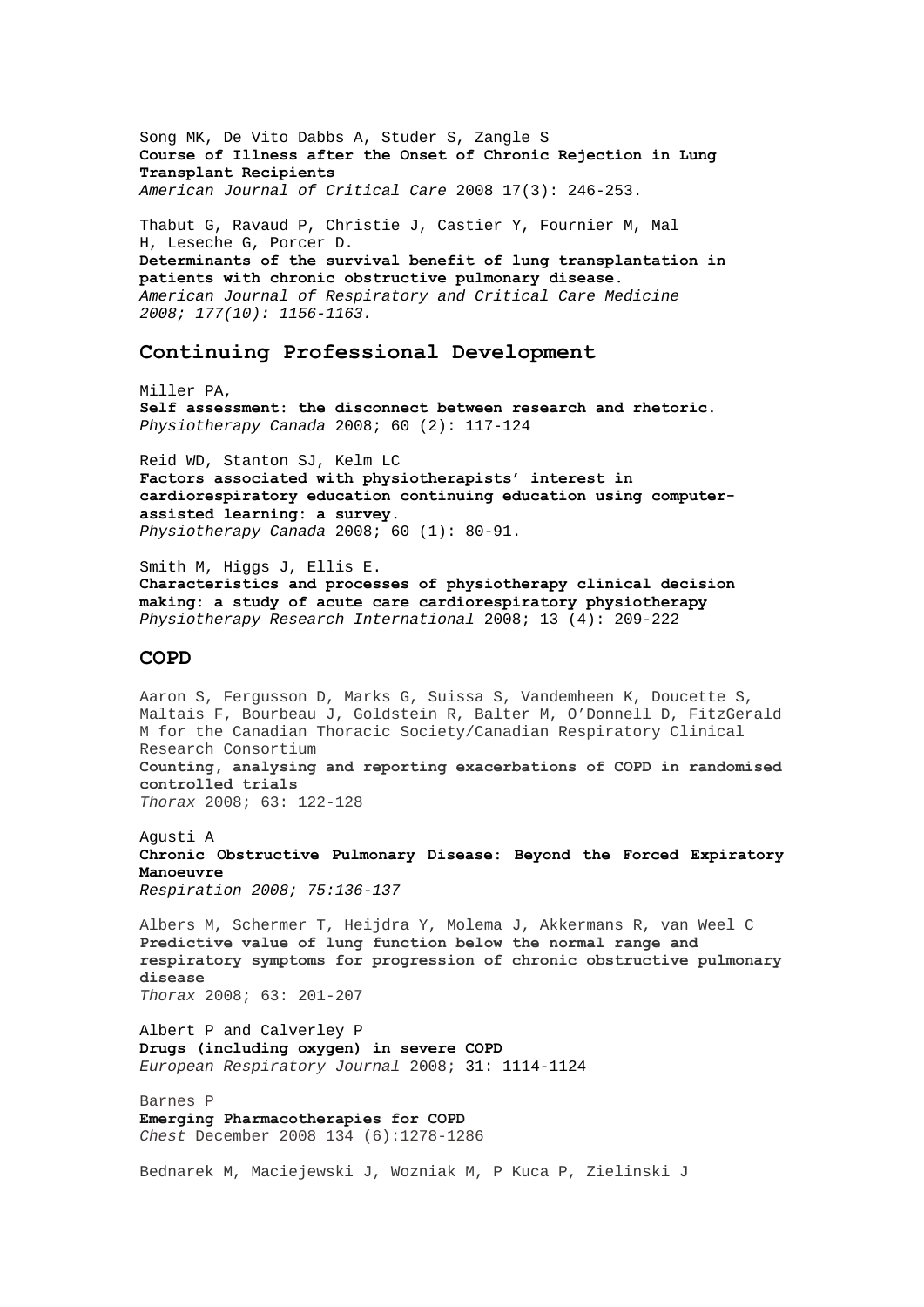Song MK, De Vito Dabbs A, Studer S, Zangle S
**Course of Illness after the Onset of Chronic Rejection in Lung Transplant Recipients**
*American Journal of Critical Care* 2008 17(3): 246-253.

Thabut G, Ravaud P, Christie J, Castier Y, Fournier M, Mal H, Leseche G, Porcer D.
**Determinants of the survival benefit of lung transplantation in patients with chronic obstructive pulmonary disease.**
*American Journal of Respiratory and Critical Care Medicine 2008; 177(10): 1156-1163.*

## Continuing Professional Development

Miller PA,
**Self assessment: the disconnect between research and rhetoric.**
*Physiotherapy Canada* 2008; 60 (2): 117-124

Reid WD, Stanton SJ, Kelm LC
**Factors associated with physiotherapists' interest in cardiorespiratory education continuing education using computer-assisted learning: a survey.**
*Physiotherapy Canada* 2008; 60 (1): 80-91.

Smith M, Higgs J, Ellis E.
**Characteristics and processes of physiotherapy clinical decision making: a study of acute care cardiorespiratory physiotherapy**
*Physiotherapy Research International* 2008; 13 (4): 209-222

## COPD

Aaron S, Fergusson D, Marks G, Suissa S, Vandemheen K, Doucette S, Maltais F, Bourbeau J, Goldstein R, Balter M, O'Donnell D, FitzGerald M for the Canadian Thoracic Society/Canadian Respiratory Clinical Research Consortium
**Counting, analysing and reporting exacerbations of COPD in randomised controlled trials**
*Thorax* 2008; 63: 122-128

Agusti A
**Chronic Obstructive Pulmonary Disease: Beyond the Forced Expiratory Manoeuvre**
*Respiration 2008; 75:136-137*

Albers M, Schermer T, Heijdra Y, Molema J, Akkermans R, van Weel C
**Predictive value of lung function below the normal range and respiratory symptoms for progression of chronic obstructive pulmonary disease**
*Thorax* 2008; 63: 201-207

Albert P and Calverley P
**Drugs (including oxygen) in severe COPD**
*European Respiratory Journal* 2008; 31: 1114-1124

Barnes P
**Emerging Pharmacotherapies for COPD**
*Chest* December 2008 134 (6):1278-1286

Bednarek M, Maciejewski J, Wozniak M, P Kuca P, Zielinski J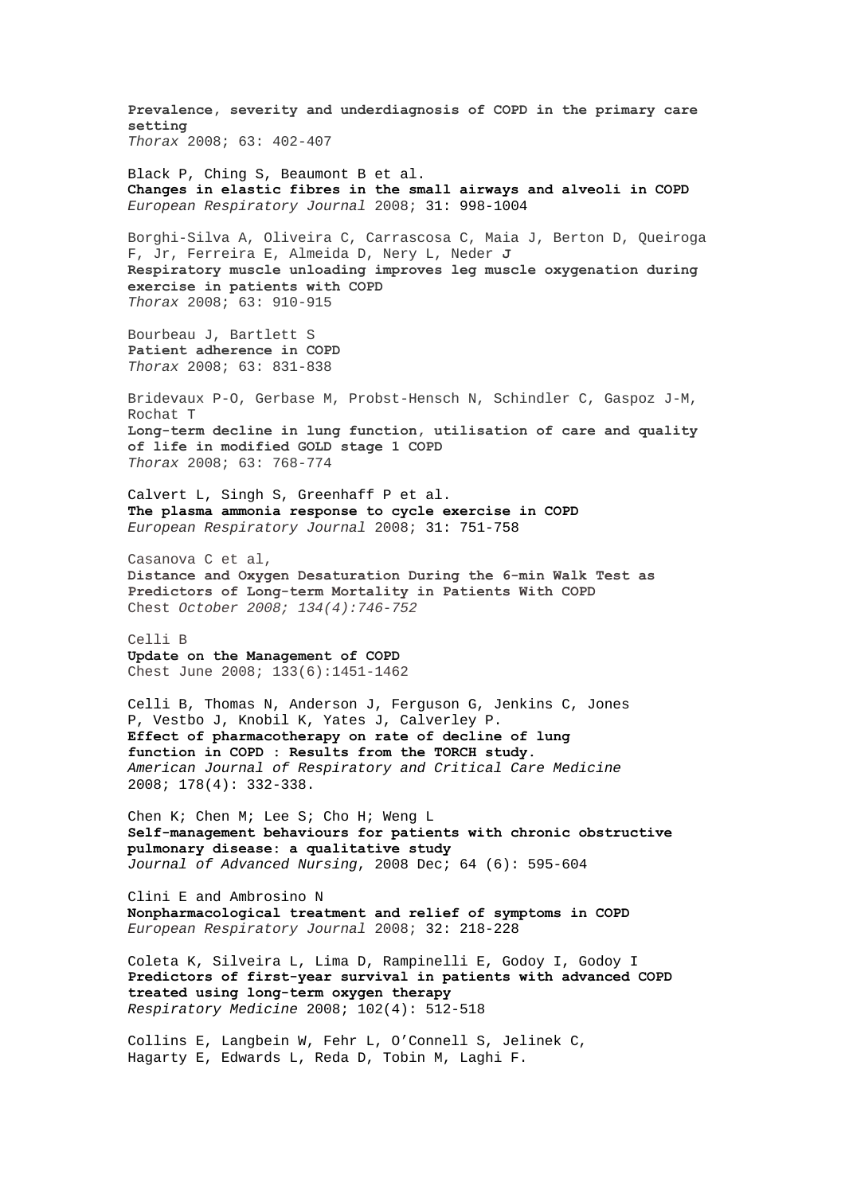**Prevalence, severity and underdiagnosis of COPD in the primary care setting**
*Thorax* 2008; 63: 402-407

Black P, Ching S, Beaumont B et al.
**Changes in elastic fibres in the small airways and alveoli in COPD**
*European Respiratory Journal* 2008; 31: 998-1004

Borghi-Silva A, Oliveira C, Carrascosa C, Maia J, Berton D, Queiroga F, Jr, Ferreira E, Almeida D, Nery L, Neder J
**Respiratory muscle unloading improves leg muscle oxygenation during exercise in patients with COPD**
*Thorax* 2008; 63: 910-915

Bourbeau J, Bartlett S
**Patient adherence in COPD**
*Thorax* 2008; 63: 831-838

Bridevaux P-O, Gerbase M, Probst-Hensch N, Schindler C, Gaspoz J-M, Rochat T
**Long-term decline in lung function, utilisation of care and quality of life in modified GOLD stage 1 COPD**
*Thorax* 2008; 63: 768-774

Calvert L, Singh S, Greenhaff P et al.
**The plasma ammonia response to cycle exercise in COPD**
*European Respiratory Journal* 2008; 31: 751-758

Casanova C et al,
**Distance and Oxygen Desaturation During the 6-min Walk Test as Predictors of Long-term Mortality in Patients With COPD**
Chest *October 2008; 134(4):746-752*

Celli B
**Update on the Management of COPD**
Chest June 2008; 133(6):1451-1462

Celli B, Thomas N, Anderson J, Ferguson G, Jenkins C, Jones P, Vestbo J, Knobil K, Yates J, Calverley P.
**Effect of pharmacotherapy on rate of decline of lung function in COPD : Results from the TORCH study.**
*American Journal of Respiratory and Critical Care Medicine* 2008; 178(4): 332-338.

Chen K; Chen M; Lee S; Cho H; Weng L
**Self-management behaviours for patients with chronic obstructive pulmonary disease: a qualitative study**
*Journal of Advanced Nursing*, 2008 Dec; 64 (6): 595-604

Clini E and Ambrosino N
**Nonpharmacological treatment and relief of symptoms in COPD**
*European Respiratory Journal* 2008; 32: 218-228

Coleta K, Silveira L, Lima D, Rampinelli E, Godoy I, Godoy I
**Predictors of first-year survival in patients with advanced COPD treated using long-term oxygen therapy**
*Respiratory Medicine* 2008; 102(4): 512-518

Collins E, Langbein W, Fehr L, O'Connell S, Jelinek C, Hagarty E, Edwards L, Reda D, Tobin M, Laghi F.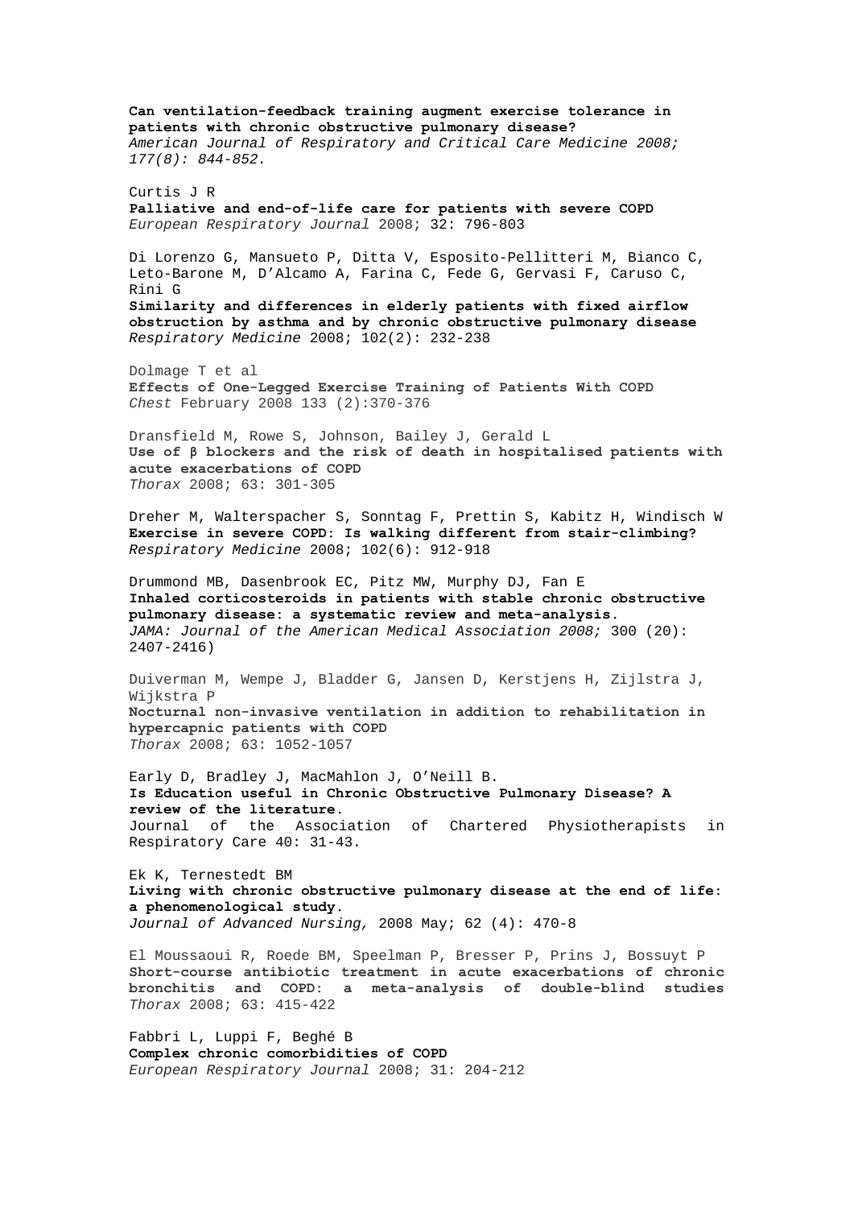**Can ventilation-feedback training augment exercise tolerance in patients with chronic obstructive pulmonary disease?**
*American Journal of Respiratory and Critical Care Medicine 2008; 177(8): 844-852.*

Curtis J R
**Palliative and end-of-life care for patients with severe COPD**
*European Respiratory Journal* 2008; 32: 796-803

Di Lorenzo G, Mansueto P, Ditta V, Esposito-Pellitteri M, Bianco C, Leto-Barone M, D'Alcamo A, Farina C, Fede G, Gervasi F, Caruso C, Rini G
**Similarity and differences in elderly patients with fixed airflow obstruction by asthma and by chronic obstructive pulmonary disease**
*Respiratory Medicine* 2008; 102(2): 232-238

Dolmage T et al
**Effects of One-Legged Exercise Training of Patients With COPD**
*Chest* February 2008 133 (2):370-376

Dransfield M, Rowe S, Johnson, Bailey J, Gerald L
**Use of β blockers and the risk of death in hospitalised patients with acute exacerbations of COPD**
*Thorax* 2008; 63: 301-305

Dreher M, Walterspacher S, Sonntag F, Prettin S, Kabitz H, Windisch W
**Exercise in severe COPD: Is walking different from stair-climbing?**
*Respiratory Medicine* 2008; 102(6): 912-918

Drummond MB, Dasenbrook EC, Pitz MW, Murphy DJ, Fan E
**Inhaled corticosteroids in patients with stable chronic obstructive pulmonary disease: a systematic review and meta-analysis.**
*JAMA: Journal of the American Medical Association 2008;* 300 (20): 2407-2416)

Duiverman M, Wempe J, Bladder G, Jansen D, Kerstjens H, Zijlstra J, Wijkstra P
**Nocturnal non-invasive ventilation in addition to rehabilitation in hypercapnic patients with COPD**
*Thorax* 2008; 63: 1052-1057

Early D, Bradley J, MacMahlon J, O'Neill B.
**Is Education useful in Chronic Obstructive Pulmonary Disease? A review of the literature.**
Journal of the Association of Chartered Physiotherapists in Respiratory Care 40: 31-43.

Ek K, Ternestedt BM
**Living with chronic obstructive pulmonary disease at the end of life: a phenomenological study.**
*Journal of Advanced Nursing,* 2008 May; 62 (4): 470-8

El Moussaoui R, Roede BM, Speelman P, Bresser P, Prins J, Bossuyt P
**Short-course antibiotic treatment in acute exacerbations of chronic bronchitis and COPD: a meta-analysis of double-blind studies**
*Thorax* 2008; 63: 415-422

Fabbri L, Luppi F, Beghé B
**Complex chronic comorbidities of COPD**
*European Respiratory Journal* 2008; 31: 204-212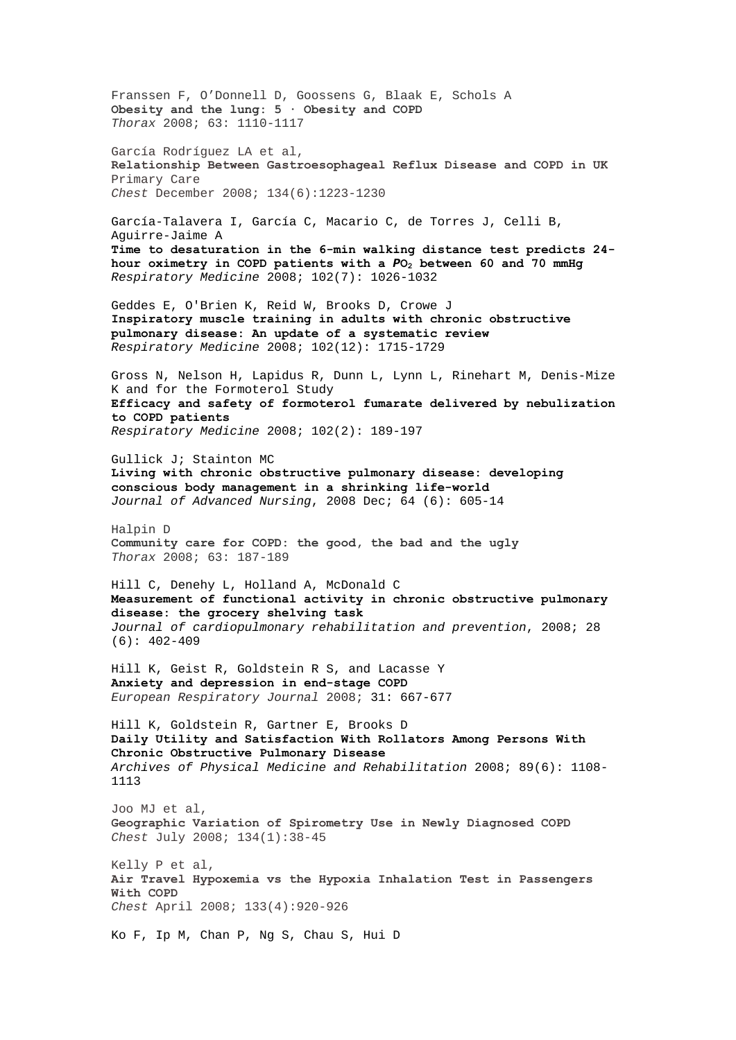Franssen F, O'Donnell D, Goossens G, Blaak E, Schols A
**Obesity and the lung: 5 · Obesity and COPD**
*Thorax* 2008; 63: 1110-1117

García Rodríguez LA et al,
**Relationship Between Gastroesophageal Reflux Disease and COPD in UK** Primary Care
*Chest* December 2008; 134(6):1223-1230

García-Talavera I, García C, Macario C, de Torres J, Celli B, Aguirre-Jaime A
**Time to desaturation in the 6-min walking distance test predicts 24-hour oximetry in COPD patients with a $PO_2$ between 60 and 70 mmHg**
*Respiratory Medicine* 2008; 102(7): 1026-1032

Geddes E, O'Brien K, Reid W, Brooks D, Crowe J
**Inspiratory muscle training in adults with chronic obstructive pulmonary disease: An update of a systematic review**
*Respiratory Medicine* 2008; 102(12): 1715-1729

Gross N, Nelson H, Lapidus R, Dunn L, Lynn L, Rinehart M, Denis-Mize K and for the Formoterol Study
**Efficacy and safety of formoterol fumarate delivered by nebulization to COPD patients**
*Respiratory Medicine* 2008; 102(2): 189-197

Gullick J; Stainton MC
**Living with chronic obstructive pulmonary disease: developing conscious body management in a shrinking life-world**
*Journal of Advanced Nursing*, 2008 Dec; 64 (6): 605-14

Halpin D
**Community care for COPD: the good, the bad and the ugly**
*Thorax* 2008; 63: 187-189

Hill C, Denehy L, Holland A, McDonald C
**Measurement of functional activity in chronic obstructive pulmonary disease: the grocery shelving task**
*Journal of cardiopulmonary rehabilitation and prevention*, 2008; 28 (6): 402-409

Hill K, Geist R, Goldstein R S, and Lacasse Y
**Anxiety and depression in end-stage COPD**
*European Respiratory Journal* 2008; 31: 667-677

Hill K, Goldstein R, Gartner E, Brooks D
**Daily Utility and Satisfaction With Rollators Among Persons With Chronic Obstructive Pulmonary Disease**
*Archives of Physical Medicine and Rehabilitation* 2008; 89(6): 1108-1113

Joo MJ et al,
**Geographic Variation of Spirometry Use in Newly Diagnosed COPD**
*Chest* July 2008; 134(1):38-45

Kelly P et al,
**Air Travel Hypoxemia vs the Hypoxia Inhalation Test in Passengers With COPD**
*Chest* April 2008; 133(4):920-926

Ko F, Ip M, Chan P, Ng S, Chau S, Hui D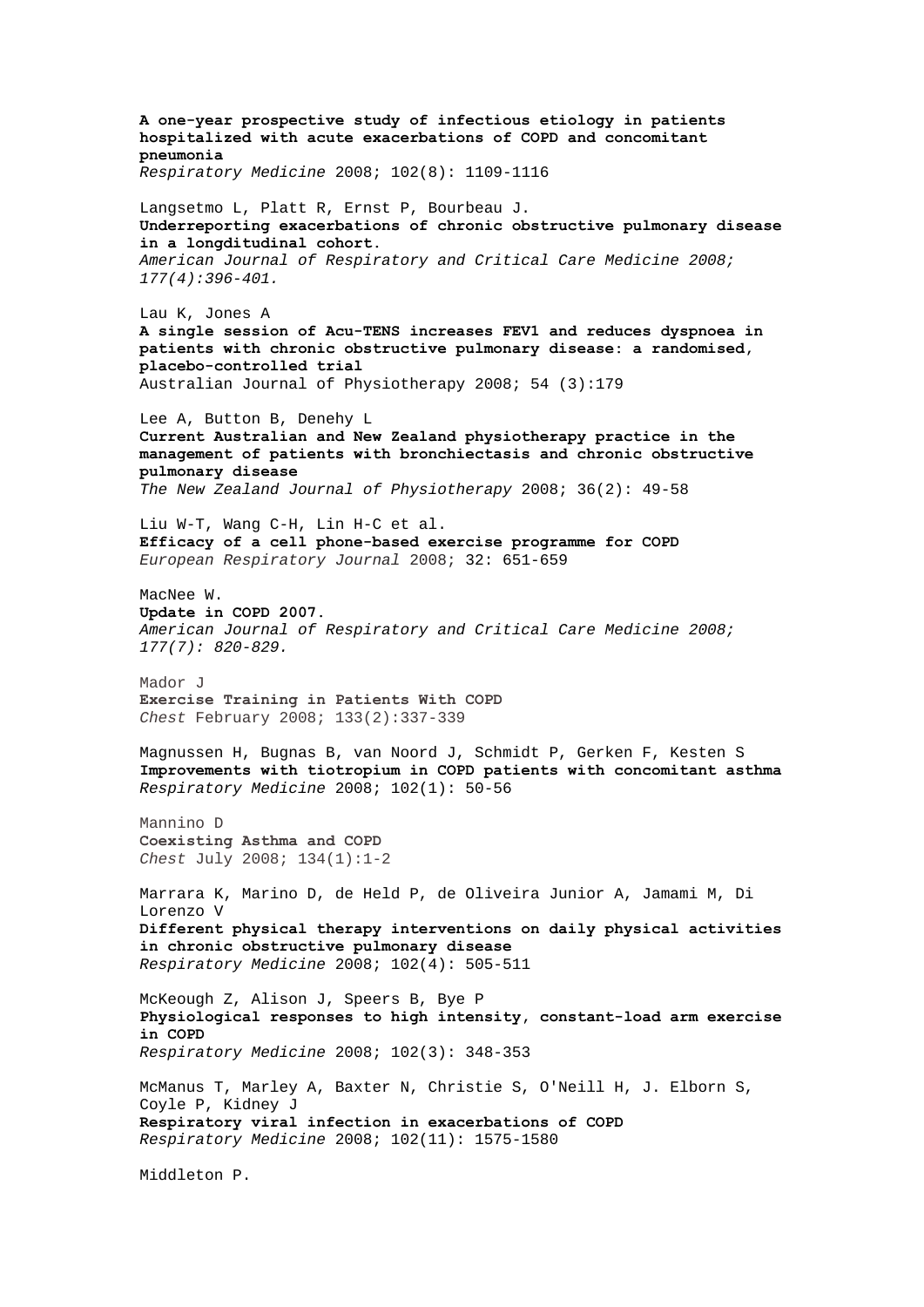**A one-year prospective study of infectious etiology in patients hospitalized with acute exacerbations of COPD and concomitant pneumonia**
*Respiratory Medicine* 2008; 102(8): 1109-1116

Langsetmo L, Platt R, Ernst P, Bourbeau J.
**Underreporting exacerbations of chronic obstructive pulmonary disease in a longditudinal cohort.**
*American Journal of Respiratory and Critical Care Medicine 2008; 177(4):396-401.*

Lau K, Jones A
**A single session of Acu-TENS increases FEV1 and reduces dyspnoea in patients with chronic obstructive pulmonary disease: a randomised, placebo-controlled trial**
Australian Journal of Physiotherapy 2008; 54 (3):179

Lee A, Button B, Denehy L
**Current Australian and New Zealand physiotherapy practice in the management of patients with bronchiectasis and chronic obstructive pulmonary disease**
*The New Zealand Journal of Physiotherapy* 2008; 36(2): 49-58

Liu W-T, Wang C-H, Lin H-C et al.
**Efficacy of a cell phone-based exercise programme for COPD**
*European Respiratory Journal* 2008; 32: 651-659

MacNee W.
**Update in COPD 2007.**
*American Journal of Respiratory and Critical Care Medicine 2008; 177(7): 820-829.*

Mador J
**Exercise Training in Patients With COPD**
*Chest* February 2008; 133(2):337-339

Magnussen H, Bugnas B, van Noord J, Schmidt P, Gerken F, Kesten S
**Improvements with tiotropium in COPD patients with concomitant asthma**
*Respiratory Medicine* 2008; 102(1): 50-56

Mannino D
**Coexisting Asthma and COPD**
*Chest* July 2008; 134(1):1-2

Marrara K, Marino D, de Held P, de Oliveira Junior A, Jamami M, Di Lorenzo V
**Different physical therapy interventions on daily physical activities in chronic obstructive pulmonary disease**
*Respiratory Medicine* 2008; 102(4): 505-511

McKeough Z, Alison J, Speers B, Bye P
**Physiological responses to high intensity, constant-load arm exercise in COPD**
*Respiratory Medicine* 2008; 102(3): 348-353

McManus T, Marley A, Baxter N, Christie S, O'Neill H, J. Elborn S, Coyle P, Kidney J
**Respiratory viral infection in exacerbations of COPD**
*Respiratory Medicine* 2008; 102(11): 1575-1580

Middleton P.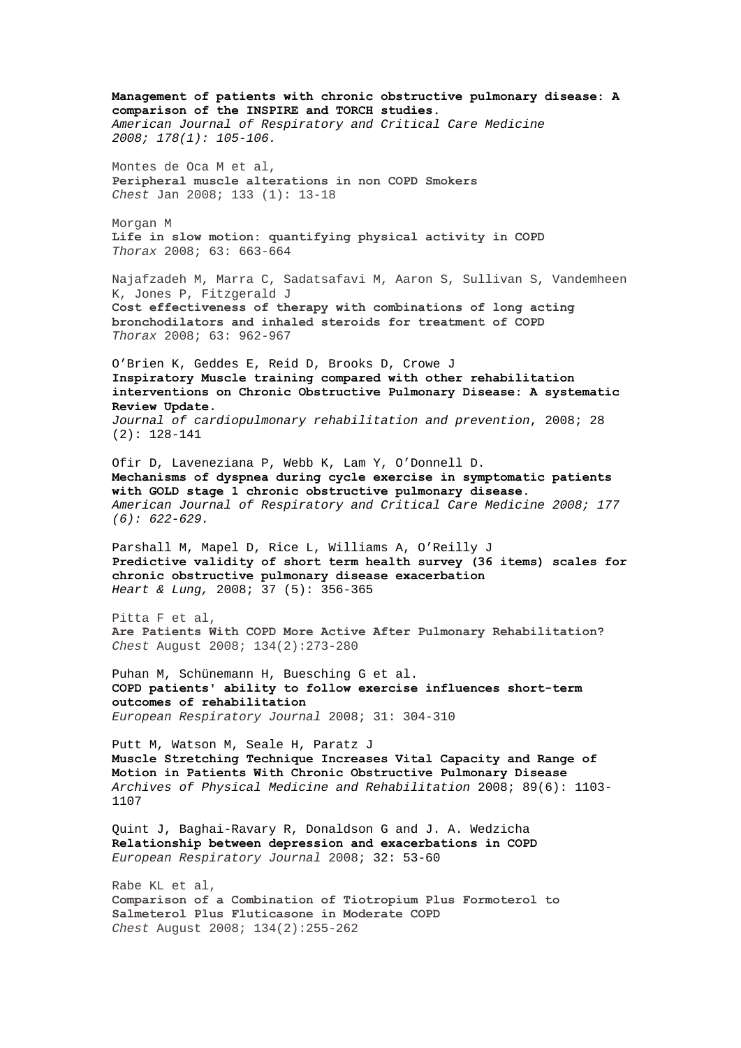**Management of patients with chronic obstructive pulmonary disease: A comparison of the INSPIRE and TORCH studies.**
*American Journal of Respiratory and Critical Care Medicine 2008; 178(1): 105-106.*

Montes de Oca M et al,
**Peripheral muscle alterations in non COPD Smokers**
*Chest* Jan 2008; 133 (1): 13-18

Morgan M
**Life in slow motion: quantifying physical activity in COPD**
*Thorax* 2008; 63: 663-664

Najafzadeh M, Marra C, Sadatsafavi M, Aaron S, Sullivan S, Vandemheen K, Jones P, Fitzgerald J
**Cost effectiveness of therapy with combinations of long acting bronchodilators and inhaled steroids for treatment of COPD**
*Thorax* 2008; 63: 962-967

O'Brien K, Geddes E, Reid D, Brooks D, Crowe J
**Inspiratory Muscle training compared with other rehabilitation interventions on Chronic Obstructive Pulmonary Disease: A systematic Review Update.**
*Journal of cardiopulmonary rehabilitation and prevention*, 2008; 28 (2): 128-141

Ofir D, Laveneziana P, Webb K, Lam Y, O'Donnell D.
**Mechanisms of dyspnea during cycle exercise in symptomatic patients with GOLD stage 1 chronic obstructive pulmonary disease.**
*American Journal of Respiratory and Critical Care Medicine 2008; 177 (6): 622-629.*

Parshall M, Mapel D, Rice L, Williams A, O'Reilly J
**Predictive validity of short term health survey (36 items) scales for chronic obstructive pulmonary disease exacerbation**
*Heart & Lung,* 2008; 37 (5): 356-365

Pitta F et al,
**Are Patients With COPD More Active After Pulmonary Rehabilitation?**
*Chest* August 2008; 134(2):273-280

Puhan M, Schünemann H, Buesching G et al.
**COPD patients' ability to follow exercise influences short-term outcomes of rehabilitation**
*European Respiratory Journal* 2008; 31: 304-310

Putt M, Watson M, Seale H, Paratz J
**Muscle Stretching Technique Increases Vital Capacity and Range of Motion in Patients With Chronic Obstructive Pulmonary Disease**
*Archives of Physical Medicine and Rehabilitation* 2008; 89(6): 1103-1107

Quint J, Baghai-Ravary R, Donaldson G and J. A. Wedzicha
**Relationship between depression and exacerbations in COPD**
*European Respiratory Journal* 2008; 32: 53-60

Rabe KL et al,
**Comparison of a Combination of Tiotropium Plus Formoterol to Salmeterol Plus Fluticasone in Moderate COPD**
*Chest* August 2008; 134(2):255-262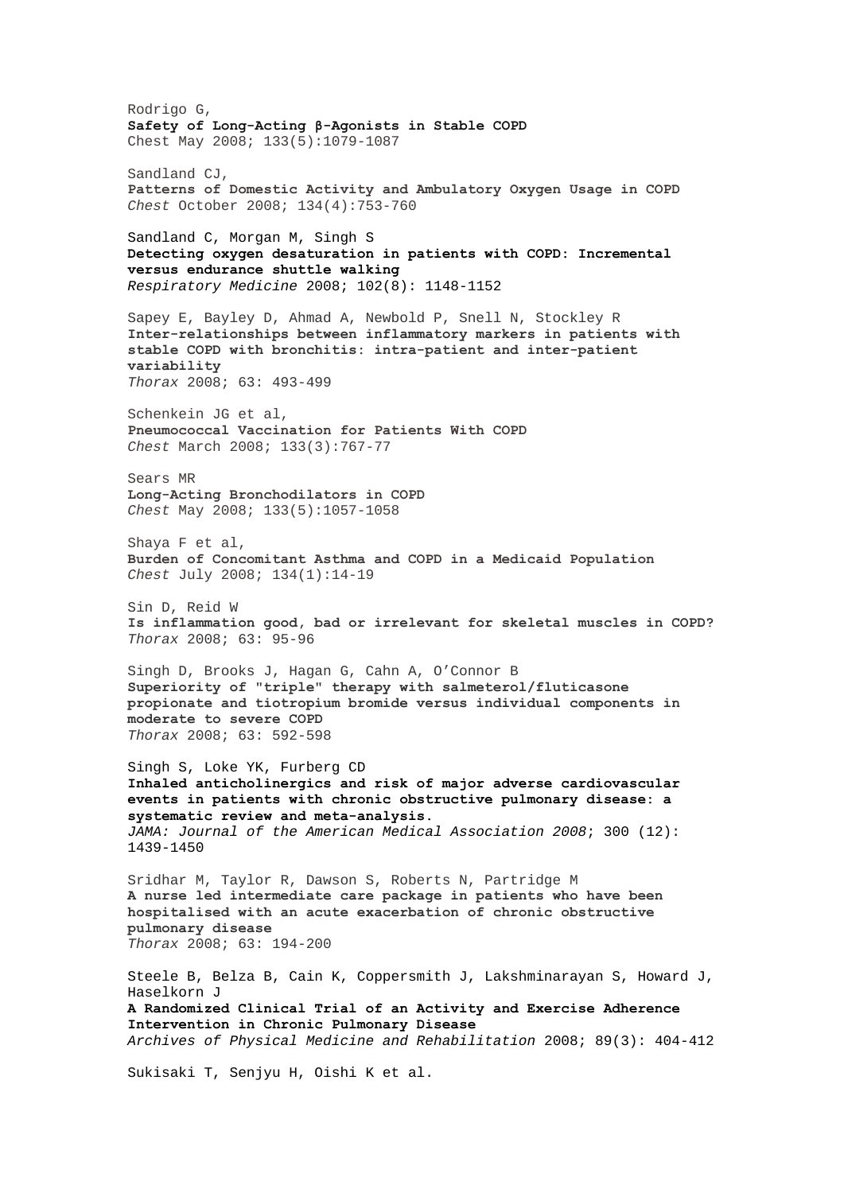Rodrigo G,
**Safety of Long-Acting β-Agonists in Stable COPD**
Chest May 2008; 133(5):1079-1087

Sandland CJ,
**Patterns of Domestic Activity and Ambulatory Oxygen Usage in COPD**
*Chest* October 2008; 134(4):753-760

Sandland C, Morgan M, Singh S
**Detecting oxygen desaturation in patients with COPD: Incremental versus endurance shuttle walking**
*Respiratory Medicine* 2008; 102(8): 1148-1152

Sapey E, Bayley D, Ahmad A, Newbold P, Snell N, Stockley R
**Inter-relationships between inflammatory markers in patients with stable COPD with bronchitis: intra-patient and inter-patient variability**
*Thorax* 2008; 63: 493-499

Schenkein JG et al,
**Pneumococcal Vaccination for Patients With COPD**
*Chest* March 2008; 133(3):767-77

Sears MR
**Long-Acting Bronchodilators in COPD**
*Chest* May 2008; 133(5):1057-1058

Shaya F et al,
**Burden of Concomitant Asthma and COPD in a Medicaid Population**
*Chest* July 2008; 134(1):14-19

Sin D, Reid W
**Is inflammation good, bad or irrelevant for skeletal muscles in COPD?**
*Thorax* 2008; 63: 95-96

Singh D, Brooks J, Hagan G, Cahn A, O'Connor B
**Superiority of "triple" therapy with salmeterol/fluticasone propionate and tiotropium bromide versus individual components in moderate to severe COPD**
*Thorax* 2008; 63: 592-598

Singh S, Loke YK, Furberg CD
**Inhaled anticholinergics and risk of major adverse cardiovascular events in patients with chronic obstructive pulmonary disease: a systematic review and meta-analysis.**
*JAMA: Journal of the American Medical Association 2008*; 300 (12): 1439-1450

Sridhar M, Taylor R, Dawson S, Roberts N, Partridge M
**A nurse led intermediate care package in patients who have been hospitalised with an acute exacerbation of chronic obstructive pulmonary disease**
*Thorax* 2008; 63: 194-200

Steele B, Belza B, Cain K, Coppersmith J, Lakshminarayan S, Howard J, Haselkorn J
**A Randomized Clinical Trial of an Activity and Exercise Adherence Intervention in Chronic Pulmonary Disease**
*Archives of Physical Medicine and Rehabilitation* 2008; 89(3): 404-412

Sukisaki T, Senjyu H, Oishi K et al.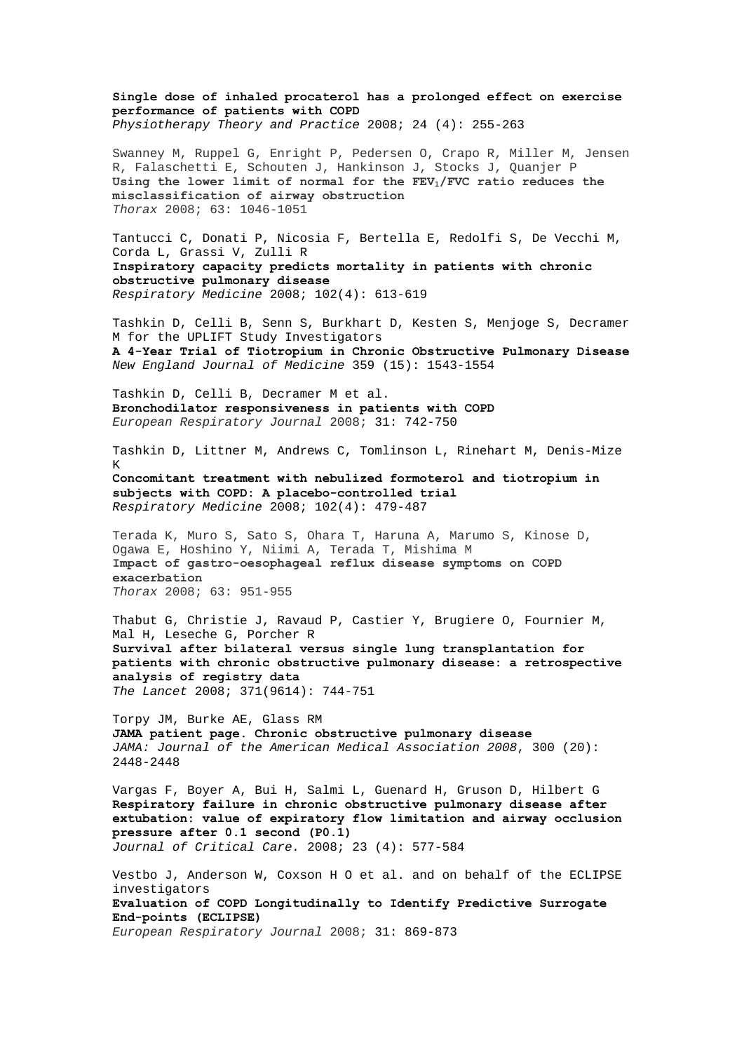**Single dose of inhaled procaterol has a prolonged effect on exercise performance of patients with COPD**
*Physiotherapy Theory and Practice* 2008; 24 (4): 255-263

Swanney M, Ruppel G, Enright P, Pedersen O, Crapo R, Miller M, Jensen R, Falaschetti E, Schouten J, Hankinson J, Stocks J, Quanjer P
**Using the lower limit of normal for the $FEV_1$/FVC ratio reduces the misclassification of airway obstruction**
*Thorax* 2008; 63: 1046-1051

Tantucci C, Donati P, Nicosia F, Bertella E, Redolfi S, De Vecchi M, Corda L, Grassi V, Zulli R
**Inspiratory capacity predicts mortality in patients with chronic obstructive pulmonary disease**
*Respiratory Medicine* 2008; 102(4): 613-619

Tashkin D, Celli B, Senn S, Burkhart D, Kesten S, Menjoge S, Decramer M for the UPLIFT Study Investigators
**A 4-Year Trial of Tiotropium in Chronic Obstructive Pulmonary Disease**
*New England Journal of Medicine* 359 (15): 1543-1554

Tashkin D, Celli B, Decramer M et al.
**Bronchodilator responsiveness in patients with COPD**
*European Respiratory Journal* 2008; 31: 742-750

Tashkin D, Littner M, Andrews C, Tomlinson L, Rinehart M, Denis-Mize K
**Concomitant treatment with nebulized formoterol and tiotropium in subjects with COPD: A placebo-controlled trial**
*Respiratory Medicine* 2008; 102(4): 479-487

Terada K, Muro S, Sato S, Ohara T, Haruna A, Marumo S, Kinose D, Ogawa E, Hoshino Y, Niimi A, Terada T, Mishima M
**Impact of gastro-oesophageal reflux disease symptoms on COPD exacerbation**
*Thorax* 2008; 63: 951-955

Thabut G, Christie J, Ravaud P, Castier Y, Brugiere O, Fournier M, Mal H, Leseche G, Porcher R
**Survival after bilateral versus single lung transplantation for patients with chronic obstructive pulmonary disease: a retrospective analysis of registry data**
*The Lancet* 2008; 371(9614): 744-751

Torpy JM, Burke AE, Glass RM
**JAMA patient page. Chronic obstructive pulmonary disease**
*JAMA: Journal of the American Medical Association 2008*, 300 (20): 2448-2448

Vargas F, Boyer A, Bui H, Salmi L, Guenard H, Gruson D, Hilbert G
**Respiratory failure in chronic obstructive pulmonary disease after extubation: value of expiratory flow limitation and airway occlusion pressure after 0.1 second (P0.1)**
*Journal of Critical Care.* 2008; 23 (4): 577-584

Vestbo J, Anderson W, Coxson H O et al. and on behalf of the ECLIPSE investigators
**Evaluation of COPD Longitudinally to Identify Predictive Surrogate End-points (ECLIPSE)**
*European Respiratory Journal* 2008; 31: 869-873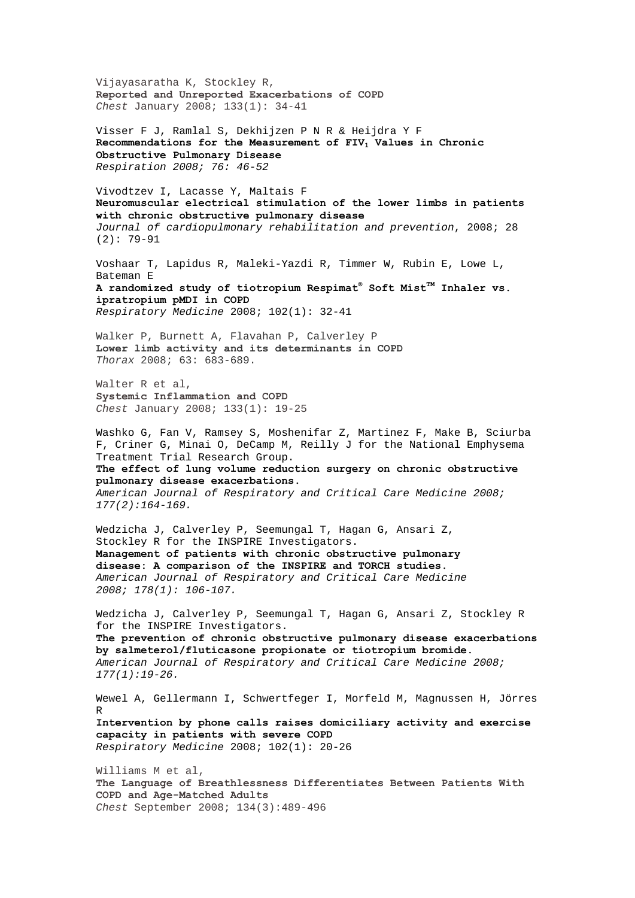Vijayasaratha K, Stockley R,
**Reported and Unreported Exacerbations of COPD**
*Chest* January 2008; 133(1): 34-41

Visser F J, Ramlal S, Dekhijzen P N R & Heijdra Y F
**Recommendations for the Measurement of $FIV_1$ Values in Chronic Obstructive Pulmonary Disease**
*Respiration 2008; 76: 46-52*

Vivodtzev I, Lacasse Y, Maltais F
**Neuromuscular electrical stimulation of the lower limbs in patients with chronic obstructive pulmonary disease**
*Journal of cardiopulmonary rehabilitation and prevention*, 2008; 28 (2): 79-91

Voshaar T, Lapidus R, Maleki-Yazdi R, Timmer W, Rubin E, Lowe L, Bateman E
**A randomized study of tiotropium Respimat® Soft Mist™ Inhaler vs. ipratropium pMDI in COPD**
*Respiratory Medicine* 2008; 102(1): 32-41

Walker P, Burnett A, Flavahan P, Calverley P
**Lower limb activity and its determinants in COPD**
*Thorax* 2008; 63: 683-689.

Walter R et al,
**Systemic Inflammation and COPD**
*Chest* January 2008; 133(1): 19-25

Washko G, Fan V, Ramsey S, Moshenifar Z, Martinez F, Make B, Sciurba F, Criner G, Minai O, DeCamp M, Reilly J for the National Emphysema Treatment Trial Research Group.
**The effect of lung volume reduction surgery on chronic obstructive pulmonary disease exacerbations.**
*American Journal of Respiratory and Critical Care Medicine 2008; 177(2):164-169.*

Wedzicha J, Calverley P, Seemungal T, Hagan G, Ansari Z, Stockley R for the INSPIRE Investigators.
**Management of patients with chronic obstructive pulmonary disease: A comparison of the INSPIRE and TORCH studies.**
*American Journal of Respiratory and Critical Care Medicine 2008; 178(1): 106-107.*

Wedzicha J, Calverley P, Seemungal T, Hagan G, Ansari Z, Stockley R for the INSPIRE Investigators.
**The prevention of chronic obstructive pulmonary disease exacerbations by salmeterol/fluticasone propionate or tiotropium bromide.**
*American Journal of Respiratory and Critical Care Medicine 2008; 177(1):19-26.*

Wewel A, Gellermann I, Schwertfeger I, Morfeld M, Magnussen H, Jörres R
**Intervention by phone calls raises domiciliary activity and exercise capacity in patients with severe COPD**
*Respiratory Medicine* 2008; 102(1): 20-26

Williams M et al,
**The Language of Breathlessness Differentiates Between Patients With COPD and Age-Matched Adults**
*Chest* September 2008; 134(3):489-496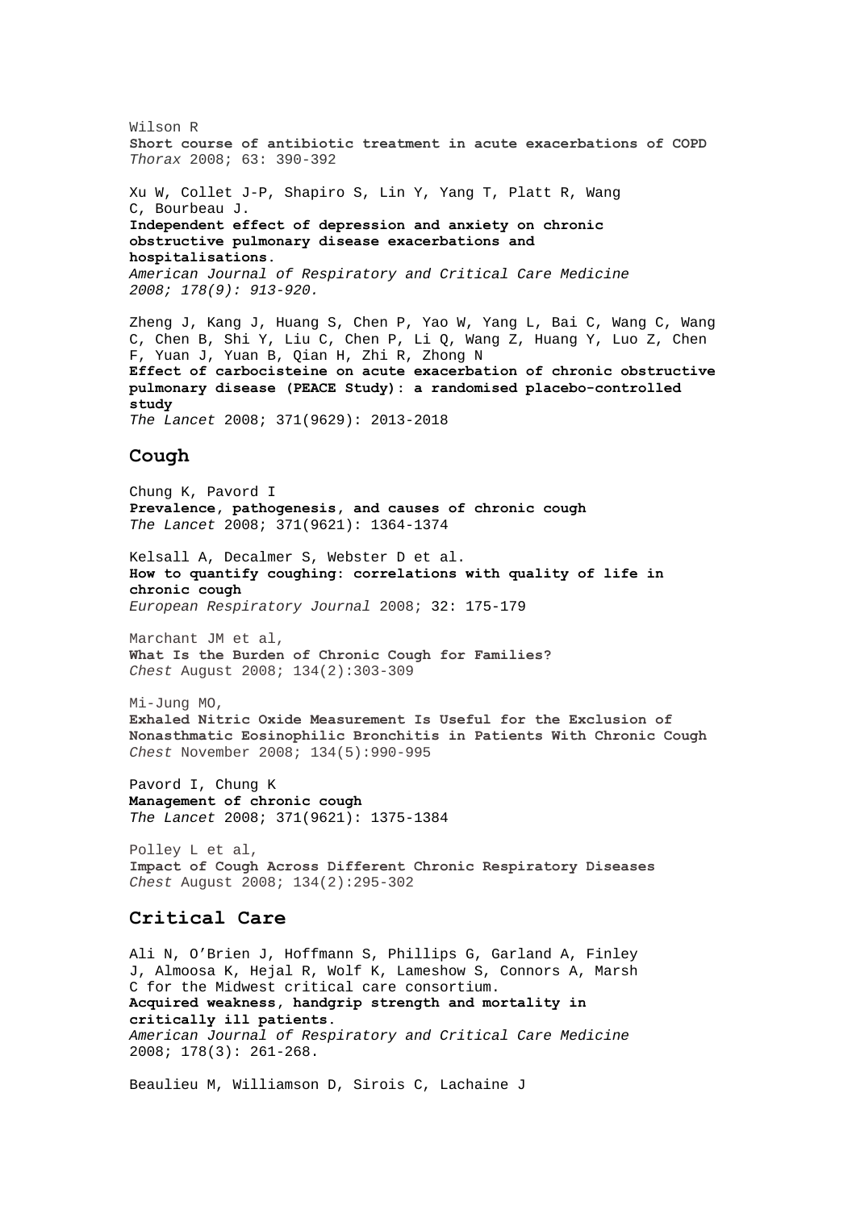Wilson R
**Short course of antibiotic treatment in acute exacerbations of COPD**
*Thorax* 2008; 63: 390-392

Xu W, Collet J-P, Shapiro S, Lin Y, Yang T, Platt R, Wang C, Bourbeau J.
**Independent effect of depression and anxiety on chronic obstructive pulmonary disease exacerbations and hospitalisations.**
*American Journal of Respiratory and Critical Care Medicine 2008; 178(9): 913-920.*

Zheng J, Kang J, Huang S, Chen P, Yao W, Yang L, Bai C, Wang C, Wang C, Chen B, Shi Y, Liu C, Chen P, Li Q, Wang Z, Huang Y, Luo Z, Chen F, Yuan J, Yuan B, Qian H, Zhi R, Zhong N
**Effect of carbocisteine on acute exacerbation of chronic obstructive pulmonary disease (PEACE Study): a randomised placebo-controlled study**
*The Lancet* 2008; 371(9629): 2013-2018

## Cough

Chung K, Pavord I
**Prevalence, pathogenesis, and causes of chronic cough**
*The Lancet* 2008; 371(9621): 1364-1374

Kelsall A, Decalmer S, Webster D et al.
**How to quantify coughing: correlations with quality of life in chronic cough**
*European Respiratory Journal* 2008; 32: 175-179

Marchant JM et al,
**What Is the Burden of Chronic Cough for Families?**
*Chest* August 2008; 134(2):303-309

Mi-Jung MO,
**Exhaled Nitric Oxide Measurement Is Useful for the Exclusion of Nonasthmatic Eosinophilic Bronchitis in Patients With Chronic Cough**
*Chest* November 2008; 134(5):990-995

Pavord I, Chung K
**Management of chronic cough**
*The Lancet* 2008; 371(9621): 1375-1384

Polley L et al,
**Impact of Cough Across Different Chronic Respiratory Diseases**
*Chest* August 2008; 134(2):295-302

## Critical Care

Ali N, O'Brien J, Hoffmann S, Phillips G, Garland A, Finley J, Almoosa K, Hejal R, Wolf K, Lameshow S, Connors A, Marsh C for the Midwest critical care consortium.
**Acquired weakness, handgrip strength and mortality in critically ill patients.**
*American Journal of Respiratory and Critical Care Medicine* 2008; 178(3): 261-268.

Beaulieu M, Williamson D, Sirois C, Lachaine J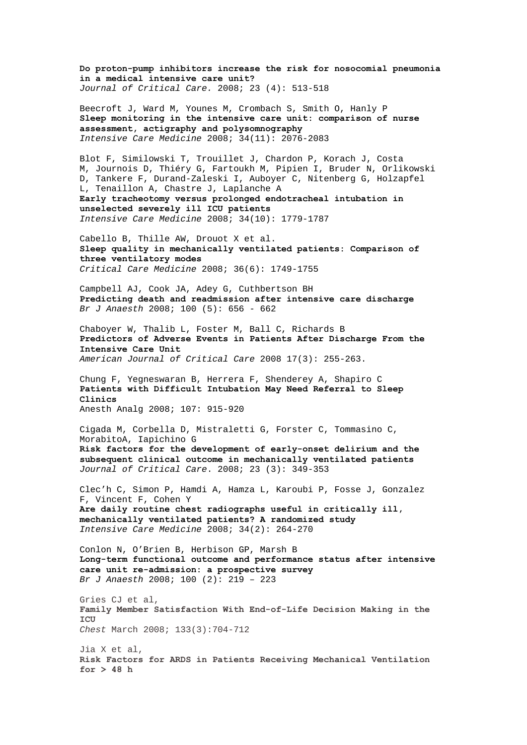**Do proton-pump inhibitors increase the risk for nosocomial pneumonia in a medical intensive care unit?**
*Journal of Critical Care.* 2008; 23 (4): 513-518

Beecroft J, Ward M, Younes M, Crombach S, Smith O, Hanly P
**Sleep monitoring in the intensive care unit: comparison of nurse assessment, actigraphy and polysomnography**
*Intensive Care Medicine* 2008; 34(11): 2076-2083

Blot F, Similowski T, Trouillet J, Chardon P, Korach J, Costa M, Journois D, Thiéry G, Fartoukh M, Pipien I, Bruder N, Orlikowski D, Tankere F, Durand-Zaleski I, Auboyer C, Nitenberg G, Holzapfel L, Tenaillon A, Chastre J, Laplanche A
**Early tracheotomy versus prolonged endotracheal intubation in unselected severely ill ICU patients**
*Intensive Care Medicine* 2008; 34(10): 1779-1787

Cabello B, Thille AW, Drouot X et al.
**Sleep quality in mechanically ventilated patients: Comparison of three ventilatory modes**
*Critical Care Medicine* 2008; 36(6): 1749-1755

Campbell AJ, Cook JA, Adey G, Cuthbertson BH
**Predicting death and readmission after intensive care discharge**
*Br J Anaesth* 2008; 100 (5): 656 - 662

Chaboyer W, Thalib L, Foster M, Ball C, Richards B
**Predictors of Adverse Events in Patients After Discharge From the Intensive Care Unit**
*American Journal of Critical Care* 2008 17(3): 255-263.

Chung F, Yegneswaran B, Herrera F, Shenderey A, Shapiro C
**Patients with Difficult Intubation May Need Referral to Sleep Clinics**
Anesth Analg 2008; 107: 915-920

Cigada M, Corbella D, Mistraletti G, Forster C, Tommasino C, MorabitoA, Iapichino G
**Risk factors for the development of early-onset delirium and the subsequent clinical outcome in mechanically ventilated patients**
*Journal of Critical Care*. 2008; 23 (3): 349-353

Clec'h C, Simon P, Hamdi A, Hamza L, Karoubi P, Fosse J, Gonzalez F, Vincent F, Cohen Y
**Are daily routine chest radiographs useful in critically ill, mechanically ventilated patients? A randomized study**
*Intensive Care Medicine* 2008; 34(2): 264-270

Conlon N, O'Brien B, Herbison GP, Marsh B
**Long-term functional outcome and performance status after intensive care unit re-admission: a prospective survey**
*Br J Anaesth* 2008; 100 (2): 219 – 223

Gries CJ et al,
**Family Member Satisfaction With End-of-Life Decision Making in the ICU**
*Chest* March 2008; 133(3):704-712

Jia X et al,
**Risk Factors for ARDS in Patients Receiving Mechanical Ventilation for > 48 h**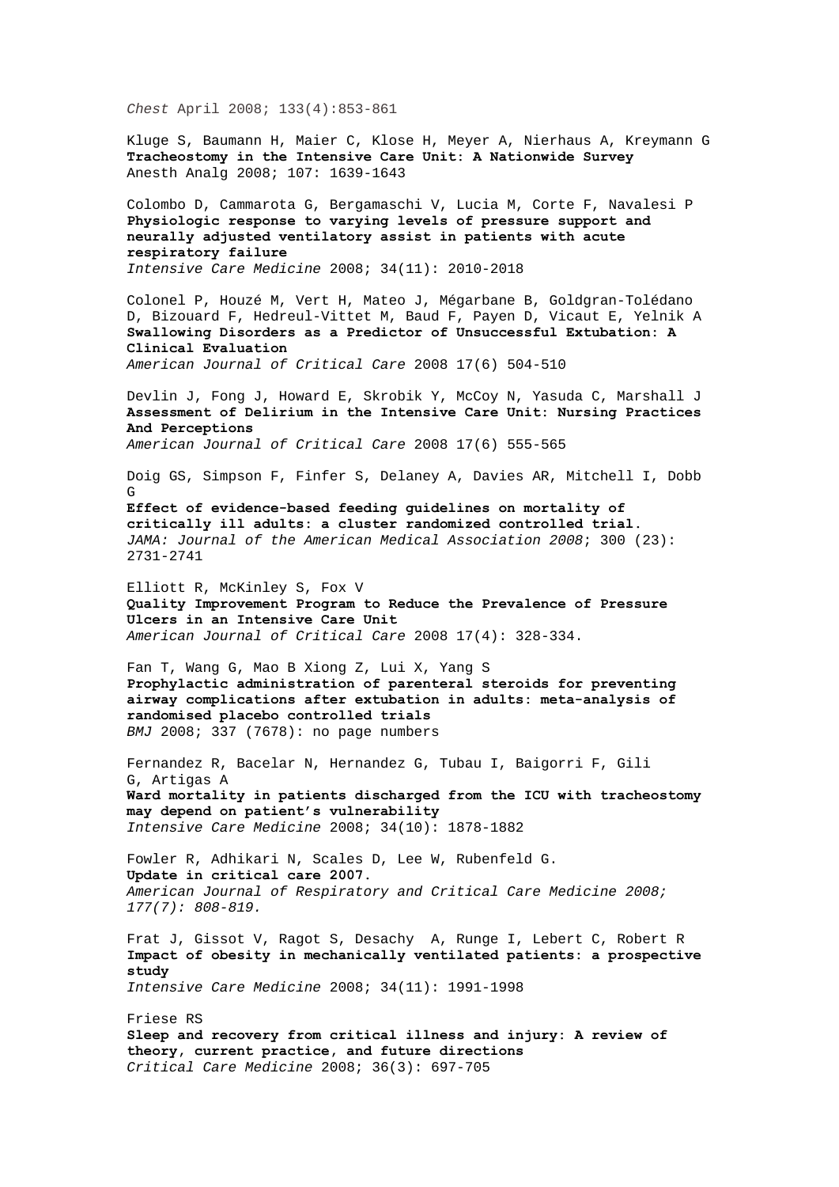*Chest* April 2008; 133(4):853-861

Kluge S, Baumann H, Maier C, Klose H, Meyer A, Nierhaus A, Kreymann G
**Tracheostomy in the Intensive Care Unit: A Nationwide Survey**
Anesth Analg 2008; 107: 1639-1643

Colombo D, Cammarota G, Bergamaschi V, Lucia M, Corte F, Navalesi P
**Physiologic response to varying levels of pressure support and neurally adjusted ventilatory assist in patients with acute respiratory failure**
*Intensive Care Medicine* 2008; 34(11): 2010-2018

Colonel P, Houzé M, Vert H, Mateo J, Mégarbane B, Goldgran-Tolédano D, Bizouard F, Hedreul-Vittet M, Baud F, Payen D, Vicaut E, Yelnik A
**Swallowing Disorders as a Predictor of Unsuccessful Extubation: A Clinical Evaluation**
*American Journal of Critical Care* 2008 17(6) 504-510

Devlin J, Fong J, Howard E, Skrobik Y, McCoy N, Yasuda C, Marshall J
**Assessment of Delirium in the Intensive Care Unit: Nursing Practices And Perceptions**
*American Journal of Critical Care* 2008 17(6) 555-565

Doig GS, Simpson F, Finfer S, Delaney A, Davies AR, Mitchell I, Dobb G
**Effect of evidence-based feeding guidelines on mortality of critically ill adults: a cluster randomized controlled trial.**
*JAMA: Journal of the American Medical Association 2008*; 300 (23): 2731-2741

Elliott R, McKinley S, Fox V
**Quality Improvement Program to Reduce the Prevalence of Pressure Ulcers in an Intensive Care Unit**
*American Journal of Critical Care* 2008 17(4): 328-334.

Fan T, Wang G, Mao B Xiong Z, Lui X, Yang S
**Prophylactic administration of parenteral steroids for preventing airway complications after extubation in adults: meta-analysis of randomised placebo controlled trials**
*BMJ* 2008; 337 (7678): no page numbers

Fernandez R, Bacelar N, Hernandez G, Tubau I, Baigorri F, Gili G, Artigas A
**Ward mortality in patients discharged from the ICU with tracheostomy may depend on patient's vulnerability**
*Intensive Care Medicine* 2008; 34(10): 1878-1882

Fowler R, Adhikari N, Scales D, Lee W, Rubenfeld G.
**Update in critical care 2007.**
*American Journal of Respiratory and Critical Care Medicine 2008; 177(7): 808-819.*

Frat J, Gissot V, Ragot S, Desachy A, Runge I, Lebert C, Robert R
**Impact of obesity in mechanically ventilated patients: a prospective study**
*Intensive Care Medicine* 2008; 34(11): 1991-1998

Friese RS
**Sleep and recovery from critical illness and injury: A review of theory, current practice, and future directions**
*Critical Care Medicine* 2008; 36(3): 697-705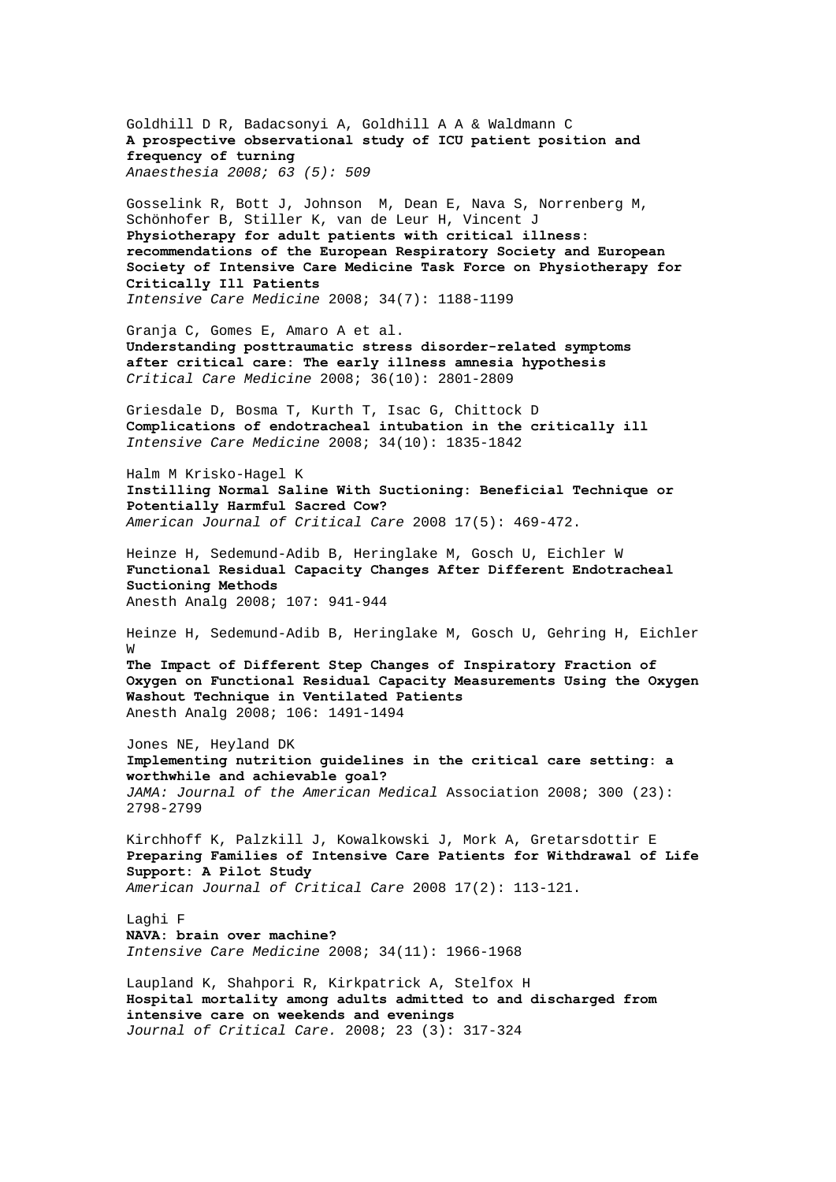Goldhill D R, Badacsonyi A, Goldhill A A & Waldmann C
**A prospective observational study of ICU patient position and frequency of turning**
*Anaesthesia 2008; 63 (5): 509*

Gosselink R, Bott J, Johnson M, Dean E, Nava S, Norrenberg M, Schönhofer B, Stiller K, van de Leur H, Vincent J
**Physiotherapy for adult patients with critical illness: recommendations of the European Respiratory Society and European Society of Intensive Care Medicine Task Force on Physiotherapy for Critically Ill Patients**
*Intensive Care Medicine* 2008; 34(7): 1188-1199

Granja C, Gomes E, Amaro A et al.
**Understanding posttraumatic stress disorder-related symptoms after critical care: The early illness amnesia hypothesis**
*Critical Care Medicine* 2008; 36(10): 2801-2809

Griesdale D, Bosma T, Kurth T, Isac G, Chittock D
**Complications of endotracheal intubation in the critically ill**
*Intensive Care Medicine* 2008; 34(10): 1835-1842

Halm M Krisko-Hagel K
**Instilling Normal Saline With Suctioning: Beneficial Technique or Potentially Harmful Sacred Cow?**
*American Journal of Critical Care* 2008 17(5): 469-472.

Heinze H, Sedemund-Adib B, Heringlake M, Gosch U, Eichler W
**Functional Residual Capacity Changes After Different Endotracheal Suctioning Methods**
Anesth Analg 2008; 107: 941-944

Heinze H, Sedemund-Adib B, Heringlake M, Gosch U, Gehring H, Eichler W
**The Impact of Different Step Changes of Inspiratory Fraction of Oxygen on Functional Residual Capacity Measurements Using the Oxygen Washout Technique in Ventilated Patients**
Anesth Analg 2008; 106: 1491-1494

Jones NE, Heyland DK
**Implementing nutrition guidelines in the critical care setting: a worthwhile and achievable goal?**
*JAMA: Journal of the American Medical* Association 2008; 300 (23): 2798-2799

Kirchhoff K, Palzkill J, Kowalkowski J, Mork A, Gretarsdottir E
**Preparing Families of Intensive Care Patients for Withdrawal of Life Support: A Pilot Study**
*American Journal of Critical Care* 2008 17(2): 113-121.

Laghi F
**NAVA: brain over machine?**
*Intensive Care Medicine* 2008; 34(11): 1966-1968

Laupland K, Shahpori R, Kirkpatrick A, Stelfox H
**Hospital mortality among adults admitted to and discharged from intensive care on weekends and evenings**
*Journal of Critical Care.* 2008; 23 (3): 317-324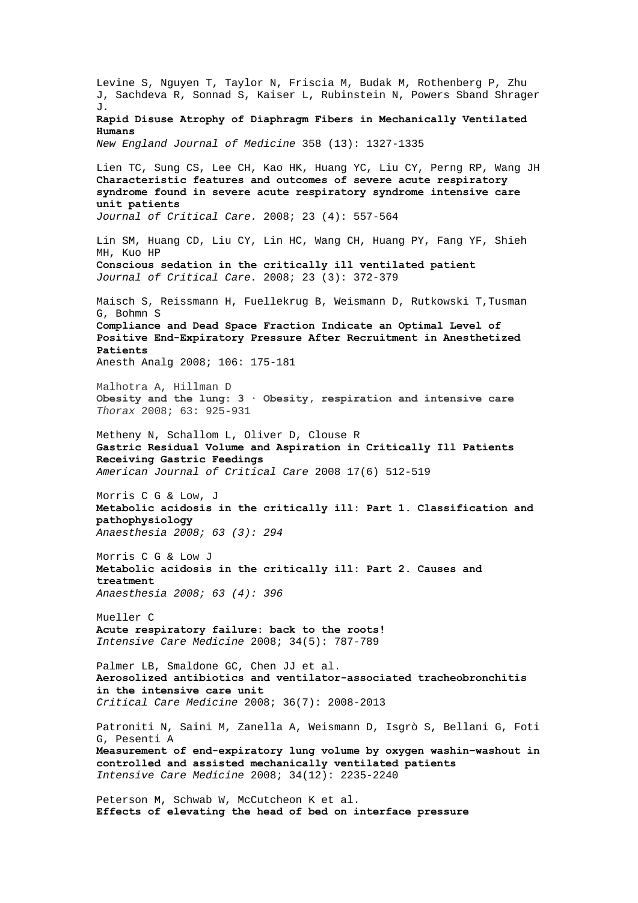Levine S, Nguyen T, Taylor N, Friscia M, Budak M, Rothenberg P, Zhu J, Sachdeva R, Sonnad S, Kaiser L, Rubinstein N, Powers Sband Shrager J.
**Rapid Disuse Atrophy of Diaphragm Fibers in Mechanically Ventilated Humans**
*New England Journal of Medicine* 358 (13): 1327-1335

Lien TC, Sung CS, Lee CH, Kao HK, Huang YC, Liu CY, Perng RP, Wang JH
**Characteristic features and outcomes of severe acute respiratory syndrome found in severe acute respiratory syndrome intensive care unit patients**
*Journal of Critical Care.* 2008; 23 (4): 557-564

Lin SM, Huang CD, Liu CY, Lin HC, Wang CH, Huang PY, Fang YF, Shieh MH, Kuo HP
**Conscious sedation in the critically ill ventilated patient**
*Journal of Critical Care.* 2008; 23 (3): 372-379

Maisch S, Reissmann H, Fuellekrug B, Weismann D, Rutkowski T,Tusman G, Bohmn S
**Compliance and Dead Space Fraction Indicate an Optimal Level of Positive End-Expiratory Pressure After Recruitment in Anesthetized Patients**
Anesth Analg 2008; 106: 175-181

Malhotra A, Hillman D
**Obesity and the lung: 3 · Obesity, respiration and intensive care**
*Thorax* 2008; 63: 925-931

Metheny N, Schallom L, Oliver D, Clouse R
**Gastric Residual Volume and Aspiration in Critically Ill Patients Receiving Gastric Feedings**
*American Journal of Critical Care* 2008 17(6) 512-519

Morris C G & Low, J
**Metabolic acidosis in the critically ill: Part 1. Classification and pathophysiology**
*Anaesthesia 2008; 63 (3): 294*

Morris C G & Low J
**Metabolic acidosis in the critically ill: Part 2. Causes and treatment**
*Anaesthesia 2008; 63 (4): 396*

Mueller C
**Acute respiratory failure: back to the roots!**
*Intensive Care Medicine* 2008; 34(5): 787-789

Palmer LB, Smaldone GC, Chen JJ et al.
**Aerosolized antibiotics and ventilator-associated tracheobronchitis in the intensive care unit**
*Critical Care Medicine* 2008; 36(7): 2008-2013

Patroniti N, Saini M, Zanella A, Weismann D, Isgrò S, Bellani G, Foti G, Pesenti A
**Measurement of end-expiratory lung volume by oxygen washin–washout in controlled and assisted mechanically ventilated patients**
*Intensive Care Medicine* 2008; 34(12): 2235-2240

Peterson M, Schwab W, McCutcheon K et al.
**Effects of elevating the head of bed on interface pressure**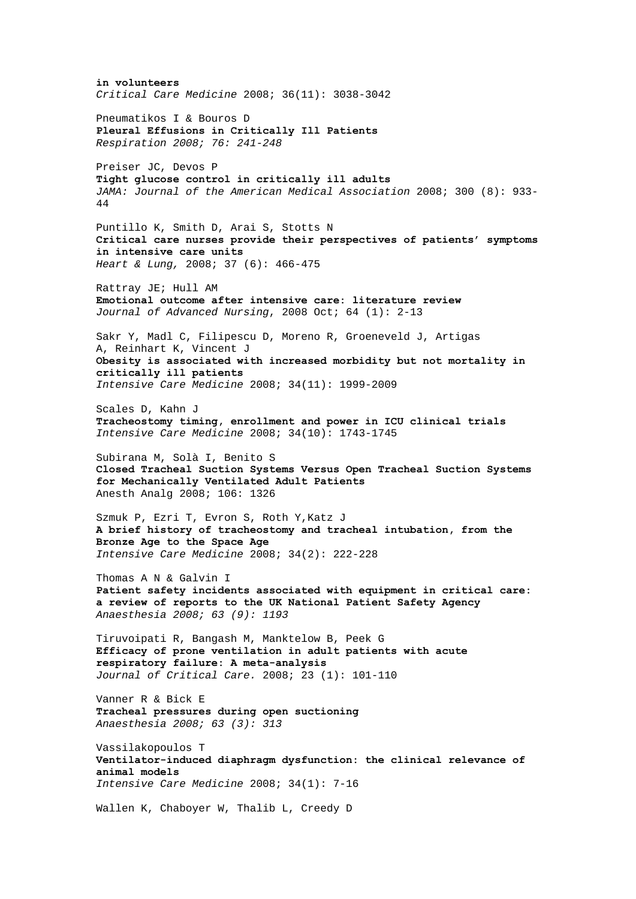**in volunteers**
*Critical Care Medicine* 2008; 36(11): 3038-3042

Pneumatikos I & Bouros D
**Pleural Effusions in Critically Ill Patients**
*Respiration 2008; 76: 241-248*

Preiser JC, Devos P
**Tight glucose control in critically ill adults**
*JAMA: Journal of the American Medical Association* 2008; 300 (8): 933-44

Puntillo K, Smith D, Arai S, Stotts N
**Critical care nurses provide their perspectives of patients' symptoms in intensive care units**
*Heart & Lung,* 2008; 37 (6): 466-475

Rattray JE; Hull AM
**Emotional outcome after intensive care: literature review**
*Journal of Advanced Nursing*, 2008 Oct; 64 (1): 2-13

Sakr Y, Madl C, Filipescu D, Moreno R, Groeneveld J, Artigas A, Reinhart K, Vincent J
**Obesity is associated with increased morbidity but not mortality in critically ill patients**
*Intensive Care Medicine* 2008; 34(11): 1999-2009

Scales D, Kahn J
**Tracheostomy timing, enrollment and power in ICU clinical trials**
*Intensive Care Medicine* 2008; 34(10): 1743-1745

Subirana M, Solà I, Benito S
**Closed Tracheal Suction Systems Versus Open Tracheal Suction Systems for Mechanically Ventilated Adult Patients**
Anesth Analg 2008; 106: 1326

Szmuk P, Ezri T, Evron S, Roth Y,Katz J
**A brief history of tracheostomy and tracheal intubation, from the Bronze Age to the Space Age**
*Intensive Care Medicine* 2008; 34(2): 222-228

Thomas A N & Galvin I
**Patient safety incidents associated with equipment in critical care: a review of reports to the UK National Patient Safety Agency**
*Anaesthesia 2008; 63 (9): 1193*

Tiruvoipati R, Bangash M, Manktelow B, Peek G
**Efficacy of prone ventilation in adult patients with acute respiratory failure: A meta-analysis**
*Journal of Critical Care.* 2008; 23 (1): 101-110

Vanner R & Bick E
**Tracheal pressures during open suctioning**
*Anaesthesia 2008; 63 (3): 313*

Vassilakopoulos T
**Ventilator-induced diaphragm dysfunction: the clinical relevance of animal models**
*Intensive Care Medicine* 2008; 34(1): 7-16

Wallen K, Chaboyer W, Thalib L, Creedy D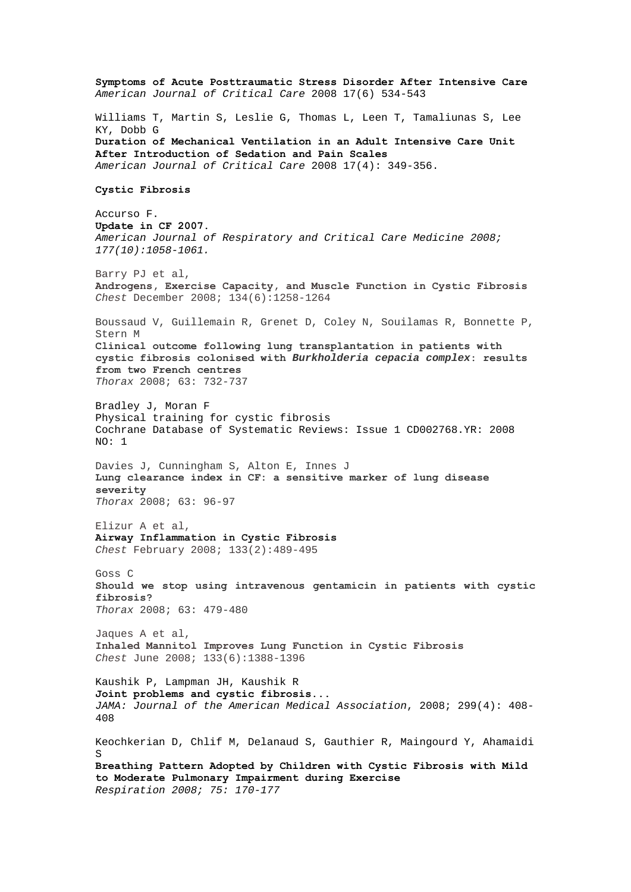**Symptoms of Acute Posttraumatic Stress Disorder After Intensive Care**
*American Journal of Critical Care* 2008 17(6) 534-543

Williams T, Martin S, Leslie G, Thomas L, Leen T, Tamaliunas S, Lee KY, Dobb G
**Duration of Mechanical Ventilation in an Adult Intensive Care Unit After Introduction of Sedation and Pain Scales**
*American Journal of Critical Care* 2008 17(4): 349-356.

**Cystic Fibrosis**

Accurso F.
**Update in CF 2007.**
*American Journal of Respiratory and Critical Care Medicine 2008; 177(10):1058-1061.*

Barry PJ et al,
**Androgens, Exercise Capacity, and Muscle Function in Cystic Fibrosis**
*Chest* December 2008; 134(6):1258-1264

Boussaud V, Guillemain R, Grenet D, Coley N, Souilamas R, Bonnette P, Stern M
**Clinical outcome following lung transplantation in patients with cystic fibrosis colonised with *Burkholderia cepacia complex*: results from two French centres**
*Thorax* 2008; 63: 732-737

Bradley J, Moran F
Physical training for cystic fibrosis
Cochrane Database of Systematic Reviews: Issue 1 CD002768.YR: 2008 NO: 1

Davies J, Cunningham S, Alton E, Innes J
**Lung clearance index in CF: a sensitive marker of lung disease severity**
*Thorax* 2008; 63: 96-97

Elizur A et al,
**Airway Inflammation in Cystic Fibrosis**
*Chest* February 2008; 133(2):489-495

Goss C
**Should we stop using intravenous gentamicin in patients with cystic fibrosis?**
*Thorax* 2008; 63: 479-480

Jaques A et al,
**Inhaled Mannitol Improves Lung Function in Cystic Fibrosis**
*Chest* June 2008; 133(6):1388-1396

Kaushik P, Lampman JH, Kaushik R
**Joint problems and cystic fibrosis...**
*JAMA: Journal of the American Medical Association*, 2008; 299(4): 408-408

Keochkerian D, Chlif M, Delanaud S, Gauthier R, Maingourd Y, Ahamaidi S
**Breathing Pattern Adopted by Children with Cystic Fibrosis with Mild to Moderate Pulmonary Impairment during Exercise**
*Respiration 2008; 75: 170-177*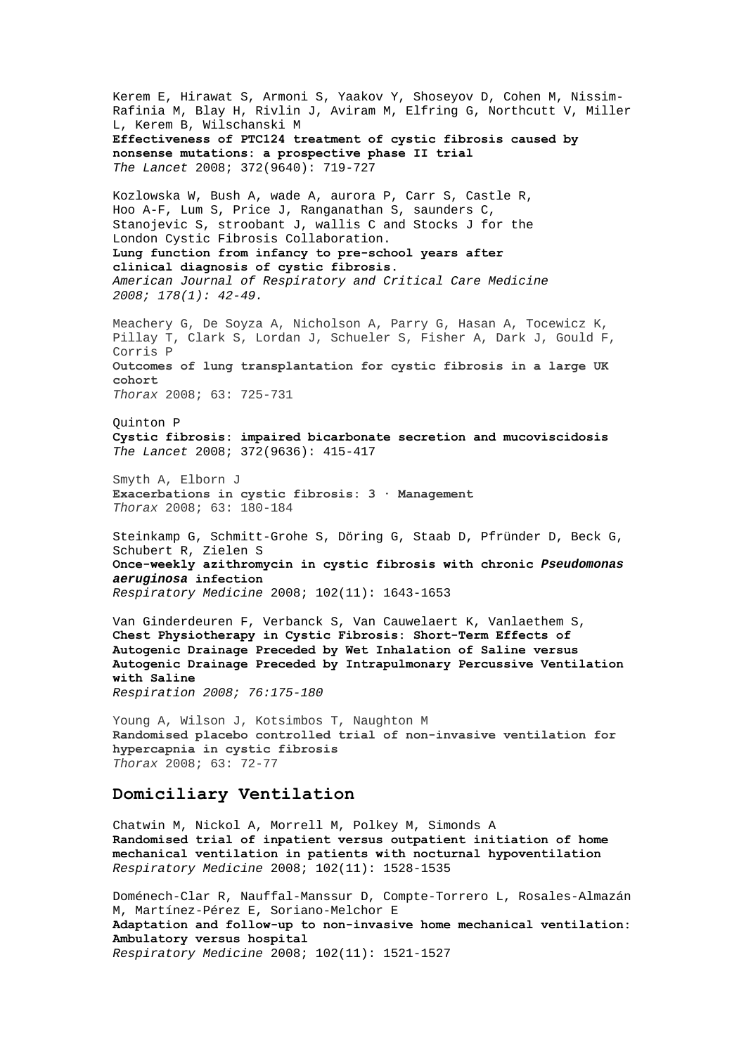Kerem E, Hirawat S, Armoni S, Yaakov Y, Shoseyov D, Cohen M, Nissim-Rafinia M, Blay H, Rivlin J, Aviram M, Elfring G, Northcutt V, Miller L, Kerem B, Wilschanski M
**Effectiveness of PTC124 treatment of cystic fibrosis caused by nonsense mutations: a prospective phase II trial**
*The Lancet* 2008; 372(9640): 719-727

Kozlowska W, Bush A, wade A, aurora P, Carr S, Castle R, Hoo A-F, Lum S, Price J, Ranganathan S, saunders C, Stanojevic S, stroobant J, wallis C and Stocks J for the London Cystic Fibrosis Collaboration.
**Lung function from infancy to pre-school years after clinical diagnosis of cystic fibrosis.**
*American Journal of Respiratory and Critical Care Medicine 2008; 178(1): 42-49.*

Meachery G, De Soyza A, Nicholson A, Parry G, Hasan A, Tocewicz K, Pillay T, Clark S, Lordan J, Schueler S, Fisher A, Dark J, Gould F, Corris P
**Outcomes of lung transplantation for cystic fibrosis in a large UK cohort**
*Thorax* 2008; 63: 725-731

Quinton P
**Cystic fibrosis: impaired bicarbonate secretion and mucoviscidosis**
*The Lancet* 2008; 372(9636): 415-417

Smyth A, Elborn J
**Exacerbations in cystic fibrosis: 3 · Management**
*Thorax* 2008; 63: 180-184

Steinkamp G, Schmitt-Grohe S, Döring G, Staab D, Pfründer D, Beck G, Schubert R, Zielen S
**Once-weekly azithromycin in cystic fibrosis with chronic *Pseudomonas aeruginosa* infection**
*Respiratory Medicine* 2008; 102(11): 1643-1653

Van Ginderdeuren F, Verbanck S, Van Cauwelaert K, Vanlaethem S,
**Chest Physiotherapy in Cystic Fibrosis: Short-Term Effects of Autogenic Drainage Preceded by Wet Inhalation of Saline versus Autogenic Drainage Preceded by Intrapulmonary Percussive Ventilation with Saline**
*Respiration 2008; 76:175-180*

Young A, Wilson J, Kotsimbos T, Naughton M
**Randomised placebo controlled trial of non-invasive ventilation for hypercapnia in cystic fibrosis**
*Thorax* 2008; 63: 72-77

## Domiciliary Ventilation

Chatwin M, Nickol A, Morrell M, Polkey M, Simonds A
**Randomised trial of inpatient versus outpatient initiation of home mechanical ventilation in patients with nocturnal hypoventilation**
*Respiratory Medicine* 2008; 102(11): 1528-1535

Doménech-Clar R, Nauffal-Manssur D, Compte-Torrero L, Rosales-Almazán M, Martínez-Pérez E, Soriano-Melchor E
**Adaptation and follow-up to non-invasive home mechanical ventilation: Ambulatory versus hospital**
*Respiratory Medicine* 2008; 102(11): 1521-1527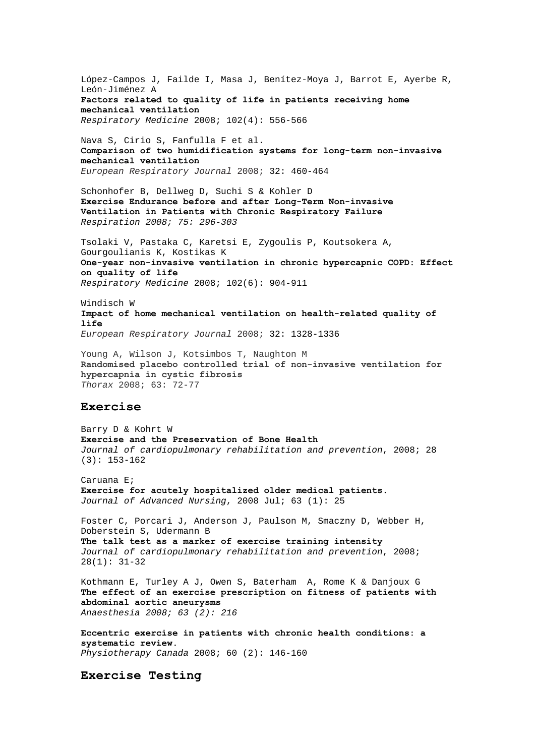López-Campos J, Failde I, Masa J, Benítez-Moya J, Barrot E, Ayerbe R, León-Jiménez A
**Factors related to quality of life in patients receiving home mechanical ventilation**
*Respiratory Medicine* 2008; 102(4): 556-566

Nava S, Cirio S, Fanfulla F et al.
**Comparison of two humidification systems for long-term non-invasive mechanical ventilation**
*European Respiratory Journal* 2008; 32: 460-464

Schonhofer B, Dellweg D, Suchi S & Kohler D
**Exercise Endurance before and after Long-Term Non-invasive Ventilation in Patients with Chronic Respiratory Failure**
*Respiration 2008; 75: 296-303*

Tsolaki V, Pastaka C, Karetsi E, Zygoulis P, Koutsokera A, Gourgoulianis K, Kostikas K
**One-year non-invasive ventilation in chronic hypercapnic COPD: Effect on quality of life**
*Respiratory Medicine* 2008; 102(6): 904-911

Windisch W
**Impact of home mechanical ventilation on health-related quality of life**
*European Respiratory Journal* 2008; 32: 1328-1336

Young A, Wilson J, Kotsimbos T, Naughton M
**Randomised placebo controlled trial of non-invasive ventilation for hypercapnia in cystic fibrosis**
*Thorax* 2008; 63: 72-77

## Exercise

Barry D & Kohrt W
**Exercise and the Preservation of Bone Health**
*Journal of cardiopulmonary rehabilitation and prevention*, 2008; 28 (3): 153-162

Caruana E;
**Exercise for acutely hospitalized older medical patients.**
*Journal of Advanced Nursing*, 2008 Jul; 63 (1): 25

Foster C, Porcari J, Anderson J, Paulson M, Smaczny D, Webber H, Doberstein S, Udermann B
**The talk test as a marker of exercise training intensity**
*Journal of cardiopulmonary rehabilitation and prevention*, 2008; 28(1): 31-32

Kothmann E, Turley A J, Owen S, Baterham A, Rome K & Danjoux G
**The effect of an exercise prescription on fitness of patients with abdominal aortic aneurysms**
*Anaesthesia 2008; 63 (2): 216*

**Eccentric exercise in patients with chronic health conditions: a systematic review.**
*Physiotherapy Canada* 2008; 60 (2): 146-160

## Exercise Testing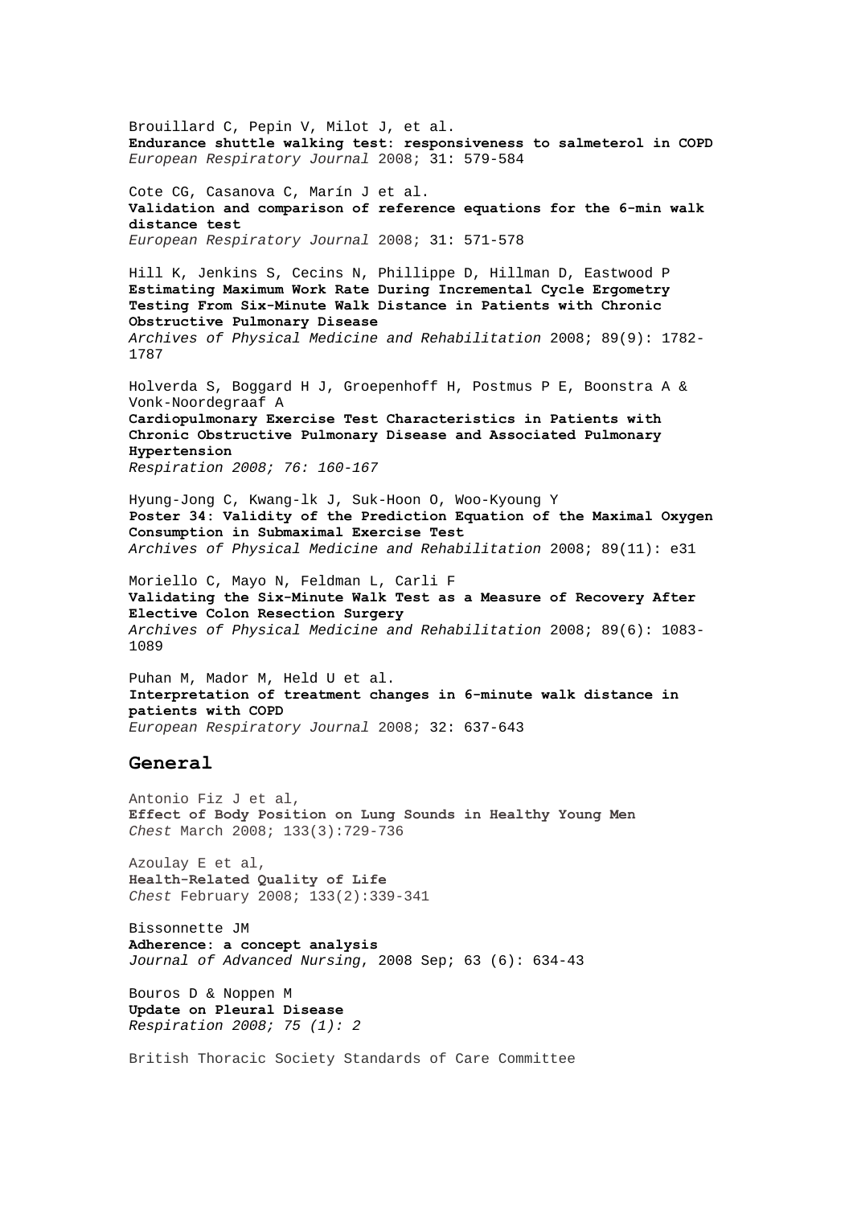Brouillard C, Pepin V, Milot J, et al.
**Endurance shuttle walking test: responsiveness to salmeterol in COPD**
*European Respiratory Journal* 2008; 31: 579-584

Cote CG, Casanova C, Marín J et al.
**Validation and comparison of reference equations for the 6-min walk distance test**
*European Respiratory Journal* 2008; 31: 571-578

Hill K, Jenkins S, Cecins N, Phillippe D, Hillman D, Eastwood P
**Estimating Maximum Work Rate During Incremental Cycle Ergometry Testing From Six-Minute Walk Distance in Patients with Chronic Obstructive Pulmonary Disease**
*Archives of Physical Medicine and Rehabilitation* 2008; 89(9): 1782-1787

Holverda S, Boggard H J, Groepenhoff H, Postmus P E, Boonstra A & Vonk-Noordegraaf A
**Cardiopulmonary Exercise Test Characteristics in Patients with Chronic Obstructive Pulmonary Disease and Associated Pulmonary Hypertension**
*Respiration 2008; 76: 160-167*

Hyung-Jong C, Kwang-lk J, Suk-Hoon O, Woo-Kyoung Y
**Poster 34: Validity of the Prediction Equation of the Maximal Oxygen Consumption in Submaximal Exercise Test**
*Archives of Physical Medicine and Rehabilitation* 2008; 89(11): e31

Moriello C, Mayo N, Feldman L, Carli F
**Validating the Six-Minute Walk Test as a Measure of Recovery After Elective Colon Resection Surgery**
*Archives of Physical Medicine and Rehabilitation* 2008; 89(6): 1083-1089

Puhan M, Mador M, Held U et al.
**Interpretation of treatment changes in 6-minute walk distance in patients with COPD**
*European Respiratory Journal* 2008; 32: 637-643

## General

Antonio Fiz J et al,
**Effect of Body Position on Lung Sounds in Healthy Young Men**
*Chest* March 2008; 133(3):729-736

Azoulay E et al,
**Health-Related Quality of Life**
*Chest* February 2008; 133(2):339-341

Bissonnette JM
**Adherence: a concept analysis**
*Journal of Advanced Nursing*, 2008 Sep; 63 (6): 634-43

Bouros D & Noppen M
**Update on Pleural Disease**
*Respiration 2008; 75 (1): 2*

British Thoracic Society Standards of Care Committee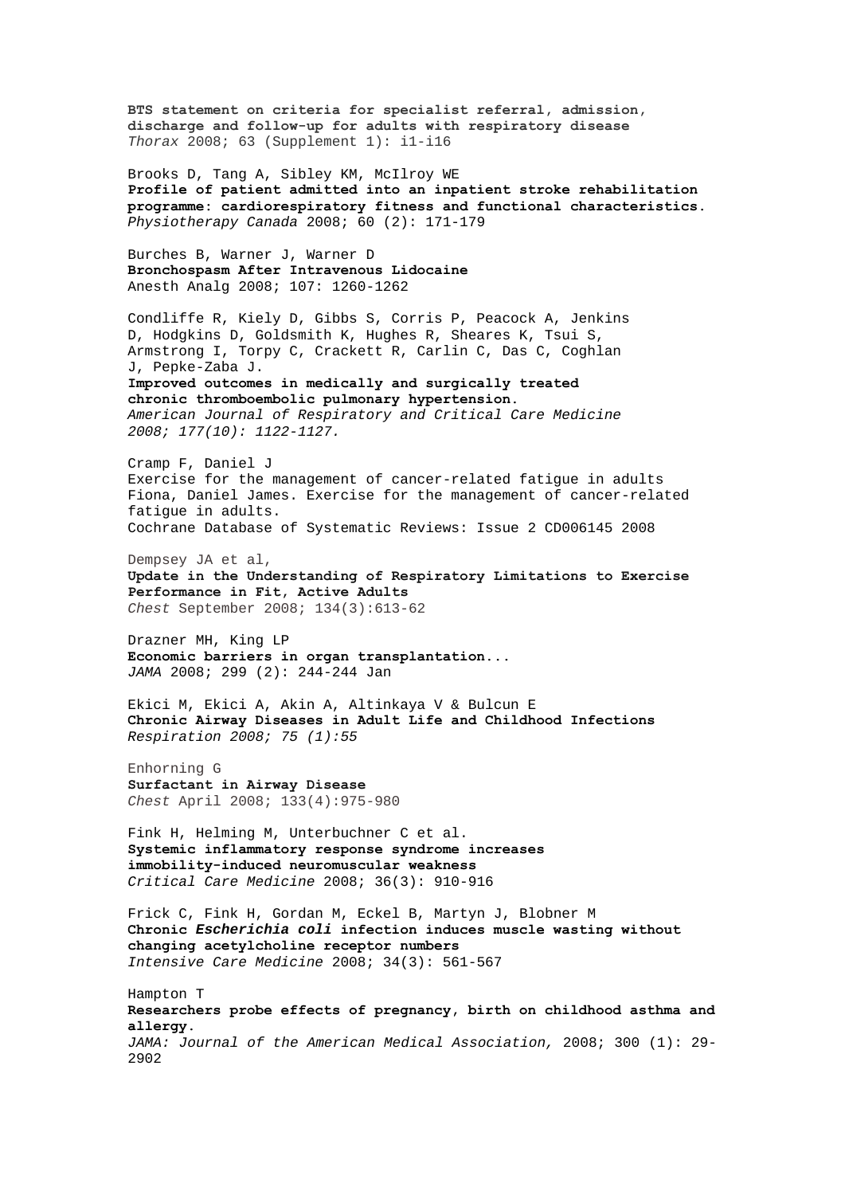**BTS statement on criteria for specialist referral, admission, discharge and follow-up for adults with respiratory disease**
*Thorax* 2008; 63 (Supplement 1): i1-i16

Brooks D, Tang A, Sibley KM, McIlroy WE
**Profile of patient admitted into an inpatient stroke rehabilitation programme: cardiorespiratory fitness and functional characteristics.**
*Physiotherapy Canada* 2008; 60 (2): 171-179

Burches B, Warner J, Warner D
**Bronchospasm After Intravenous Lidocaine**
Anesth Analg 2008; 107: 1260-1262

Condliffe R, Kiely D, Gibbs S, Corris P, Peacock A, Jenkins D, Hodgkins D, Goldsmith K, Hughes R, Sheares K, Tsui S, Armstrong I, Torpy C, Crackett R, Carlin C, Das C, Coghlan J, Pepke-Zaba J.
**Improved outcomes in medically and surgically treated chronic thromboembolic pulmonary hypertension.**
*American Journal of Respiratory and Critical Care Medicine 2008; 177(10): 1122-1127.*

Cramp F, Daniel J
Exercise for the management of cancer-related fatigue in adults Fiona, Daniel James. Exercise for the management of cancer-related fatigue in adults.
Cochrane Database of Systematic Reviews: Issue 2 CD006145 2008

Dempsey JA et al,
**Update in the Understanding of Respiratory Limitations to Exercise Performance in Fit, Active Adults**
*Chest* September 2008; 134(3):613-62

Drazner MH, King LP
**Economic barriers in organ transplantation...**
*JAMA* 2008; 299 (2): 244-244 Jan

Ekici M, Ekici A, Akin A, Altinkaya V & Bulcun E
**Chronic Airway Diseases in Adult Life and Childhood Infections**
*Respiration 2008; 75 (1):55*

Enhorning G
**Surfactant in Airway Disease**
*Chest* April 2008; 133(4):975-980

Fink H, Helming M, Unterbuchner C et al.
**Systemic inflammatory response syndrome increases immobility-induced neuromuscular weakness**
*Critical Care Medicine* 2008; 36(3): 910-916

Frick C, Fink H, Gordan M, Eckel B, Martyn J, Blobner M
**Chronic *Escherichia coli* infection induces muscle wasting without changing acetylcholine receptor numbers**
*Intensive Care Medicine* 2008; 34(3): 561-567

Hampton T
**Researchers probe effects of pregnancy, birth on childhood asthma and allergy.**
*JAMA: Journal of the American Medical Association,* 2008; 300 (1): 29-2902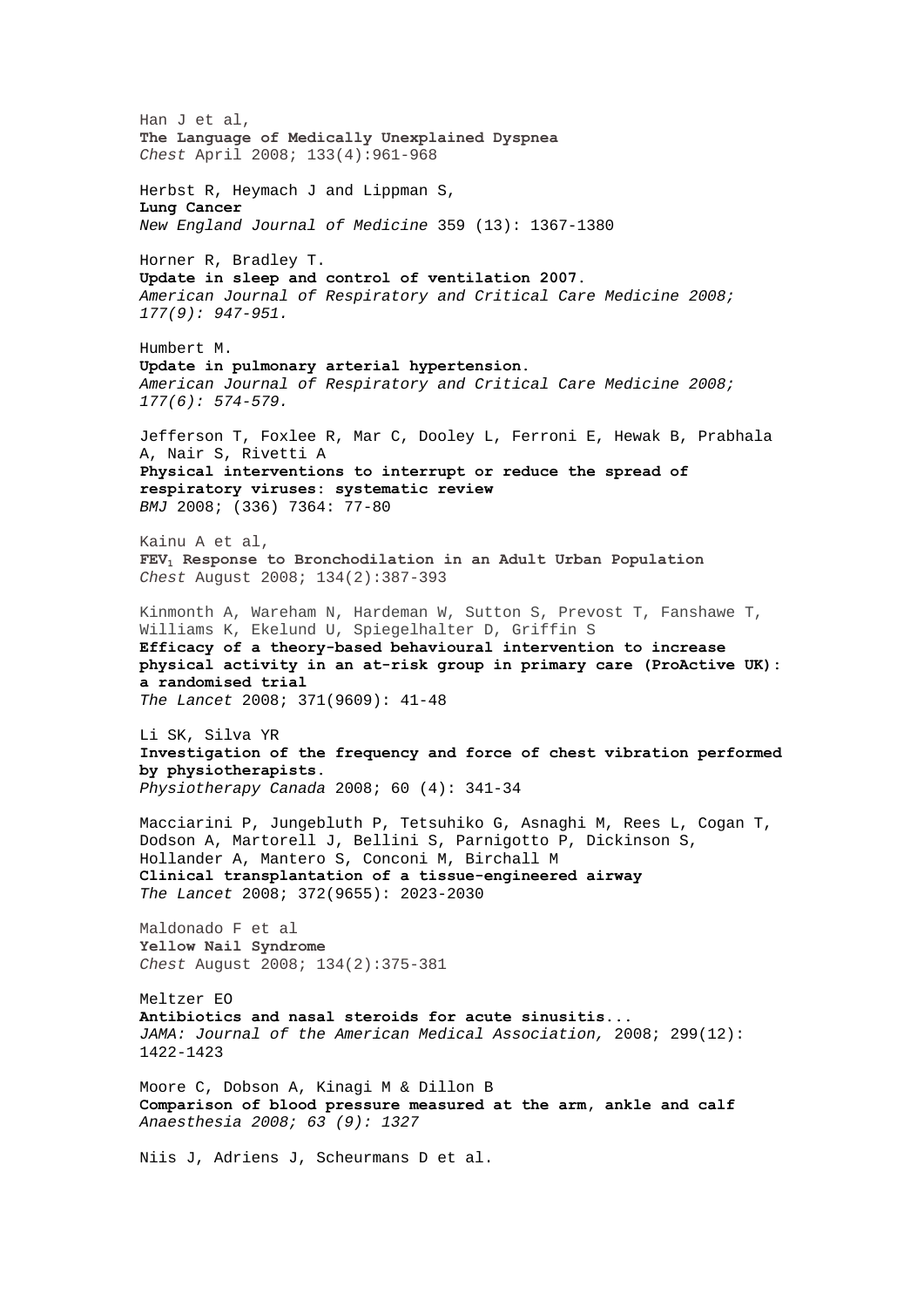Han J et al,
**The Language of Medically Unexplained Dyspnea**
*Chest* April 2008; 133(4):961-968

Herbst R, Heymach J and Lippman S,
**Lung Cancer**
*New England Journal of Medicine* 359 (13): 1367-1380

Horner R, Bradley T.
**Update in sleep and control of ventilation 2007.**
*American Journal of Respiratory and Critical Care Medicine 2008; 177(9): 947-951.*

Humbert M.
**Update in pulmonary arterial hypertension.**
*American Journal of Respiratory and Critical Care Medicine 2008; 177(6): 574-579.*

Jefferson T, Foxlee R, Mar C, Dooley L, Ferroni E, Hewak B, Prabhala A, Nair S, Rivetti A
**Physical interventions to interrupt or reduce the spread of respiratory viruses: systematic review**
*BMJ* 2008; (336) 7364: 77-80

Kainu A et al,
**$FEV_1$ Response to Bronchodilation in an Adult Urban Population**
*Chest* August 2008; 134(2):387-393

Kinmonth A, Wareham N, Hardeman W, Sutton S, Prevost T, Fanshawe T, Williams K, Ekelund U, Spiegelhalter D, Griffin S
**Efficacy of a theory-based behavioural intervention to increase physical activity in an at-risk group in primary care (ProActive UK): a randomised trial**
*The Lancet* 2008; 371(9609): 41-48

Li SK, Silva YR
**Investigation of the frequency and force of chest vibration performed by physiotherapists.**
*Physiotherapy Canada* 2008; 60 (4): 341-34

Macciarini P, Jungebluth P, Tetsuhiko G, Asnaghi M, Rees L, Cogan T, Dodson A, Martorell J, Bellini S, Parnigotto P, Dickinson S, Hollander A, Mantero S, Conconi M, Birchall M
**Clinical transplantation of a tissue-engineered airway**
*The Lancet* 2008; 372(9655): 2023-2030

Maldonado F et al
**Yellow Nail Syndrome**
*Chest* August 2008; 134(2):375-381

Meltzer EO
**Antibiotics and nasal steroids for acute sinusitis...**
*JAMA: Journal of the American Medical Association,* 2008; 299(12): 1422-1423

Moore C, Dobson A, Kinagi M & Dillon B
**Comparison of blood pressure measured at the arm, ankle and calf**
*Anaesthesia 2008; 63 (9): 1327*

Niis J, Adriens J, Scheurmans D et al.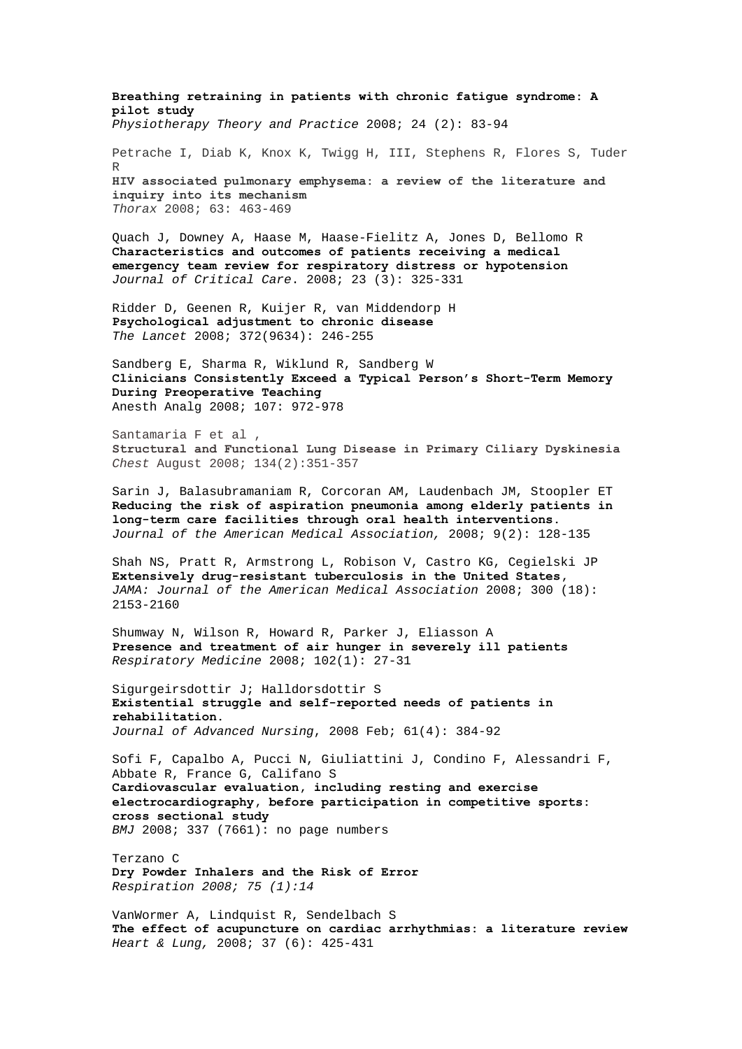**Breathing retraining in patients with chronic fatigue syndrome: A pilot study**
*Physiotherapy Theory and Practice* 2008; 24 (2): 83-94

Petrache I, Diab K, Knox K, Twigg H, III, Stephens R, Flores S, Tuder R
**HIV associated pulmonary emphysema: a review of the literature and inquiry into its mechanism**
*Thorax* 2008; 63: 463-469

Quach J, Downey A, Haase M, Haase-Fielitz A, Jones D, Bellomo R
**Characteristics and outcomes of patients receiving a medical emergency team review for respiratory distress or hypotension**
*Journal of Critical Care*. 2008; 23 (3): 325-331

Ridder D, Geenen R, Kuijer R, van Middendorp H
**Psychological adjustment to chronic disease**
*The Lancet* 2008; 372(9634): 246-255

Sandberg E, Sharma R, Wiklund R, Sandberg W
**Clinicians Consistently Exceed a Typical Person's Short-Term Memory During Preoperative Teaching**
Anesth Analg 2008; 107: 972-978

Santamaria F et al ,
**Structural and Functional Lung Disease in Primary Ciliary Dyskinesia**
*Chest* August 2008; 134(2):351-357

Sarin J, Balasubramaniam R, Corcoran AM, Laudenbach JM, Stoopler ET
**Reducing the risk of aspiration pneumonia among elderly patients in long-term care facilities through oral health interventions.**
*Journal of the American Medical Association,* 2008; 9(2): 128-135

Shah NS, Pratt R, Armstrong L, Robison V, Castro KG, Cegielski JP
**Extensively drug-resistant tuberculosis in the United States,**
*JAMA: Journal of the American Medical Association* 2008; 300 (18): 2153-2160

Shumway N, Wilson R, Howard R, Parker J, Eliasson A
**Presence and treatment of air hunger in severely ill patients**
*Respiratory Medicine* 2008; 102(1): 27-31

Sigurgeirsdottir J; Halldorsdottir S
**Existential struggle and self-reported needs of patients in rehabilitation.**
*Journal of Advanced Nursing*, 2008 Feb; 61(4): 384-92

Sofi F, Capalbo A, Pucci N, Giuliattini J, Condino F, Alessandri F, Abbate R, France G, Califano S
**Cardiovascular evaluation, including resting and exercise electrocardiography, before participation in competitive sports: cross sectional study**
*BMJ* 2008; 337 (7661): no page numbers

Terzano C
**Dry Powder Inhalers and the Risk of Error**
*Respiration 2008; 75 (1):14*

VanWormer A, Lindquist R, Sendelbach S
**The effect of acupuncture on cardiac arrhythmias: a literature review**
*Heart & Lung,* 2008; 37 (6): 425-431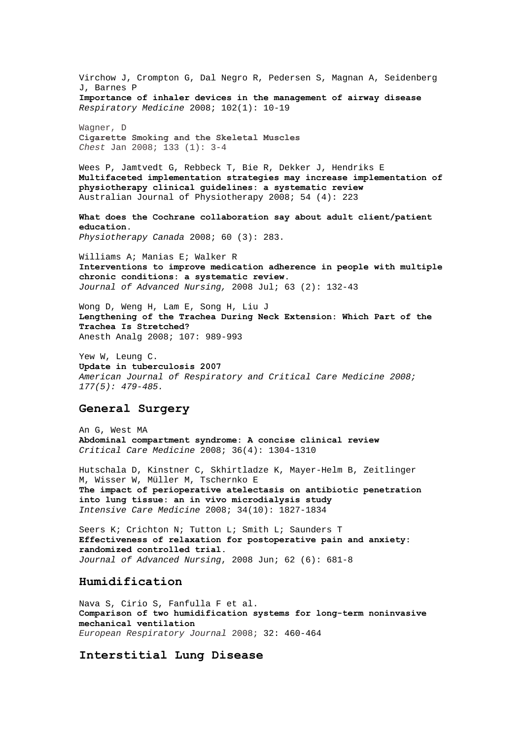Virchow J, Crompton G, Dal Negro R, Pedersen S, Magnan A, Seidenberg J, Barnes P
**Importance of inhaler devices in the management of airway disease**
*Respiratory Medicine* 2008; 102(1): 10-19

Wagner, D
**Cigarette Smoking and the Skeletal Muscles**
*Chest* Jan 2008; 133 (1): 3-4

Wees P, Jamtvedt G, Rebbeck T, Bie R, Dekker J, Hendriks E
**Multifaceted implementation strategies may increase implementation of physiotherapy clinical guidelines: a systematic review**
Australian Journal of Physiotherapy 2008; 54 (4): 223

**What does the Cochrane collaboration say about adult client/patient education.**
*Physiotherapy Canada* 2008; 60 (3): 283.

Williams A; Manias E; Walker R
**Interventions to improve medication adherence in people with multiple chronic conditions: a systematic review.**
*Journal of Advanced Nursing,* 2008 Jul; 63 (2): 132-43

Wong D, Weng H, Lam E, Song H, Liu J
**Lengthening of the Trachea During Neck Extension: Which Part of the Trachea Is Stretched?**
Anesth Analg 2008; 107: 989-993

Yew W, Leung C.
**Update in tuberculosis 2007**
*American Journal of Respiratory and Critical Care Medicine 2008; 177(5): 479-485.*

## General Surgery

An G, West MA
**Abdominal compartment syndrome: A concise clinical review**
*Critical Care Medicine* 2008; 36(4): 1304-1310

Hutschala D, Kinstner C, Skhirtladze K, Mayer-Helm B, Zeitlinger M, Wisser W, Müller M, Tschernko E
**The impact of perioperative atelectasis on antibiotic penetration into lung tissue: an in vivo microdialysis study**
*Intensive Care Medicine* 2008; 34(10): 1827-1834

Seers K; Crichton N; Tutton L; Smith L; Saunders T
**Effectiveness of relaxation for postoperative pain and anxiety: randomized controlled trial.**
*Journal of Advanced Nursing*, 2008 Jun; 62 (6): 681-8

## Humidification

Nava S, Cirio S, Fanfulla F et al.
**Comparison of two humidification systems for long-term noninvasive mechanical ventilation**
*European Respiratory Journal* 2008; 32: 460-464

## Interstitial Lung Disease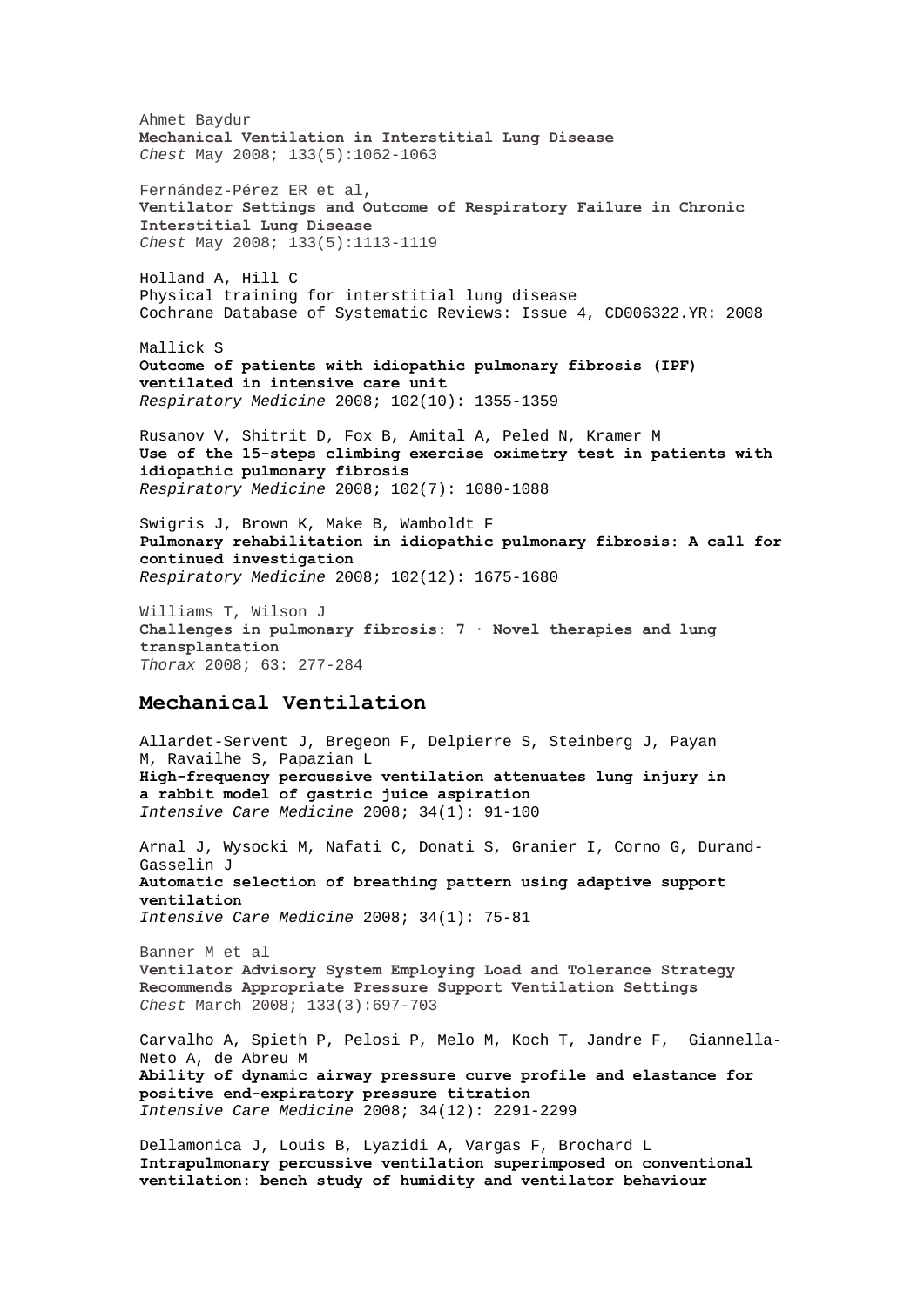Ahmet Baydur
**Mechanical Ventilation in Interstitial Lung Disease**
*Chest* May 2008; 133(5):1062-1063

Fernández-Pérez ER et al,
**Ventilator Settings and Outcome of Respiratory Failure in Chronic Interstitial Lung Disease**
*Chest* May 2008; 133(5):1113-1119

Holland A, Hill C
Physical training for interstitial lung disease
Cochrane Database of Systematic Reviews: Issue 4, CD006322.YR: 2008

Mallick S
**Outcome of patients with idiopathic pulmonary fibrosis (IPF) ventilated in intensive care unit**
*Respiratory Medicine* 2008; 102(10): 1355-1359

Rusanov V, Shitrit D, Fox B, Amital A, Peled N, Kramer M
**Use of the 15-steps climbing exercise oximetry test in patients with idiopathic pulmonary fibrosis**
*Respiratory Medicine* 2008; 102(7): 1080-1088

Swigris J, Brown K, Make B, Wamboldt F
**Pulmonary rehabilitation in idiopathic pulmonary fibrosis: A call for continued investigation**
*Respiratory Medicine* 2008; 102(12): 1675-1680

Williams T, Wilson J
**Challenges in pulmonary fibrosis: 7 · Novel therapies and lung transplantation**
*Thorax* 2008; 63: 277-284

## Mechanical Ventilation

Allardet-Servent J, Bregeon F, Delpierre S, Steinberg J, Payan M, Ravailhe S, Papazian L
**High-frequency percussive ventilation attenuates lung injury in a rabbit model of gastric juice aspiration**
*Intensive Care Medicine* 2008; 34(1): 91-100

Arnal J, Wysocki M, Nafati C, Donati S, Granier I, Corno G, Durand-Gasselin J
**Automatic selection of breathing pattern using adaptive support ventilation**
*Intensive Care Medicine* 2008; 34(1): 75-81

Banner M et al
**Ventilator Advisory System Employing Load and Tolerance Strategy Recommends Appropriate Pressure Support Ventilation Settings**
*Chest* March 2008; 133(3):697-703

Carvalho A, Spieth P, Pelosi P, Melo M, Koch T, Jandre F, Giannella-Neto A, de Abreu M
**Ability of dynamic airway pressure curve profile and elastance for positive end-expiratory pressure titration**
*Intensive Care Medicine* 2008; 34(12): 2291-2299

Dellamonica J, Louis B, Lyazidi A, Vargas F, Brochard L
**Intrapulmonary percussive ventilation superimposed on conventional ventilation: bench study of humidity and ventilator behaviour**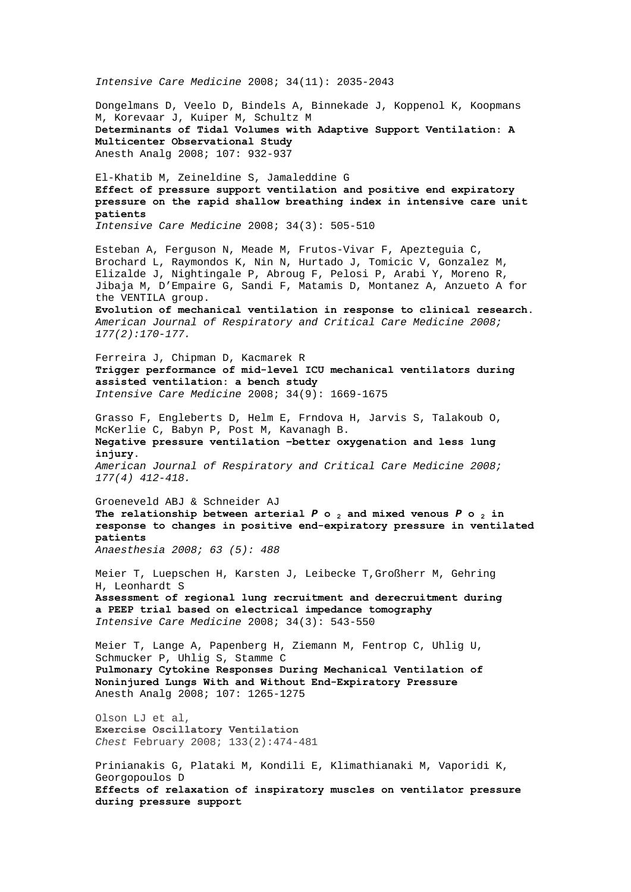*Intensive Care Medicine* 2008; 34(11): 2035-2043

Dongelmans D, Veelo D, Bindels A, Binnekade J, Koppenol K, Koopmans M, Korevaar J, Kuiper M, Schultz M
**Determinants of Tidal Volumes with Adaptive Support Ventilation: A Multicenter Observational Study**
Anesth Analg 2008; 107: 932-937

El-Khatib M, Zeineldine S, Jamaleddine G
**Effect of pressure support ventilation and positive end expiratory pressure on the rapid shallow breathing index in intensive care unit patients**
*Intensive Care Medicine* 2008; 34(3): 505-510

Esteban A, Ferguson N, Meade M, Frutos-Vivar F, Apezteguia C, Brochard L, Raymondos K, Nin N, Hurtado J, Tomicic V, Gonzalez M, Elizalde J, Nightingale P, Abroug F, Pelosi P, Arabi Y, Moreno R, Jibaja M, D'Empaire G, Sandi F, Matamis D, Montanez A, Anzueto A for the VENTILA group.
**Evolution of mechanical ventilation in response to clinical research.**
*American Journal of Respiratory and Critical Care Medicine 2008; 177(2):170-177.*

Ferreira J, Chipman D, Kacmarek R
**Trigger performance of mid-level ICU mechanical ventilators during assisted ventilation: a bench study**
*Intensive Care Medicine* 2008; 34(9): 1669-1675

Grasso F, Engleberts D, Helm E, Frndova H, Jarvis S, Talakoub O, McKerlie C, Babyn P, Post M, Kavanagh B.
**Negative pressure ventilation –better oxygenation and less lung injury.**
*American Journal of Respiratory and Critical Care Medicine 2008; 177(4) 412-418.*

Groeneveld ABJ & Schneider AJ
**The relationship between arterial $P_{O_2}$ and mixed venous $P_{O_2}$ in response to changes in positive end-expiratory pressure in ventilated patients**
*Anaesthesia 2008; 63 (5): 488*

Meier T, Luepschen H, Karsten J, Leibecke T,Großherr M, Gehring H, Leonhardt S
**Assessment of regional lung recruitment and derecruitment during a PEEP trial based on electrical impedance tomography**
*Intensive Care Medicine* 2008; 34(3): 543-550

Meier T, Lange A, Papenberg H, Ziemann M, Fentrop C, Uhlig U, Schmucker P, Uhlig S, Stamme C
**Pulmonary Cytokine Responses During Mechanical Ventilation of Noninjured Lungs With and Without End-Expiratory Pressure**
Anesth Analg 2008; 107: 1265-1275

Olson LJ et al,
**Exercise Oscillatory Ventilation**
*Chest* February 2008; 133(2):474-481

Prinianakis G, Plataki M, Kondili E, Klimathianaki M, Vaporidi K, Georgopoulos D
**Effects of relaxation of inspiratory muscles on ventilator pressure during pressure support**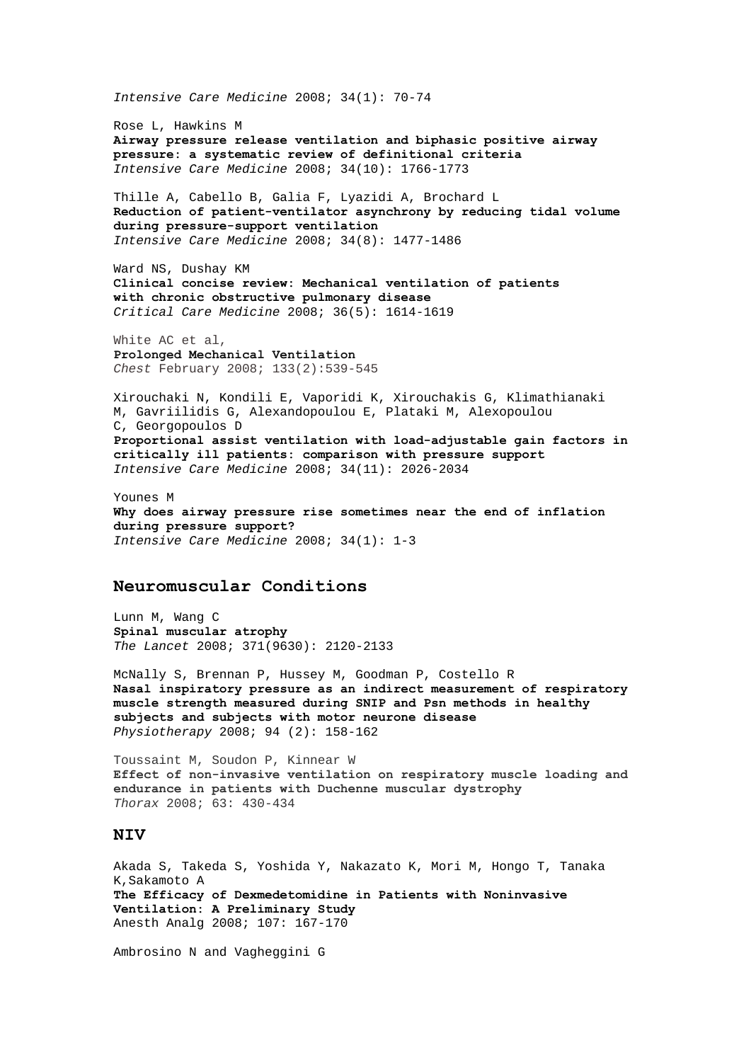*Intensive Care Medicine* 2008; 34(1): 70-74

Rose L, Hawkins M
**Airway pressure release ventilation and biphasic positive airway pressure: a systematic review of definitional criteria**
*Intensive Care Medicine* 2008; 34(10): 1766-1773

Thille A, Cabello B, Galia F, Lyazidi A, Brochard L
**Reduction of patient-ventilator asynchrony by reducing tidal volume during pressure-support ventilation**
*Intensive Care Medicine* 2008; 34(8): 1477-1486

Ward NS, Dushay KM
**Clinical concise review: Mechanical ventilation of patients with chronic obstructive pulmonary disease**
*Critical Care Medicine* 2008; 36(5): 1614-1619

White AC et al,
**Prolonged Mechanical Ventilation**
*Chest* February 2008; 133(2):539-545

Xirouchaki N, Kondili E, Vaporidi K, Xirouchakis G, Klimathianaki M, Gavriilidis G, Alexandopoulou E, Plataki M, Alexopoulou C, Georgopoulos D
**Proportional assist ventilation with load-adjustable gain factors in critically ill patients: comparison with pressure support**
*Intensive Care Medicine* 2008; 34(11): 2026-2034

Younes M
**Why does airway pressure rise sometimes near the end of inflation during pressure support?**
*Intensive Care Medicine* 2008; 34(1): 1-3

## Neuromuscular Conditions

Lunn M, Wang C
**Spinal muscular atrophy**
*The Lancet* 2008; 371(9630): 2120-2133

McNally S, Brennan P, Hussey M, Goodman P, Costello R
**Nasal inspiratory pressure as an indirect measurement of respiratory muscle strength measured during SNIP and Psn methods in healthy subjects and subjects with motor neurone disease**
*Physiotherapy* 2008; 94 (2): 158-162

Toussaint M, Soudon P, Kinnear W
**Effect of non-invasive ventilation on respiratory muscle loading and endurance in patients with Duchenne muscular dystrophy**
*Thorax* 2008; 63: 430-434

## NIV

Akada S, Takeda S, Yoshida Y, Nakazato K, Mori M, Hongo T, Tanaka K,Sakamoto A
**The Efficacy of Dexmedetomidine in Patients with Noninvasive Ventilation: A Preliminary Study**
Anesth Analg 2008; 107: 167-170

Ambrosino N and Vagheggini G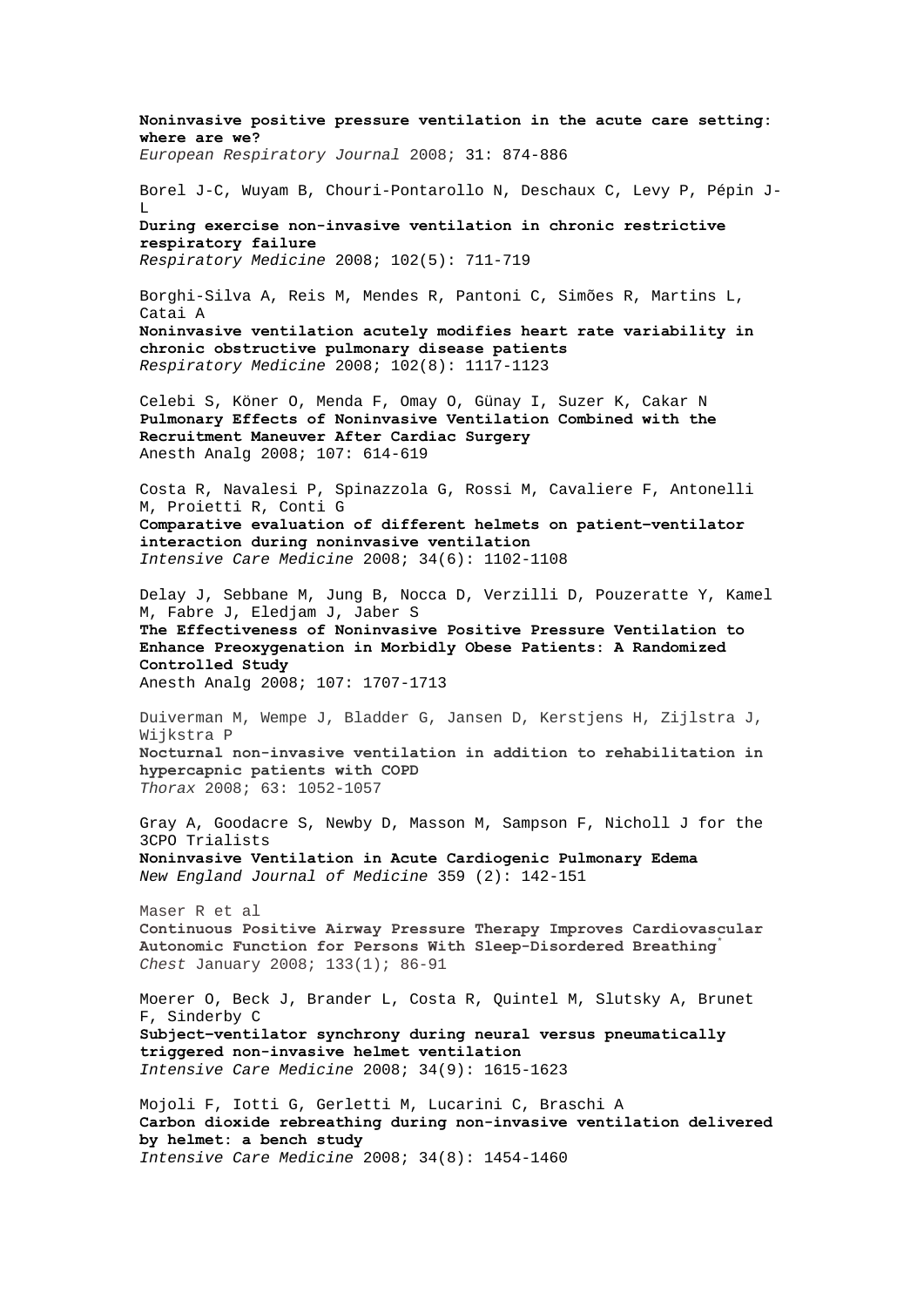**Noninvasive positive pressure ventilation in the acute care setting: where are we?**
*European Respiratory Journal* 2008; 31: 874-886

Borel J-C, Wuyam B, Chouri-Pontarollo N, Deschaux C, Levy P, Pépin J-L
**During exercise non-invasive ventilation in chronic restrictive respiratory failure**
*Respiratory Medicine* 2008; 102(5): 711-719

Borghi-Silva A, Reis M, Mendes R, Pantoni C, Simões R, Martins L, Catai A
**Noninvasive ventilation acutely modifies heart rate variability in chronic obstructive pulmonary disease patients**
*Respiratory Medicine* 2008; 102(8): 1117-1123

Celebi S, Köner O, Menda F, Omay O, Günay I, Suzer K, Cakar N
**Pulmonary Effects of Noninvasive Ventilation Combined with the Recruitment Maneuver After Cardiac Surgery**
Anesth Analg 2008; 107: 614-619

Costa R, Navalesi P, Spinazzola G, Rossi M, Cavaliere F, Antonelli M, Proietti R, Conti G
**Comparative evaluation of different helmets on patient–ventilator interaction during noninvasive ventilation**
*Intensive Care Medicine* 2008; 34(6): 1102-1108

Delay J, Sebbane M, Jung B, Nocca D, Verzilli D, Pouzeratte Y, Kamel M, Fabre J, Eledjam J, Jaber S
**The Effectiveness of Noninvasive Positive Pressure Ventilation to Enhance Preoxygenation in Morbidly Obese Patients: A Randomized Controlled Study**
Anesth Analg 2008; 107: 1707-1713

Duiverman M, Wempe J, Bladder G, Jansen D, Kerstjens H, Zijlstra J, Wijkstra P
**Nocturnal non-invasive ventilation in addition to rehabilitation in hypercapnic patients with COPD**
*Thorax* 2008; 63: 1052-1057

Gray A, Goodacre S, Newby D, Masson M, Sampson F, Nicholl J for the 3CPO Trialists
**Noninvasive Ventilation in Acute Cardiogenic Pulmonary Edema**
*New England Journal of Medicine* 359 (2): 142-151

Maser R et al
**Continuous Positive Airway Pressure Therapy Improves Cardiovascular Autonomic Function for Persons With Sleep-Disordered Breathing*[*]**
*Chest* January 2008; 133(1); 86-91

Moerer O, Beck J, Brander L, Costa R, Quintel M, Slutsky A, Brunet F, Sinderby C
**Subject–ventilator synchrony during neural versus pneumatically triggered non-invasive helmet ventilation**
*Intensive Care Medicine* 2008; 34(9): 1615-1623

Mojoli F, Iotti G, Gerletti M, Lucarini C, Braschi A
**Carbon dioxide rebreathing during non-invasive ventilation delivered by helmet: a bench study**
*Intensive Care Medicine* 2008; 34(8): 1454-1460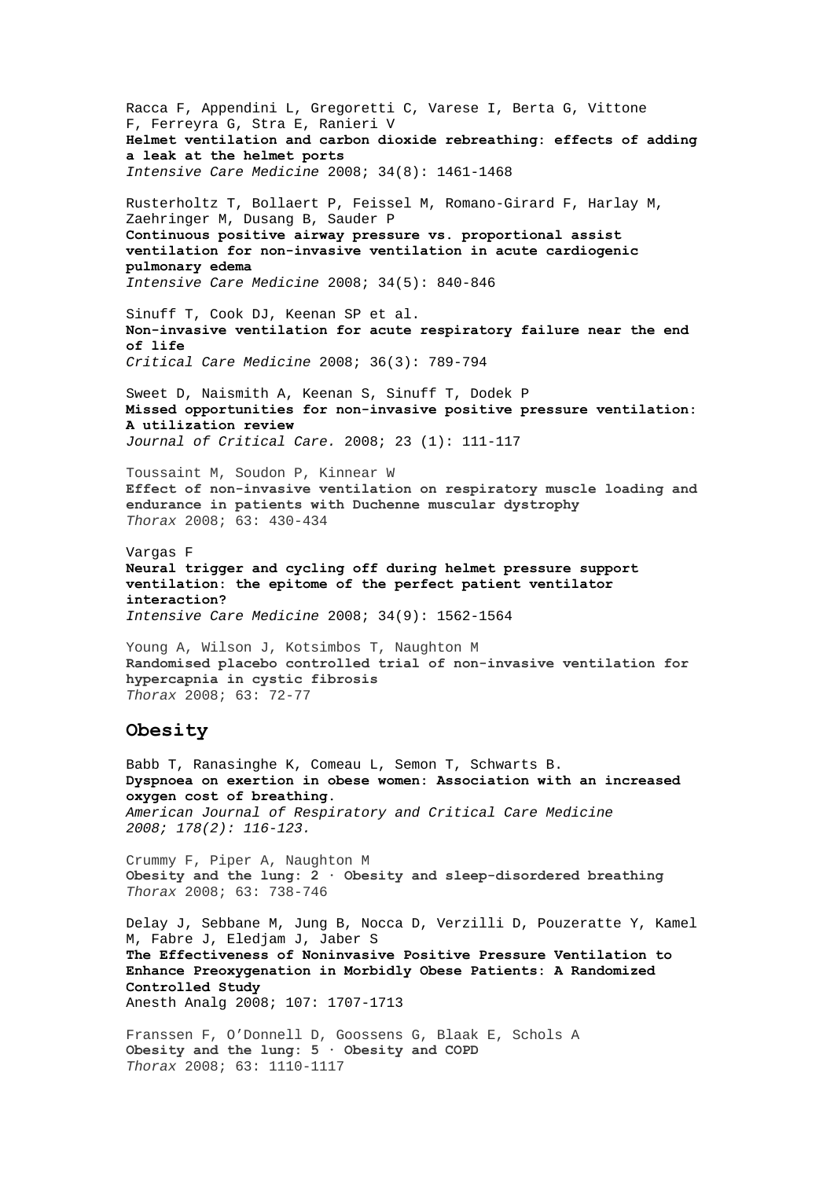Racca F, Appendini L, Gregoretti C, Varese I, Berta G, Vittone F, Ferreyra G, Stra E, Ranieri V
**Helmet ventilation and carbon dioxide rebreathing: effects of adding a leak at the helmet ports**
*Intensive Care Medicine* 2008; 34(8): 1461-1468

Rusterholtz T, Bollaert P, Feissel M, Romano-Girard F, Harlay M, Zaehringer M, Dusang B, Sauder P
**Continuous positive airway pressure vs. proportional assist ventilation for non-invasive ventilation in acute cardiogenic pulmonary edema**
*Intensive Care Medicine* 2008; 34(5): 840-846

Sinuff T, Cook DJ, Keenan SP et al.
**Non-invasive ventilation for acute respiratory failure near the end of life**
*Critical Care Medicine* 2008; 36(3): 789-794

Sweet D, Naismith A, Keenan S, Sinuff T, Dodek P
**Missed opportunities for non-invasive positive pressure ventilation: A utilization review**
*Journal of Critical Care.* 2008; 23 (1): 111-117

Toussaint M, Soudon P, Kinnear W
**Effect of non-invasive ventilation on respiratory muscle loading and endurance in patients with Duchenne muscular dystrophy**
*Thorax* 2008; 63: 430-434

Vargas F
**Neural trigger and cycling off during helmet pressure support ventilation: the epitome of the perfect patient ventilator interaction?**
*Intensive Care Medicine* 2008; 34(9): 1562-1564

Young A, Wilson J, Kotsimbos T, Naughton M
**Randomised placebo controlled trial of non-invasive ventilation for hypercapnia in cystic fibrosis**
*Thorax* 2008; 63: 72-77

## Obesity

Babb T, Ranasinghe K, Comeau L, Semon T, Schwarts B.
**Dyspnoea on exertion in obese women: Association with an increased oxygen cost of breathing.**
*American Journal of Respiratory and Critical Care Medicine 2008; 178(2): 116-123.*

Crummy F, Piper A, Naughton M
**Obesity and the lung: 2 · Obesity and sleep-disordered breathing**
*Thorax* 2008; 63: 738-746

Delay J, Sebbane M, Jung B, Nocca D, Verzilli D, Pouzeratte Y, Kamel M, Fabre J, Eledjam J, Jaber S
**The Effectiveness of Noninvasive Positive Pressure Ventilation to Enhance Preoxygenation in Morbidly Obese Patients: A Randomized Controlled Study**
Anesth Analg 2008; 107: 1707-1713

Franssen F, O'Donnell D, Goossens G, Blaak E, Schols A
**Obesity and the lung: 5 · Obesity and COPD**
*Thorax* 2008; 63: 1110-1117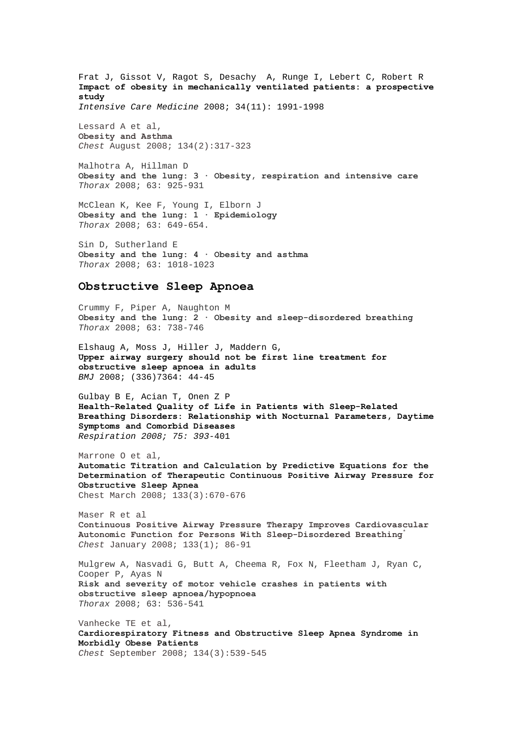Frat J, Gissot V, Ragot S, Desachy  A, Runge I, Lebert C, Robert R
**Impact of obesity in mechanically ventilated patients: a prospective study**
*Intensive Care Medicine* 2008; 34(11): 1991-1998

Lessard A et al,
**Obesity and Asthma**
*Chest* August 2008; 134(2):317-323

Malhotra A, Hillman D
**Obesity and the lung: 3 · Obesity, respiration and intensive care**
*Thorax* 2008; 63: 925-931

McClean K, Kee F, Young I, Elborn J
**Obesity and the lung: 1 · Epidemiology**
*Thorax* 2008; 63: 649-654.

Sin D, Sutherland E
**Obesity and the lung: 4 · Obesity and asthma**
*Thorax* 2008; 63: 1018-1023

## Obstructive Sleep Apnoea

Crummy F, Piper A, Naughton M
**Obesity and the lung: 2 · Obesity and sleep-disordered breathing**
*Thorax* 2008; 63: 738-746

Elshaug A, Moss J, Hiller J, Maddern G,
**Upper airway surgery should not be first line treatment for obstructive sleep apnoea in adults**
*BMJ* 2008; (336)7364: 44-45

Gulbay B E, Acian T, Onen Z P
**Health-Related Quality of Life in Patients with Sleep-Related Breathing Disorders: Relationship with Nocturnal Parameters, Daytime Symptoms and Comorbid Diseases**
*Respiration 2008; 75: 393*-401

Marrone O et al,
**Automatic Titration and Calculation by Predictive Equations for the Determination of Therapeutic Continuous Positive Airway Pressure for Obstructive Sleep Apnea**
Chest March 2008; 133(3):670-676

Maser R et al
**Continuous Positive Airway Pressure Therapy Improves Cardiovascular Autonomic Function for Persons With Sleep-Disordered Breathing***
*Chest* January 2008; 133(1); 86-91

Mulgrew A, Nasvadi G, Butt A, Cheema R, Fox N, Fleetham J, Ryan C, Cooper P, Ayas N
**Risk and severity of motor vehicle crashes in patients with obstructive sleep apnoea/hypopnoea**
*Thorax* 2008; 63: 536-541

Vanhecke TE et al,
**Cardiorespiratory Fitness and Obstructive Sleep Apnea Syndrome in Morbidly Obese Patients**
*Chest* September 2008; 134(3):539-545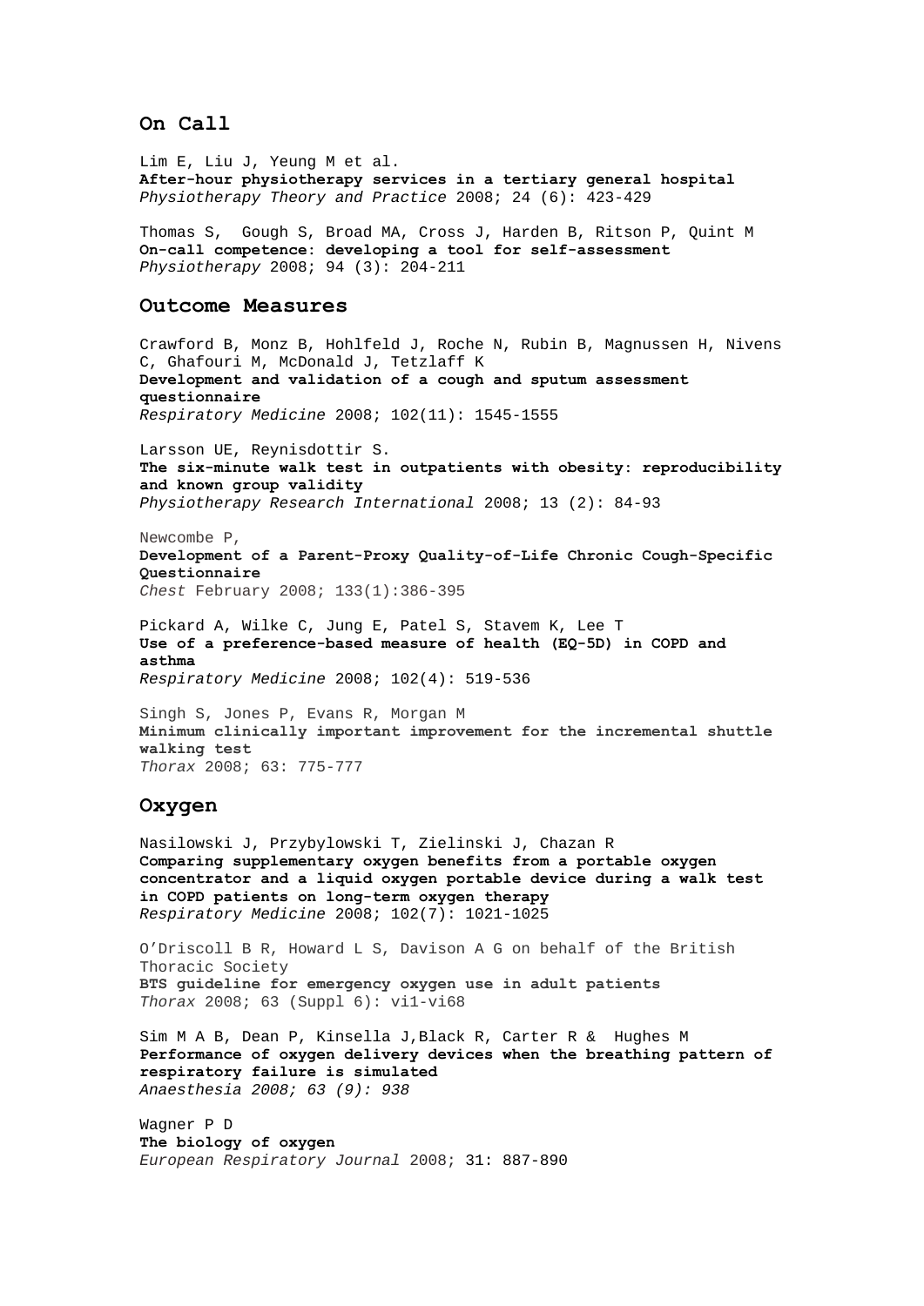## On Call

Lim E, Liu J, Yeung M et al.
**After-hour physiotherapy services in a tertiary general hospital**
*Physiotherapy Theory and Practice* 2008; 24 (6): 423-429

Thomas S, Gough S, Broad MA, Cross J, Harden B, Ritson P, Quint M
**On-call competence: developing a tool for self-assessment**
*Physiotherapy* 2008; 94 (3): 204-211

## Outcome Measures

Crawford B, Monz B, Hohlfeld J, Roche N, Rubin B, Magnussen H, Nivens C, Ghafouri M, McDonald J, Tetzlaff K
**Development and validation of a cough and sputum assessment questionnaire**
*Respiratory Medicine* 2008; 102(11): 1545-1555

Larsson UE, Reynisdottir S.
**The six-minute walk test in outpatients with obesity: reproducibility and known group validity**
*Physiotherapy Research International* 2008; 13 (2): 84-93

Newcombe P,
**Development of a Parent-Proxy Quality-of-Life Chronic Cough-Specific Questionnaire**
*Chest* February 2008; 133(1):386-395

Pickard A, Wilke C, Jung E, Patel S, Stavem K, Lee T
**Use of a preference-based measure of health (EQ-5D) in COPD and asthma**
*Respiratory Medicine* 2008; 102(4): 519-536

Singh S, Jones P, Evans R, Morgan M
**Minimum clinically important improvement for the incremental shuttle walking test**
*Thorax* 2008; 63: 775-777

## Oxygen

Nasilowski J, Przybylowski T, Zielinski J, Chazan R
**Comparing supplementary oxygen benefits from a portable oxygen concentrator and a liquid oxygen portable device during a walk test in COPD patients on long-term oxygen therapy**
*Respiratory Medicine* 2008; 102(7): 1021-1025

O'Driscoll B R, Howard L S, Davison A G on behalf of the British Thoracic Society
**BTS guideline for emergency oxygen use in adult patients**
*Thorax* 2008; 63 (Suppl 6): vi1-vi68

Sim M A B, Dean P, Kinsella J,Black R, Carter R & Hughes M
**Performance of oxygen delivery devices when the breathing pattern of respiratory failure is simulated**
*Anaesthesia 2008; 63 (9): 938*

Wagner P D
**The biology of oxygen**
*European Respiratory Journal* 2008; 31: 887-890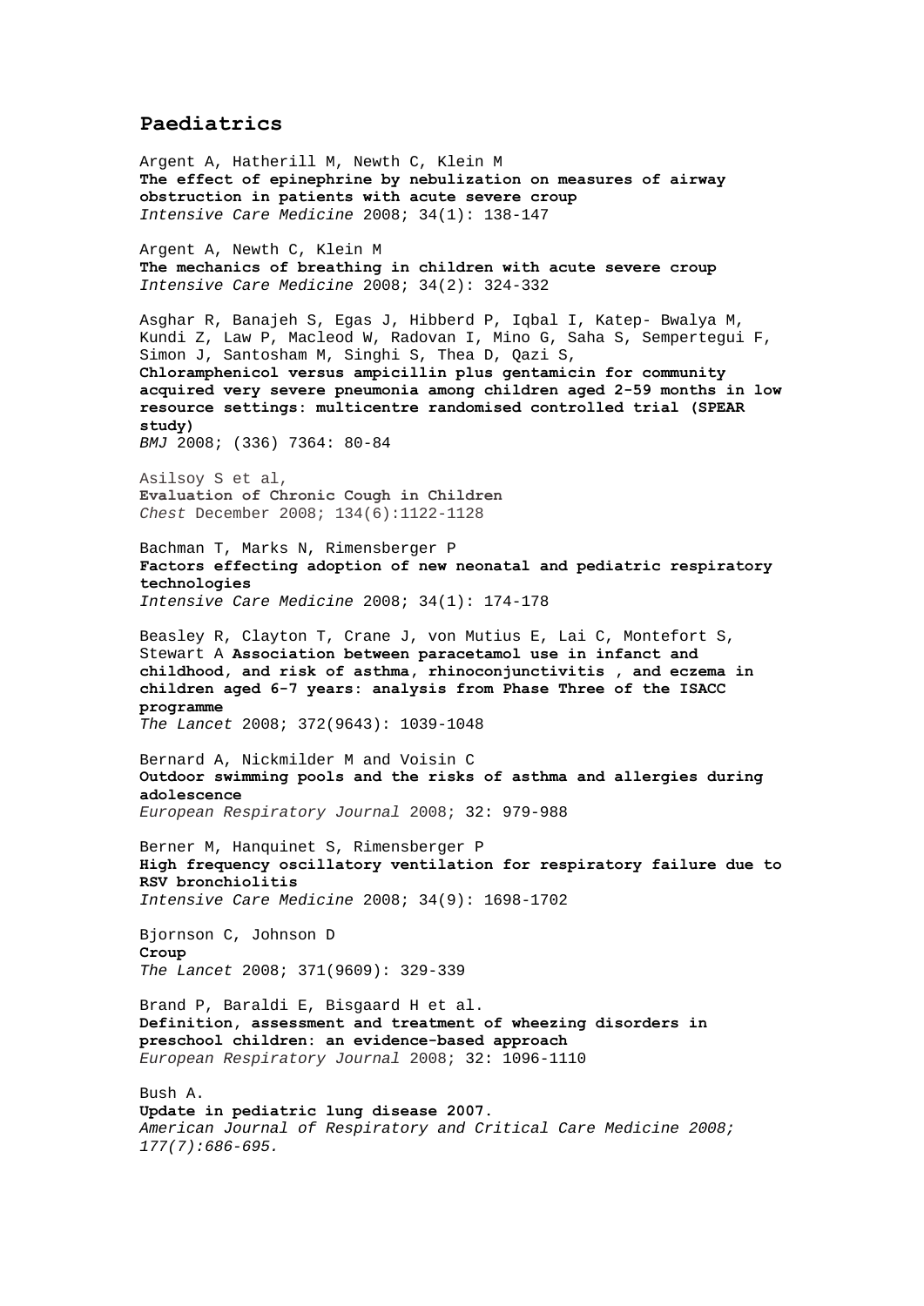## Paediatrics

Argent A, Hatherill M, Newth C, Klein M
**The effect of epinephrine by nebulization on measures of airway obstruction in patients with acute severe croup**
*Intensive Care Medicine* 2008; 34(1): 138-147

Argent A, Newth C, Klein M
**The mechanics of breathing in children with acute severe croup**
*Intensive Care Medicine* 2008; 34(2): 324-332

Asghar R, Banajeh S, Egas J, Hibberd P, Iqbal I, Katep- Bwalya M, Kundi Z, Law P, Macleod W, Radovan I, Mino G, Saha S, Sempertegui F, Simon J, Santosham M, Singhi S, Thea D, Qazi S,
**Chloramphenicol versus ampicillin plus gentamicin for community acquired very severe pneumonia among children aged 2-59 months in low resource settings: multicentre randomised controlled trial (SPEAR study)**
*BMJ* 2008; (336) 7364: 80-84

Asilsoy S et al,
**Evaluation of Chronic Cough in Children**
*Chest* December 2008; 134(6):1122-1128

Bachman T, Marks N, Rimensberger P
**Factors effecting adoption of new neonatal and pediatric respiratory technologies**
*Intensive Care Medicine* 2008; 34(1): 174-178

Beasley R, Clayton T, Crane J, von Mutius E, Lai C, Montefort S, Stewart A **Association between paracetamol use in infanct and childhood, and risk of asthma, rhinoconjunctivitis , and eczema in children aged 6-7 years: analysis from Phase Three of the ISACC programme**
*The Lancet* 2008; 372(9643): 1039-1048

Bernard A, Nickmilder M and Voisin C
**Outdoor swimming pools and the risks of asthma and allergies during adolescence**
*European Respiratory Journal* 2008; 32: 979-988

Berner M, Hanquinet S, Rimensberger P
**High frequency oscillatory ventilation for respiratory failure due to RSV bronchiolitis**
*Intensive Care Medicine* 2008; 34(9): 1698-1702

Bjornson C, Johnson D
**Croup**
*The Lancet* 2008; 371(9609): 329-339

Brand P, Baraldi E, Bisgaard H et al.
**Definition, assessment and treatment of wheezing disorders in preschool children: an evidence-based approach**
*European Respiratory Journal* 2008; 32: 1096-1110

Bush A.
**Update in pediatric lung disease 2007.**
*American Journal of Respiratory and Critical Care Medicine 2008; 177(7):686-695.*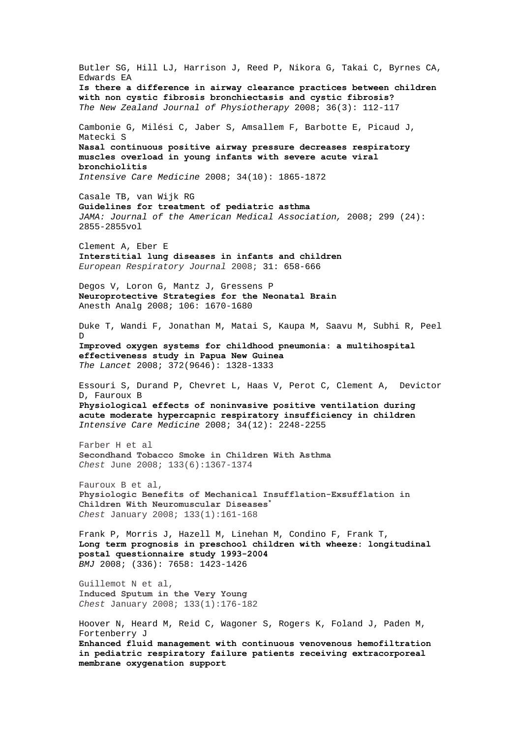Butler SG, Hill LJ, Harrison J, Reed P, Nikora G, Takai C, Byrnes CA, Edwards EA
**Is there a difference in airway clearance practices between children with non cystic fibrosis bronchiectasis and cystic fibrosis?**
*The New Zealand Journal of Physiotherapy* 2008; 36(3): 112-117

Cambonie G, Milési C, Jaber S, Amsallem F, Barbotte E, Picaud J, Matecki S
**Nasal continuous positive airway pressure decreases respiratory muscles overload in young infants with severe acute viral bronchiolitis**
*Intensive Care Medicine* 2008; 34(10): 1865-1872

Casale TB, van Wijk RG
**Guidelines for treatment of pediatric asthma**
*JAMA: Journal of the American Medical Association,* 2008; 299 (24): 2855-2855vol

Clement A, Eber E
**Interstitial lung diseases in infants and children**
*European Respiratory Journal* 2008; 31: 658-666

Degos V, Loron G, Mantz J, Gressens P
**Neuroprotective Strategies for the Neonatal Brain**
Anesth Analg 2008; 106: 1670-1680

Duke T, Wandi F, Jonathan M, Matai S, Kaupa M, Saavu M, Subhi R, Peel D
**Improved oxygen systems for childhood pneumonia: a multihospital effectiveness study in Papua New Guinea**
*The Lancet* 2008; 372(9646): 1328-1333

Essouri S, Durand P, Chevret L, Haas V, Perot C, Clement A, Devictor D, Fauroux B
**Physiological effects of noninvasive positive ventilation during acute moderate hypercapnic respiratory insufficiency in children**
*Intensive Care Medicine* 2008; 34(12): 2248-2255

Farber H et al
**Secondhand Tobacco Smoke in Children With Asthma**
*Chest* June 2008; 133(6):1367-1374

Fauroux B et al,
**Physiologic Benefits of Mechanical Insufflation-Exsufflation in Children With Neuromuscular Diseases***
*Chest* January 2008; 133(1):161-168

Frank P, Morris J, Hazell M, Linehan M, Condino F, Frank T,
**Long term prognosis in preschool children with wheeze: longitudinal postal questionnaire study 1993-2004**
*BMJ* 2008; (336): 7658: 1423-1426

Guillemot N et al,
**Induced Sputum in the Very Young**
*Chest* January 2008; 133(1):176-182

Hoover N, Heard M, Reid C, Wagoner S, Rogers K, Foland J, Paden M, Fortenberry J
**Enhanced fluid management with continuous venovenous hemofiltration in pediatric respiratory failure patients receiving extracorporeal membrane oxygenation support**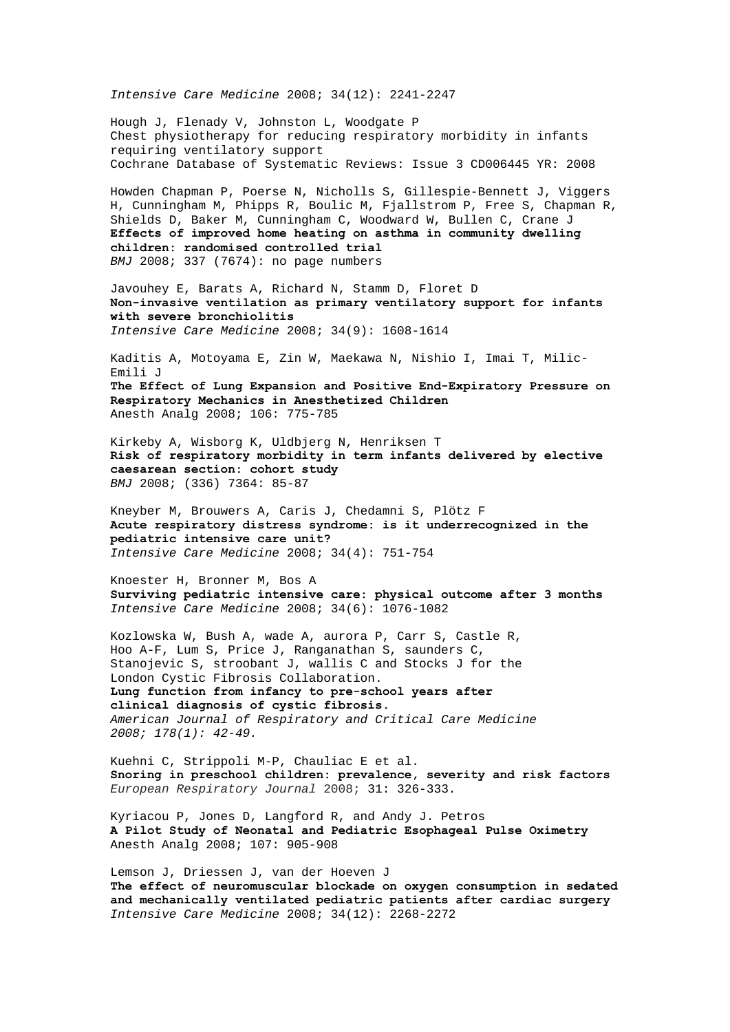*Intensive Care Medicine* 2008; 34(12): 2241-2247

Hough J, Flenady V, Johnston L, Woodgate P
Chest physiotherapy for reducing respiratory morbidity in infants requiring ventilatory support
Cochrane Database of Systematic Reviews: Issue 3 CD006445 YR: 2008

Howden Chapman P, Poerse N, Nicholls S, Gillespie-Bennett J, Viggers H, Cunningham M, Phipps R, Boulic M, Fjallstrom P, Free S, Chapman R, Shields D, Baker M, Cunningham C, Woodward W, Bullen C, Crane J
**Effects of improved home heating on asthma in community dwelling children: randomised controlled trial**
*BMJ* 2008; 337 (7674): no page numbers

Javouhey E, Barats A, Richard N, Stamm D, Floret D
**Non-invasive ventilation as primary ventilatory support for infants with severe bronchiolitis**
*Intensive Care Medicine* 2008; 34(9): 1608-1614

Kaditis A, Motoyama E, Zin W, Maekawa N, Nishio I, Imai T, Milic-Emili J
**The Effect of Lung Expansion and Positive End-Expiratory Pressure on Respiratory Mechanics in Anesthetized Children**
Anesth Analg 2008; 106: 775-785

Kirkeby A, Wisborg K, Uldbjerg N, Henriksen T
**Risk of respiratory morbidity in term infants delivered by elective caesarean section: cohort study**
*BMJ* 2008; (336) 7364: 85-87

Kneyber M, Brouwers A, Caris J, Chedamni S, Plötz F
**Acute respiratory distress syndrome: is it underrecognized in the pediatric intensive care unit?**
*Intensive Care Medicine* 2008; 34(4): 751-754

Knoester H, Bronner M, Bos A
**Surviving pediatric intensive care: physical outcome after 3 months**
*Intensive Care Medicine* 2008; 34(6): 1076-1082

Kozlowska W, Bush A, wade A, aurora P, Carr S, Castle R, Hoo A-F, Lum S, Price J, Ranganathan S, saunders C, Stanojevic S, stroobant J, wallis C and Stocks J for the London Cystic Fibrosis Collaboration.
**Lung function from infancy to pre-school years after clinical diagnosis of cystic fibrosis.**
*American Journal of Respiratory and Critical Care Medicine 2008; 178(1): 42-49.*

Kuehni C, Strippoli M-P, Chauliac E et al.
**Snoring in preschool children: prevalence, severity and risk factors**
*European Respiratory Journal* 2008; 31: 326-333.

Kyriacou P, Jones D, Langford R, and Andy J. Petros
**A Pilot Study of Neonatal and Pediatric Esophageal Pulse Oximetry**
Anesth Analg 2008; 107: 905-908

Lemson J, Driessen J, van der Hoeven J
**The effect of neuromuscular blockade on oxygen consumption in sedated and mechanically ventilated pediatric patients after cardiac surgery**
*Intensive Care Medicine* 2008; 34(12): 2268-2272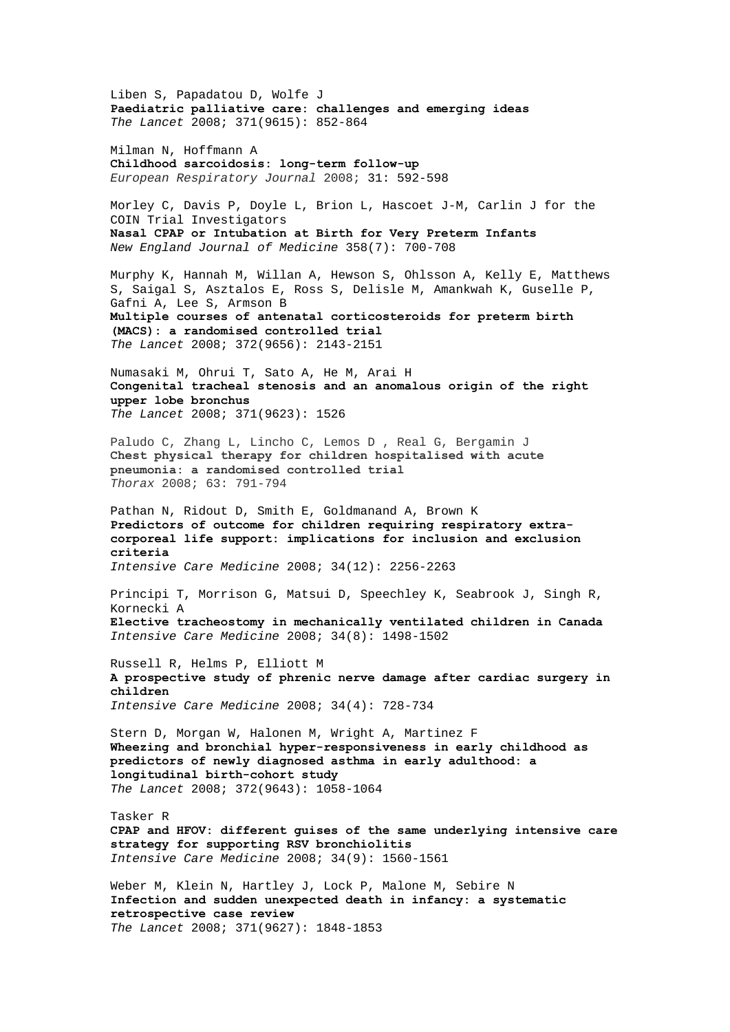Liben S, Papadatou D, Wolfe J
**Paediatric palliative care: challenges and emerging ideas**
*The Lancet* 2008; 371(9615): 852-864

Milman N, Hoffmann A
**Childhood sarcoidosis: long-term follow-up**
*European Respiratory Journal* 2008; 31: 592-598

Morley C, Davis P, Doyle L, Brion L, Hascoet J-M, Carlin J for the COIN Trial Investigators
**Nasal CPAP or Intubation at Birth for Very Preterm Infants**
*New England Journal of Medicine* 358(7): 700-708

Murphy K, Hannah M, Willan A, Hewson S, Ohlsson A, Kelly E, Matthews S, Saigal S, Asztalos E, Ross S, Delisle M, Amankwah K, Guselle P, Gafni A, Lee S, Armson B
**Multiple courses of antenatal corticosteroids for preterm birth (MACS): a randomised controlled trial**
*The Lancet* 2008; 372(9656): 2143-2151

Numasaki M, Ohrui T, Sato A, He M, Arai H
**Congenital tracheal stenosis and an anomalous origin of the right upper lobe bronchus**
*The Lancet* 2008; 371(9623): 1526

Paludo C, Zhang L, Lincho C, Lemos D , Real G, Bergamin J
**Chest physical therapy for children hospitalised with acute pneumonia: a randomised controlled trial**
*Thorax* 2008; 63: 791-794

Pathan N, Ridout D, Smith E, Goldmanand A, Brown K
**Predictors of outcome for children requiring respiratory extra-corporeal life support: implications for inclusion and exclusion criteria**
*Intensive Care Medicine* 2008; 34(12): 2256-2263

Principi T, Morrison G, Matsui D, Speechley K, Seabrook J, Singh R, Kornecki A
**Elective tracheostomy in mechanically ventilated children in Canada**
*Intensive Care Medicine* 2008; 34(8): 1498-1502

Russell R, Helms P, Elliott M
**A prospective study of phrenic nerve damage after cardiac surgery in children**
*Intensive Care Medicine* 2008; 34(4): 728-734

Stern D, Morgan W, Halonen M, Wright A, Martinez F
**Wheezing and bronchial hyper-responsiveness in early childhood as predictors of newly diagnosed asthma in early adulthood: a longitudinal birth-cohort study**
*The Lancet* 2008; 372(9643): 1058-1064

Tasker R
**CPAP and HFOV: different guises of the same underlying intensive care strategy for supporting RSV bronchiolitis**
*Intensive Care Medicine* 2008; 34(9): 1560-1561

Weber M, Klein N, Hartley J, Lock P, Malone M, Sebire N
**Infection and sudden unexpected death in infancy: a systematic retrospective case review**
*The Lancet* 2008; 371(9627): 1848-1853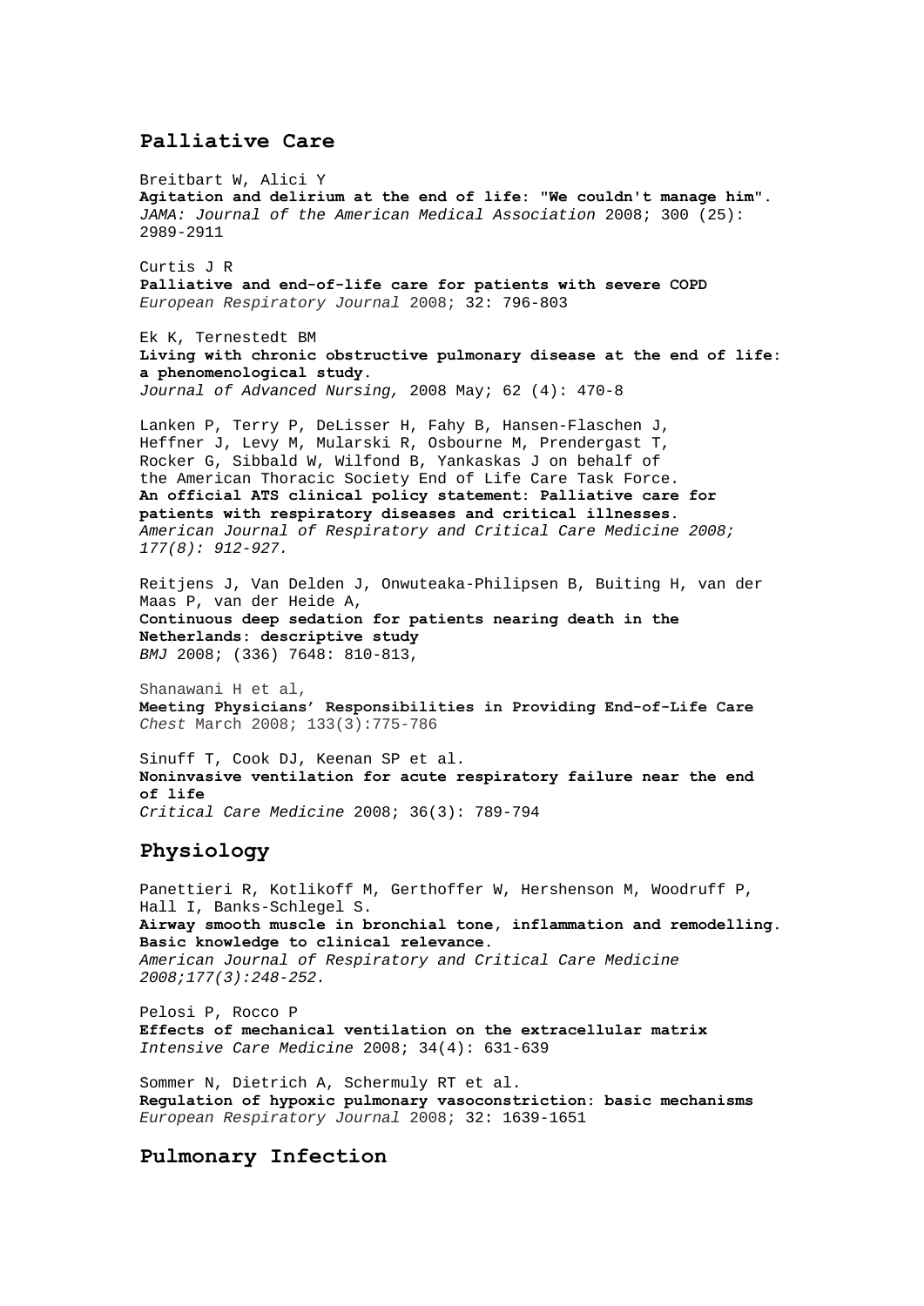## Palliative Care

Breitbart W, Alici Y
**Agitation and delirium at the end of life: "We couldn't manage him".**
*JAMA: Journal of the American Medical Association* 2008; 300 (25): 2989-2911

Curtis J R
**Palliative and end-of-life care for patients with severe COPD**
*European Respiratory Journal* 2008; 32: 796-803

Ek K, Ternestedt BM
**Living with chronic obstructive pulmonary disease at the end of life: a phenomenological study.**
*Journal of Advanced Nursing,* 2008 May; 62 (4): 470-8

Lanken P, Terry P, DeLisser H, Fahy B, Hansen-Flaschen J, Heffner J, Levy M, Mularski R, Osbourne M, Prendergast T, Rocker G, Sibbald W, Wilfond B, Yankaskas J on behalf of the American Thoracic Society End of Life Care Task Force.
**An official ATS clinical policy statement: Palliative care for patients with respiratory diseases and critical illnesses.**
*American Journal of Respiratory and Critical Care Medicine 2008; 177(8): 912-927.*

Reitjens J, Van Delden J, Onwuteaka-Philipsen B, Buiting H, van der Maas P, van der Heide A,
**Continuous deep sedation for patients nearing death in the Netherlands: descriptive study**
*BMJ* 2008; (336) 7648: 810-813,

Shanawani H et al,
**Meeting Physicians' Responsibilities in Providing End-of-Life Care**
*Chest* March 2008; 133(3):775-786

Sinuff T, Cook DJ, Keenan SP et al.
**Noninvasive ventilation for acute respiratory failure near the end of life**
*Critical Care Medicine* 2008; 36(3): 789-794

## Physiology

Panettieri R, Kotlikoff M, Gerthoffer W, Hershenson M, Woodruff P, Hall I, Banks-Schlegel S.
**Airway smooth muscle in bronchial tone, inflammation and remodelling. Basic knowledge to clinical relevance.**
*American Journal of Respiratory and Critical Care Medicine 2008;177(3):248-252.*

Pelosi P, Rocco P
**Effects of mechanical ventilation on the extracellular matrix**
*Intensive Care Medicine* 2008; 34(4): 631-639

Sommer N, Dietrich A, Schermuly RT et al.
**Regulation of hypoxic pulmonary vasoconstriction: basic mechanisms**
*European Respiratory Journal* 2008; 32: 1639-1651

## Pulmonary Infection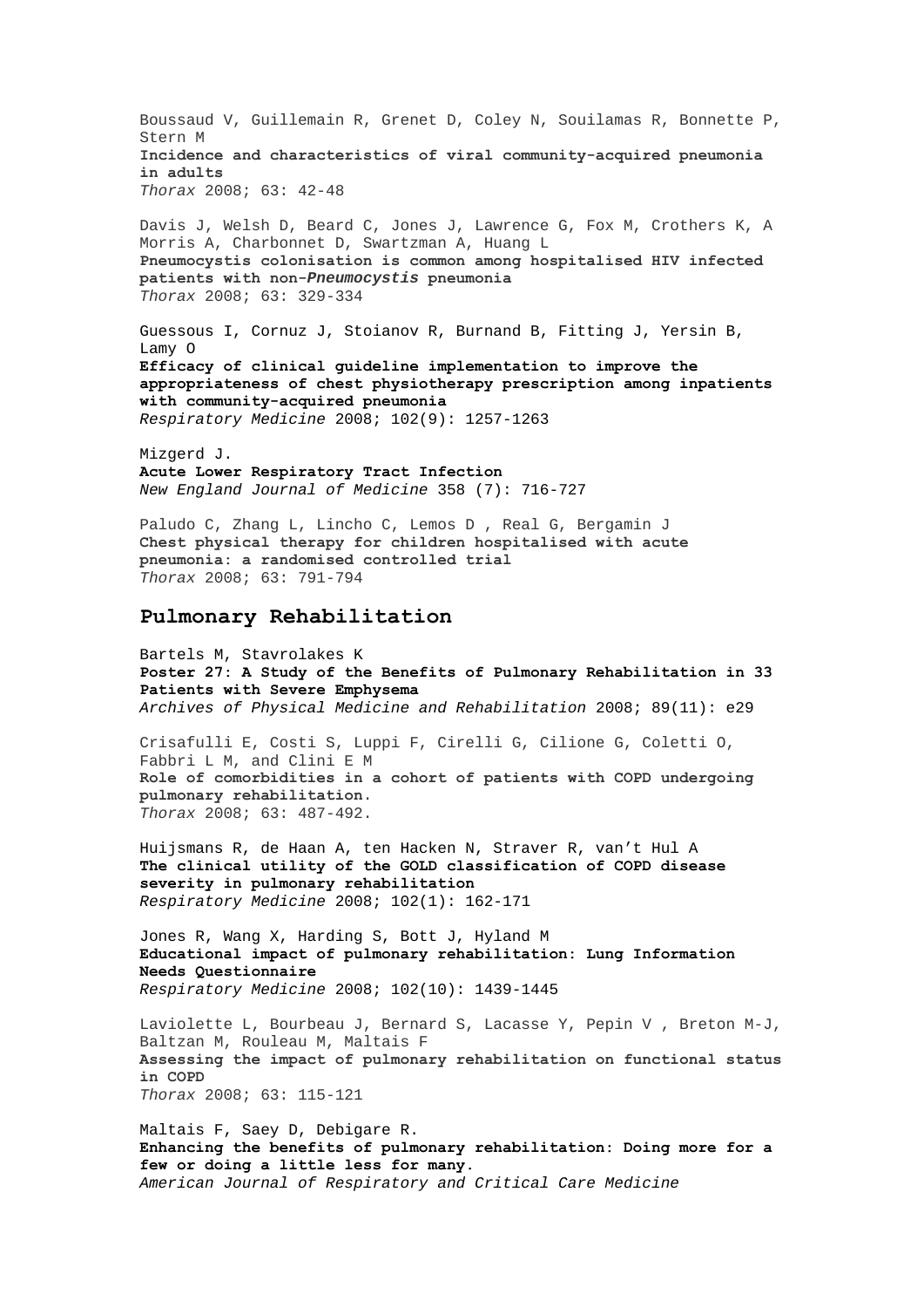Boussaud V, Guillemain R, Grenet D, Coley N, Souilamas R, Bonnette P, Stern M
**Incidence and characteristics of viral community-acquired pneumonia in adults**
*Thorax* 2008; 63: 42-48

Davis J, Welsh D, Beard C, Jones J, Lawrence G, Fox M, Crothers K, A Morris A, Charbonnet D, Swartzman A, Huang L
**Pneumocystis colonisation is common among hospitalised HIV infected patients with non-*Pneumocystis* pneumonia**
*Thorax* 2008; 63: 329-334

Guessous I, Cornuz J, Stoianov R, Burnand B, Fitting J, Yersin B, Lamy O
**Efficacy of clinical guideline implementation to improve the appropriateness of chest physiotherapy prescription among inpatients with community-acquired pneumonia**
*Respiratory Medicine* 2008; 102(9): 1257-1263

Mizgerd J.
**Acute Lower Respiratory Tract Infection**
*New England Journal of Medicine* 358 (7): 716-727

Paludo C, Zhang L, Lincho C, Lemos D , Real G, Bergamin J
**Chest physical therapy for children hospitalised with acute pneumonia: a randomised controlled trial**
*Thorax* 2008; 63: 791-794

## Pulmonary Rehabilitation

Bartels M, Stavrolakes K
**Poster 27: A Study of the Benefits of Pulmonary Rehabilitation in 33 Patients with Severe Emphysema**
*Archives of Physical Medicine and Rehabilitation* 2008; 89(11): e29

Crisafulli E, Costi S, Luppi F, Cirelli G, Cilione G, Coletti O, Fabbri L M, and Clini E M
**Role of comorbidities in a cohort of patients with COPD undergoing pulmonary rehabilitation.**
*Thorax* 2008; 63: 487-492.

Huijsmans R, de Haan A, ten Hacken N, Straver R, van't Hul A
**The clinical utility of the GOLD classification of COPD disease severity in pulmonary rehabilitation**
*Respiratory Medicine* 2008; 102(1): 162-171

Jones R, Wang X, Harding S, Bott J, Hyland M
**Educational impact of pulmonary rehabilitation: Lung Information Needs Questionnaire**
*Respiratory Medicine* 2008; 102(10): 1439-1445

Laviolette L, Bourbeau J, Bernard S, Lacasse Y, Pepin V , Breton M-J, Baltzan M, Rouleau M, Maltais F
**Assessing the impact of pulmonary rehabilitation on functional status in COPD**
*Thorax* 2008; 63: 115-121

Maltais F, Saey D, Debigare R.
**Enhancing the benefits of pulmonary rehabilitation: Doing more for a few or doing a little less for many.**
*American Journal of Respiratory and Critical Care Medicine*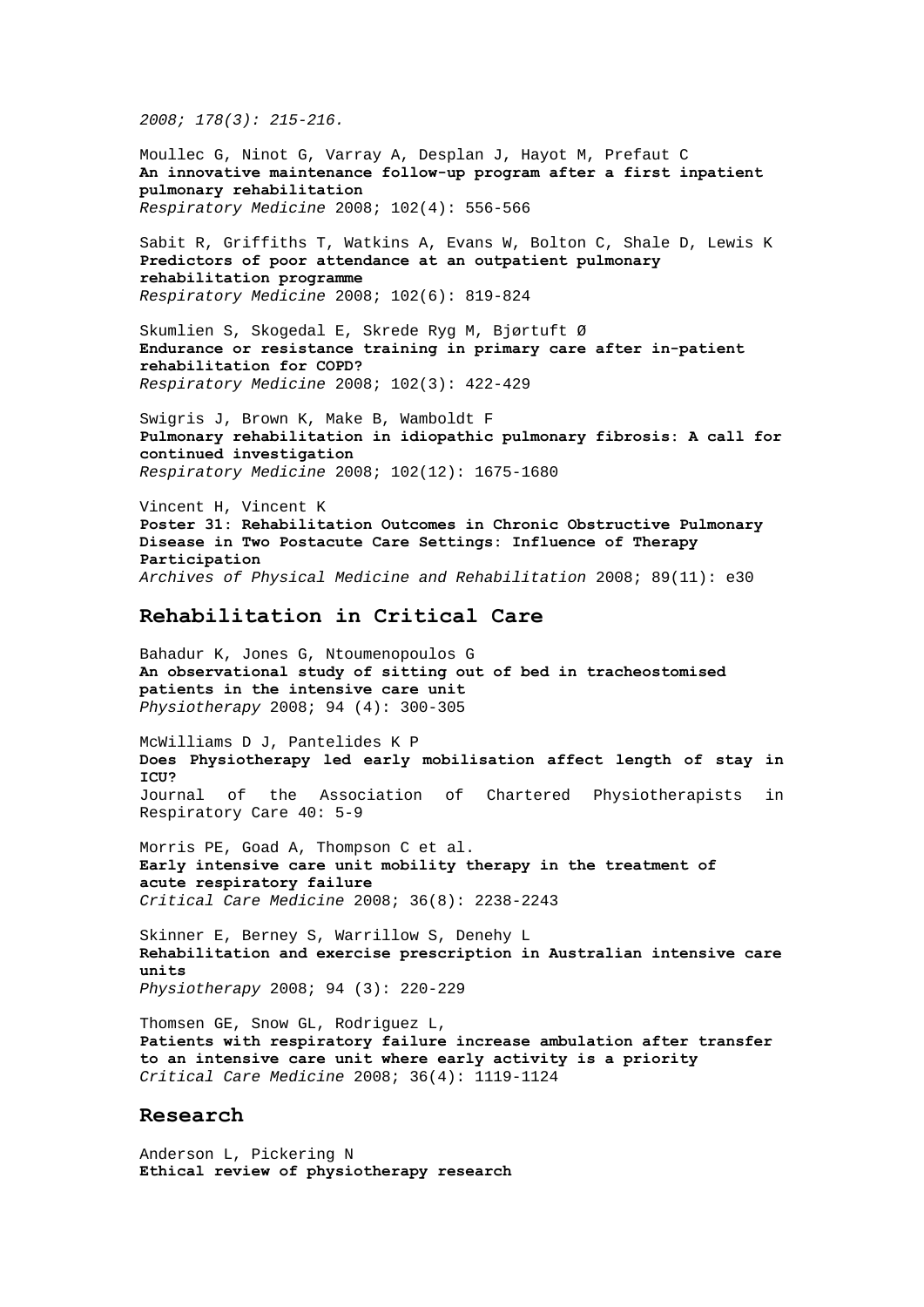*2008; 178(3): 215-216.*

Moullec G, Ninot G, Varray A, Desplan J, Hayot M, Prefaut C
**An innovative maintenance follow-up program after a first inpatient pulmonary rehabilitation**
*Respiratory Medicine* 2008; 102(4): 556-566

Sabit R, Griffiths T, Watkins A, Evans W, Bolton C, Shale D, Lewis K
**Predictors of poor attendance at an outpatient pulmonary rehabilitation programme**
*Respiratory Medicine* 2008; 102(6): 819-824

Skumlien S, Skogedal E, Skrede Ryg M, Bjørtuft Ø
**Endurance or resistance training in primary care after in-patient rehabilitation for COPD?**
*Respiratory Medicine* 2008; 102(3): 422-429

Swigris J, Brown K, Make B, Wamboldt F
**Pulmonary rehabilitation in idiopathic pulmonary fibrosis: A call for continued investigation**
*Respiratory Medicine* 2008; 102(12): 1675-1680

Vincent H, Vincent K
**Poster 31: Rehabilitation Outcomes in Chronic Obstructive Pulmonary Disease in Two Postacute Care Settings: Influence of Therapy Participation**
*Archives of Physical Medicine and Rehabilitation* 2008; 89(11): e30

## Rehabilitation in Critical Care

Bahadur K, Jones G, Ntoumenopoulos G
**An observational study of sitting out of bed in tracheostomised patients in the intensive care unit**
*Physiotherapy* 2008; 94 (4): 300-305

McWilliams D J, Pantelides K P
**Does Physiotherapy led early mobilisation affect length of stay in ICU?**
Journal of the Association of Chartered Physiotherapists in Respiratory Care 40: 5-9

Morris PE, Goad A, Thompson C et al.
**Early intensive care unit mobility therapy in the treatment of acute respiratory failure**
*Critical Care Medicine* 2008; 36(8): 2238-2243

Skinner E, Berney S, Warrillow S, Denehy L
**Rehabilitation and exercise prescription in Australian intensive care units**
*Physiotherapy* 2008; 94 (3): 220-229

Thomsen GE, Snow GL, Rodriguez L,
**Patients with respiratory failure increase ambulation after transfer to an intensive care unit where early activity is a priority**
*Critical Care Medicine* 2008; 36(4): 1119-1124

## Research

Anderson L, Pickering N
**Ethical review of physiotherapy research**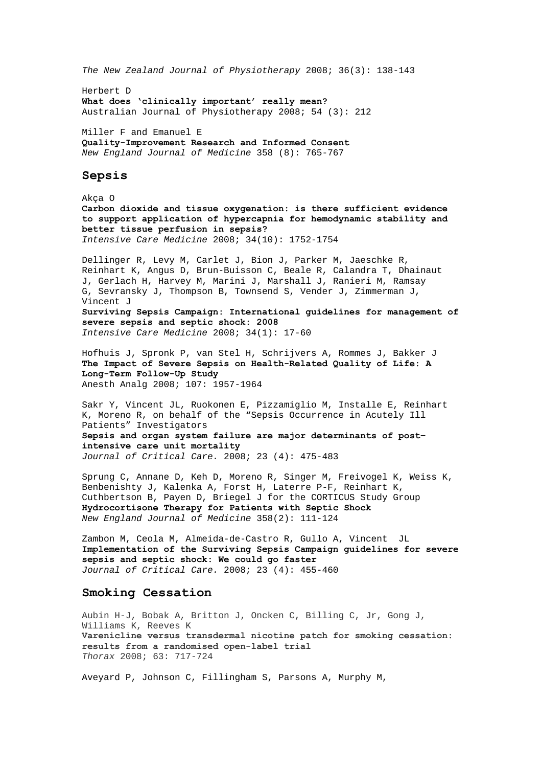*The New Zealand Journal of Physiotherapy* 2008; 36(3): 138-143

Herbert D
**What does 'clinically important' really mean?**
Australian Journal of Physiotherapy 2008; 54 (3): 212

Miller F and Emanuel E
**Quality-Improvement Research and Informed Consent**
*New England Journal of Medicine* 358 (8): 765-767

## Sepsis

Akça O
**Carbon dioxide and tissue oxygenation: is there sufficient evidence to support application of hypercapnia for hemodynamic stability and better tissue perfusion in sepsis?**
*Intensive Care Medicine* 2008; 34(10): 1752-1754

Dellinger R, Levy M, Carlet J, Bion J, Parker M, Jaeschke R, Reinhart K, Angus D, Brun-Buisson C, Beale R, Calandra T, Dhainaut J, Gerlach H, Harvey M, Marini J, Marshall J, Ranieri M, Ramsay G, Sevransky J, Thompson B, Townsend S, Vender J, Zimmerman J, Vincent J
**Surviving Sepsis Campaign: International guidelines for management of severe sepsis and septic shock: 2008**
*Intensive Care Medicine* 2008; 34(1): 17-60

Hofhuis J, Spronk P, van Stel H, Schrijvers A, Rommes J, Bakker J
**The Impact of Severe Sepsis on Health-Related Quality of Life: A Long-Term Follow-Up Study**
Anesth Analg 2008; 107: 1957-1964

Sakr Y, Vincent JL, Ruokonen E, Pizzamiglio M, Installe E, Reinhart K, Moreno R, on behalf of the "Sepsis Occurrence in Acutely Ill Patients" Investigators
**Sepsis and organ system failure are major determinants of post-intensive care unit mortality**
*Journal of Critical Care.* 2008; 23 (4): 475-483

Sprung C, Annane D, Keh D, Moreno R, Singer M, Freivogel K, Weiss K, Benbenishty J, Kalenka A, Forst H, Laterre P-F, Reinhart K, Cuthbertson B, Payen D, Briegel J for the CORTICUS Study Group
**Hydrocortisone Therapy for Patients with Septic Shock**
*New England Journal of Medicine* 358(2): 111-124

Zambon M, Ceola M, Almeida-de-Castro R, Gullo A, Vincent JL
**Implementation of the Surviving Sepsis Campaign guidelines for severe sepsis and septic shock: We could go faster**
*Journal of Critical Care.* 2008; 23 (4): 455-460

## Smoking Cessation

Aubin H-J, Bobak A, Britton J, Oncken C, Billing C, Jr, Gong J, Williams K, Reeves K
**Varenicline versus transdermal nicotine patch for smoking cessation: results from a randomised open-label trial**
*Thorax* 2008; 63: 717-724

Aveyard P, Johnson C, Fillingham S, Parsons A, Murphy M,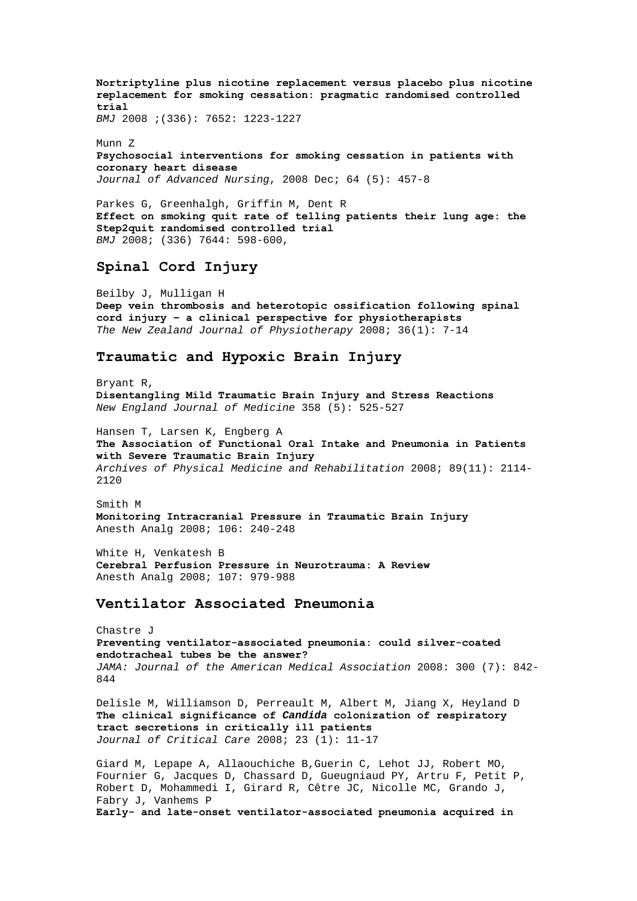**Nortriptyline plus nicotine replacement versus placebo plus nicotine replacement for smoking cessation: pragmatic randomised controlled trial**
*BMJ* 2008 ;(336): 7652: 1223-1227

Munn Z
**Psychosocial interventions for smoking cessation in patients with coronary heart disease**
*Journal of Advanced Nursing*, 2008 Dec; 64 (5): 457-8

Parkes G, Greenhalgh, Griffin M, Dent R
**Effect on smoking quit rate of telling patients their lung age: the Step2quit randomised controlled trial**
*BMJ* 2008; (336) 7644: 598-600,

## Spinal Cord Injury

Beilby J, Mulligan H
**Deep vein thrombosis and heterotopic ossification following spinal cord injury – a clinical perspective for physiotherapists**
*The New Zealand Journal of Physiotherapy* 2008; 36(1): 7-14

## Traumatic and Hypoxic Brain Injury

Bryant R,
**Disentangling Mild Traumatic Brain Injury and Stress Reactions**
*New England Journal of Medicine* 358 (5): 525-527

Hansen T, Larsen K, Engberg A
**The Association of Functional Oral Intake and Pneumonia in Patients with Severe Traumatic Brain Injury**
*Archives of Physical Medicine and Rehabilitation* 2008; 89(11): 2114-2120

Smith M
**Monitoring Intracranial Pressure in Traumatic Brain Injury**
Anesth Analg 2008; 106: 240-248

White H, Venkatesh B
**Cerebral Perfusion Pressure in Neurotrauma: A Review**
Anesth Analg 2008; 107: 979-988

## Ventilator Associated Pneumonia

Chastre J
**Preventing ventilator-associated pneumonia: could silver-coated endotracheal tubes be the answer?**
*JAMA: Journal of the American Medical Association* 2008: 300 (7): 842-844

Delisle M, Williamson D, Perreault M, Albert M, Jiang X, Heyland D
**The clinical significance of *Candida* colonization of respiratory tract secretions in critically ill patients**
*Journal of Critical Care* 2008; 23 (1): 11-17

Giard M, Lepape A, Allaouchiche B,Guerin C, Lehot JJ, Robert MO, Fournier G, Jacques D, Chassard D, Gueugniaud PY, Artru F, Petit P, Robert D, Mohammedi I, Girard R, Cêtre JC, Nicolle MC, Grando J, Fabry J, Vanhems P
**Early- and late-onset ventilator-associated pneumonia acquired in**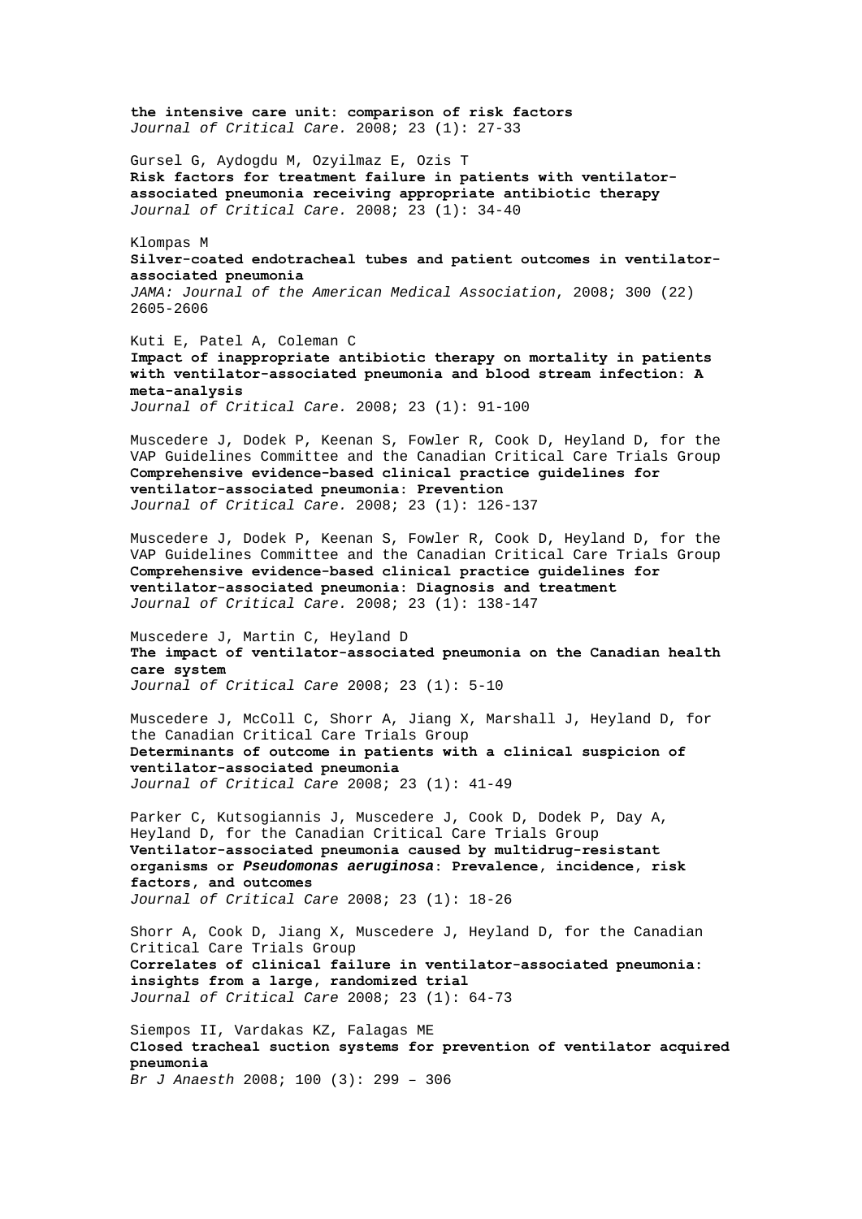**the intensive care unit: comparison of risk factors**
*Journal of Critical Care.* 2008; 23 (1): 27-33

Gursel G, Aydogdu M, Ozyilmaz E, Ozis T
**Risk factors for treatment failure in patients with ventilator-associated pneumonia receiving appropriate antibiotic therapy**
*Journal of Critical Care.* 2008; 23 (1): 34-40

Klompas M
**Silver-coated endotracheal tubes and patient outcomes in ventilator-associated pneumonia**
*JAMA: Journal of the American Medical Association*, 2008; 300 (22) 2605-2606

Kuti E, Patel A, Coleman C
**Impact of inappropriate antibiotic therapy on mortality in patients with ventilator-associated pneumonia and blood stream infection: A meta-analysis**
*Journal of Critical Care.* 2008; 23 (1): 91-100

Muscedere J, Dodek P, Keenan S, Fowler R, Cook D, Heyland D, for the VAP Guidelines Committee and the Canadian Critical Care Trials Group
**Comprehensive evidence-based clinical practice guidelines for ventilator-associated pneumonia: Prevention**
*Journal of Critical Care.* 2008; 23 (1): 126-137

Muscedere J, Dodek P, Keenan S, Fowler R, Cook D, Heyland D, for the VAP Guidelines Committee and the Canadian Critical Care Trials Group
**Comprehensive evidence-based clinical practice guidelines for ventilator-associated pneumonia: Diagnosis and treatment**
*Journal of Critical Care.* 2008; 23 (1): 138-147

Muscedere J, Martin C, Heyland D
**The impact of ventilator-associated pneumonia on the Canadian health care system**
*Journal of Critical Care* 2008; 23 (1): 5-10

Muscedere J, McColl C, Shorr A, Jiang X, Marshall J, Heyland D, for the Canadian Critical Care Trials Group
**Determinants of outcome in patients with a clinical suspicion of ventilator-associated pneumonia**
*Journal of Critical Care* 2008; 23 (1): 41-49

Parker C, Kutsogiannis J, Muscedere J, Cook D, Dodek P, Day A, Heyland D, for the Canadian Critical Care Trials Group
**Ventilator-associated pneumonia caused by multidrug-resistant organisms or *Pseudomonas aeruginosa*: Prevalence, incidence, risk factors, and outcomes**
*Journal of Critical Care* 2008; 23 (1): 18-26

Shorr A, Cook D, Jiang X, Muscedere J, Heyland D, for the Canadian Critical Care Trials Group
**Correlates of clinical failure in ventilator-associated pneumonia: insights from a large, randomized trial**
*Journal of Critical Care* 2008; 23 (1): 64-73

Siempos II, Vardakas KZ, Falagas ME
**Closed tracheal suction systems for prevention of ventilator acquired pneumonia**
*Br J Anaesth* 2008; 100 (3): 299 – 306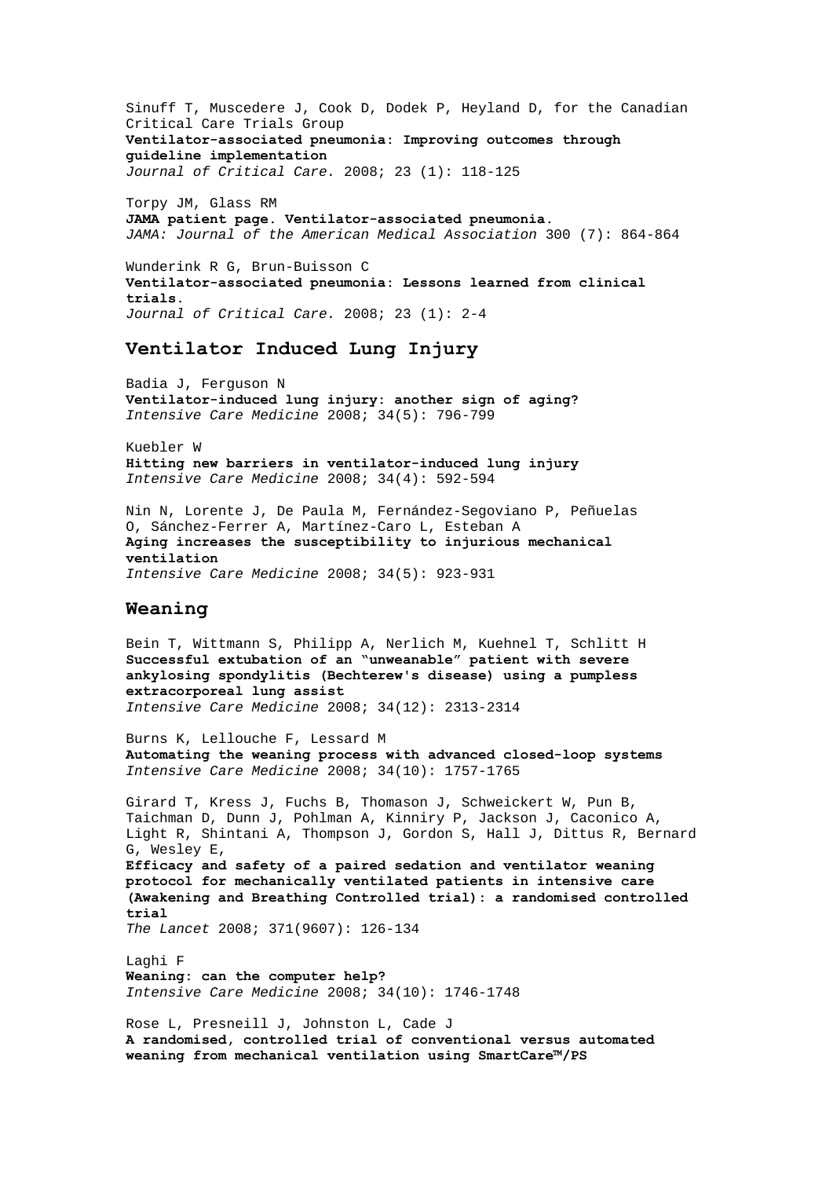Sinuff T, Muscedere J, Cook D, Dodek P, Heyland D, for the Canadian Critical Care Trials Group
**Ventilator-associated pneumonia: Improving outcomes through guideline implementation**
*Journal of Critical Care.* 2008; 23 (1): 118-125

Torpy JM, Glass RM
**JAMA patient page. Ventilator-associated pneumonia.**
*JAMA: Journal of the American Medical Association* 300 (7): 864-864

Wunderink R G, Brun-Buisson C
**Ventilator-associated pneumonia: Lessons learned from clinical trials.**
*Journal of Critical Care.* 2008; 23 (1): 2-4

## Ventilator Induced Lung Injury

Badia J, Ferguson N
**Ventilator-induced lung injury: another sign of aging?**
*Intensive Care Medicine* 2008; 34(5): 796-799

Kuebler W
**Hitting new barriers in ventilator-induced lung injury**
*Intensive Care Medicine* 2008; 34(4): 592-594

Nin N, Lorente J, De Paula M, Fernández-Segoviano P, Peñuelas O, Sánchez-Ferrer A, Martínez-Caro L, Esteban A
**Aging increases the susceptibility to injurious mechanical ventilation**
*Intensive Care Medicine* 2008; 34(5): 923-931

## Weaning

Bein T, Wittmann S, Philipp A, Nerlich M, Kuehnel T, Schlitt H
**Successful extubation of an "unweanable" patient with severe ankylosing spondylitis (Bechterew's disease) using a pumpless extracorporeal lung assist**
*Intensive Care Medicine* 2008; 34(12): 2313-2314

Burns K, Lellouche F, Lessard M
**Automating the weaning process with advanced closed-loop systems**
*Intensive Care Medicine* 2008; 34(10): 1757-1765

Girard T, Kress J, Fuchs B, Thomason J, Schweickert W, Pun B, Taichman D, Dunn J, Pohlman A, Kinniry P, Jackson J, Caconico A, Light R, Shintani A, Thompson J, Gordon S, Hall J, Dittus R, Bernard G, Wesley E,
**Efficacy and safety of a paired sedation and ventilator weaning protocol for mechanically ventilated patients in intensive care (Awakening and Breathing Controlled trial): a randomised controlled trial**
*The Lancet* 2008; 371(9607): 126-134

Laghi F
**Weaning: can the computer help?**
*Intensive Care Medicine* 2008; 34(10): 1746-1748

Rose L, Presneill J, Johnston L, Cade J
**A randomised, controlled trial of conventional versus automated weaning from mechanical ventilation using SmartCare™/PS**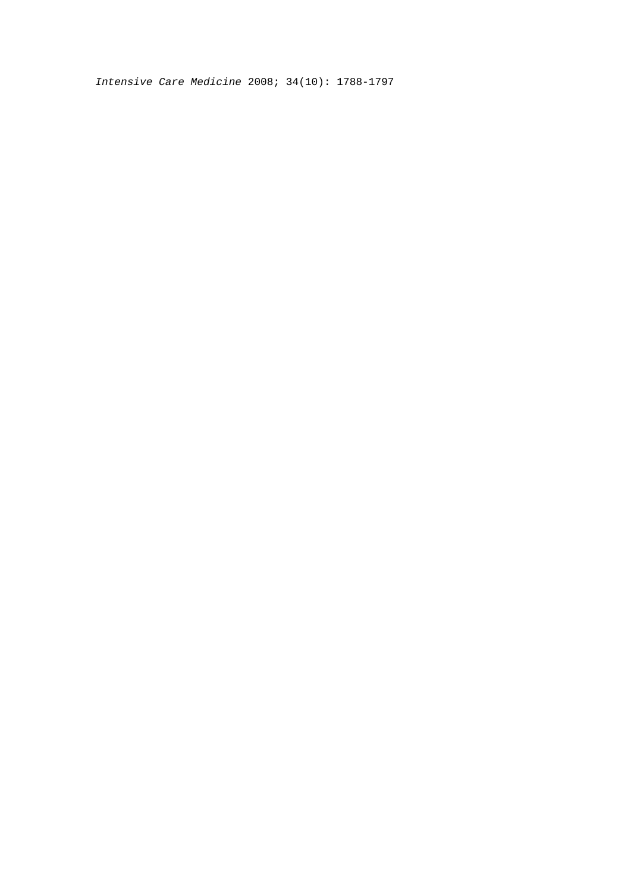*Intensive Care Medicine* 2008; 34(10): 1788-1797